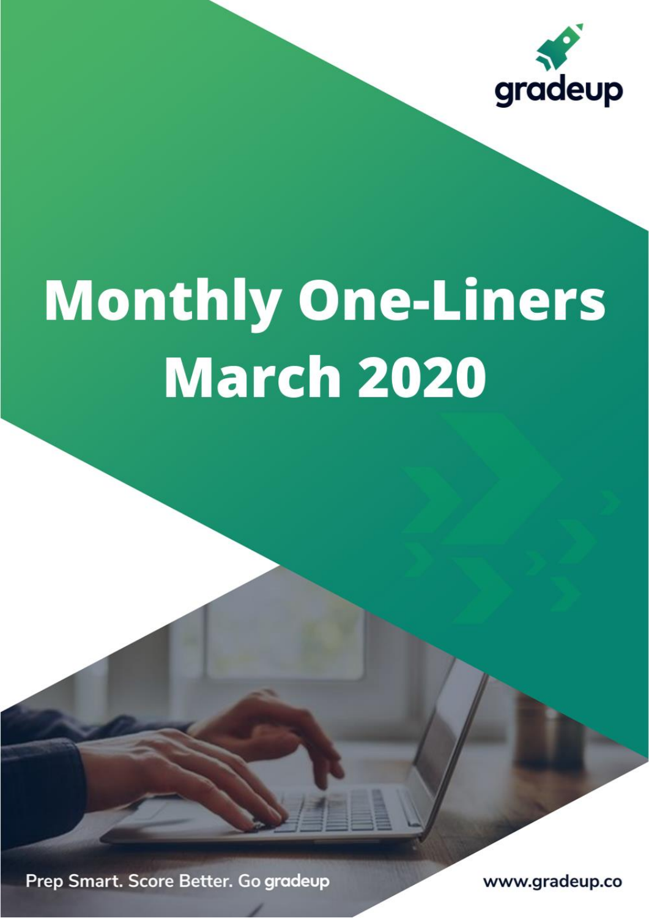gradeup

# Monthly One-Liners March 2020

Prep Smart. Score Better. Go gradeup

www.gradeup.co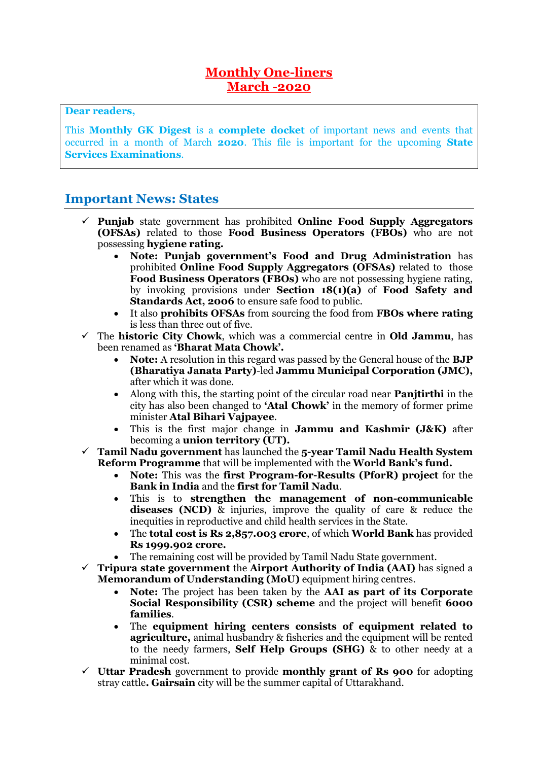# Monthly One-liners
# March -2020

**Dear readers,**

This **Monthly GK Digest** is a **complete docket** of important news and events that occurred in a month of March **2020**. This file is important for the upcoming **State Services Examinations**.

## Important News: States

- ✓ **Punjab** state government has prohibited **Online Food Supply Aggregators (OFSAs)** related to those **Food Business Operators (FBOs)** who are not possessing **hygiene rating.**
  - **Note: Punjab government's Food and Drug Administration** has prohibited **Online Food Supply Aggregators (OFSAs)** related to those **Food Business Operators (FBOs)** who are not possessing hygiene rating, by invoking provisions under **Section 18(1)(a)** of **Food Safety and Standards Act, 2006** to ensure safe food to public.
  - It also **prohibits OFSAs** from sourcing the food from **FBOs where rating** is less than three out of five.
- ✓ The **historic City Chowk**, which was a commercial centre in **Old Jammu**, has been renamed as **'Bharat Mata Chowk'.**
  - **Note:** A resolution in this regard was passed by the General house of the **BJP (Bharatiya Janata Party)**-led **Jammu Municipal Corporation (JMC),** after which it was done.
  - Along with this, the starting point of the circular road near **Panjtirthi** in the city has also been changed to **'Atal Chowk'** in the memory of former prime minister **Atal Bihari Vajpayee**.
  - This is the first major change in **Jammu and Kashmir (J&K)** after becoming a **union territory (UT).**
- ✓ **Tamil Nadu government** has launched the **5-year Tamil Nadu Health System Reform Programme** that will be implemented with the **World Bank's fund.**
  - **Note:** This was the **first Program-for-Results (PforR) project** for the **Bank in India** and the **first for Tamil Nadu**.
  - This is to **strengthen the management of non-communicable diseases (NCD)** & injuries, improve the quality of care & reduce the inequities in reproductive and child health services in the State.
  - The **total cost is Rs 2,857.003 crore**, of which **World Bank** has provided **Rs 1999.902 crore.**
  - The remaining cost will be provided by Tamil Nadu State government.
- ✓ **Tripura state government** the **Airport Authority of India (AAI)** has signed a **Memorandum of Understanding (MoU)** equipment hiring centres.
  - **Note:** The project has been taken by the **AAI as part of its Corporate Social Responsibility (CSR) scheme** and the project will benefit **6000 families**.
  - The **equipment hiring centers consists of equipment related to agriculture,** animal husbandry & fisheries and the equipment will be rented to the needy farmers, **Self Help Groups (SHG)** & to other needy at a minimal cost.
- ✓ **Uttar Pradesh** government to provide **monthly grant of Rs 900** for adopting stray cattle**. Gairsain** city will be the summer capital of Uttarakhand.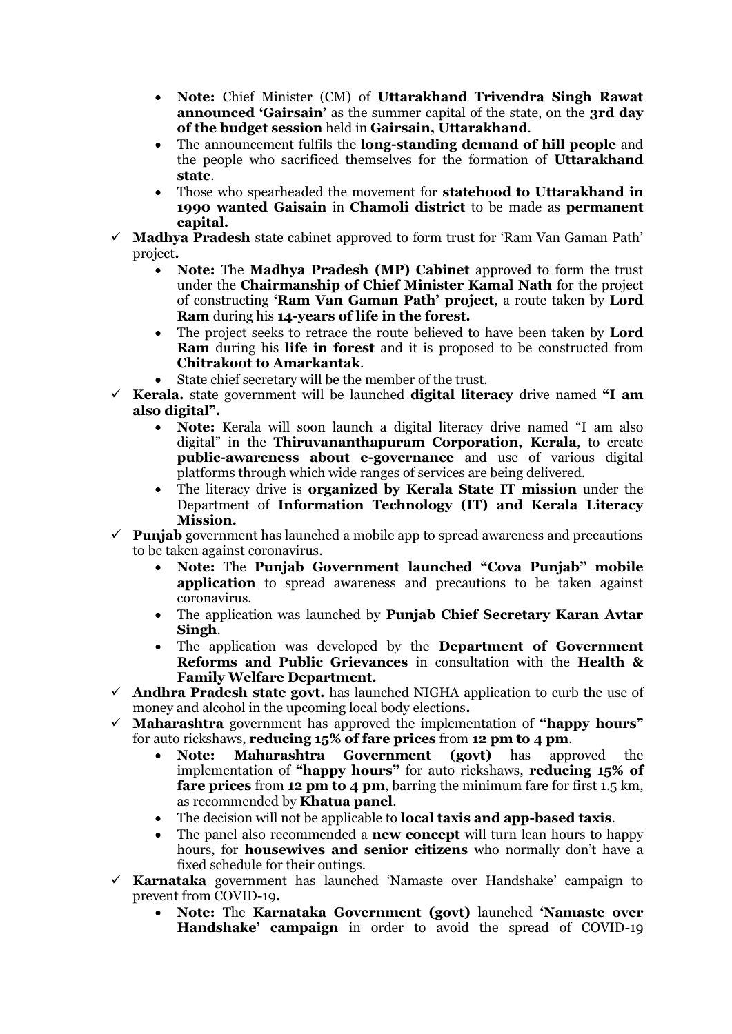- **Note:** Chief Minister (CM) of **Uttarakhand Trivendra Singh Rawat announced 'Gairsain'** as the summer capital of the state, on the **3rd day of the budget session** held in **Gairsain, Uttarakhand**.
- The announcement fulfils the **long-standing demand of hill people** and the people who sacrificed themselves for the formation of **Uttarakhand state**.
- Those who spearheaded the movement for **statehood to Uttarakhand in 1990 wanted Gaisain** in **Chamoli district** to be made as **permanent capital.**

✓ **Madhya Pradesh** state cabinet approved to form trust for 'Ram Van Gaman Path' project**.**

- **Note:** The **Madhya Pradesh (MP) Cabinet** approved to form the trust under the **Chairmanship of Chief Minister Kamal Nath** for the project of constructing **'Ram Van Gaman Path' project**, a route taken by **Lord Ram** during his **14-years of life in the forest.**
- The project seeks to retrace the route believed to have been taken by **Lord Ram** during his **life in forest** and it is proposed to be constructed from **Chitrakoot to Amarkantak**.
- State chief secretary will be the member of the trust.

✓ **Kerala.** state government will be launched **digital literacy** drive named **"I am also digital".**

- **Note:** Kerala will soon launch a digital literacy drive named "I am also digital" in the **Thiruvananthapuram Corporation, Kerala**, to create **public-awareness about e-governance** and use of various digital platforms through which wide ranges of services are being delivered.
- The literacy drive is **organized by Kerala State IT mission** under the Department of **Information Technology (IT) and Kerala Literacy Mission.**

✓ **Punjab** government has launched a mobile app to spread awareness and precautions to be taken against coronavirus.

- **Note:** The **Punjab Government launched "Cova Punjab" mobile application** to spread awareness and precautions to be taken against coronavirus.
- The application was launched by **Punjab Chief Secretary Karan Avtar Singh**.
- The application was developed by the **Department of Government Reforms and Public Grievances** in consultation with the **Health & Family Welfare Department.**

✓ **Andhra Pradesh state govt.** has launched NIGHA application to curb the use of money and alcohol in the upcoming local body elections**.**

✓ **Maharashtra** government has approved the implementation of **"happy hours"** for auto rickshaws, **reducing 15% of fare prices** from **12 pm to 4 pm**.

- **Note: Maharashtra Government (govt)** has approved the implementation of **"happy hours"** for auto rickshaws, **reducing 15% of fare prices** from **12 pm to 4 pm**, barring the minimum fare for first 1.5 km, as recommended by **Khatua panel**.
- The decision will not be applicable to **local taxis and app-based taxis**.
- The panel also recommended a **new concept** will turn lean hours to happy hours, for **housewives and senior citizens** who normally don't have a fixed schedule for their outings.

✓ **Karnataka** government has launched 'Namaste over Handshake' campaign to prevent from COVID-19**.**

- **Note:** The **Karnataka Government (govt)** launched **'Namaste over Handshake' campaign** in order to avoid the spread of COVID-19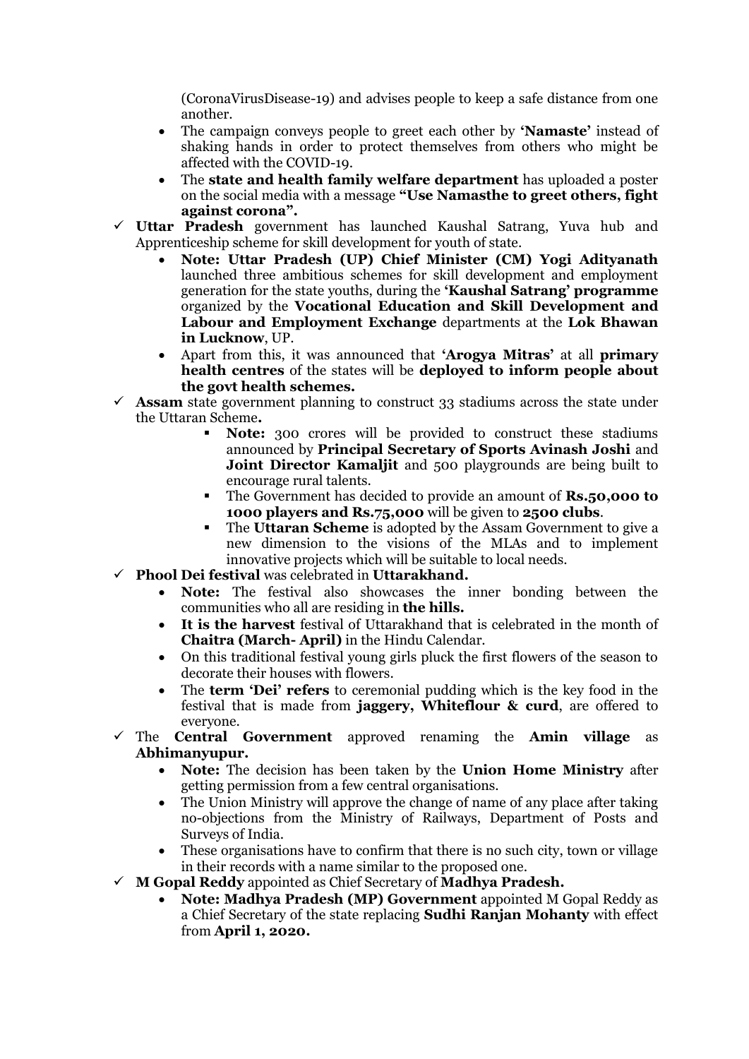(CoronaVirusDisease-19) and advises people to keep a safe distance from one another.

- The campaign conveys people to greet each other by **'Namaste'** instead of shaking hands in order to protect themselves from others who might be affected with the COVID-19.
- The **state and health family welfare department** has uploaded a poster on the social media with a message **"Use Namasthe to greet others, fight against corona".**

✓ **Uttar Pradesh** government has launched Kaushal Satrang, Yuva hub and Apprenticeship scheme for skill development for youth of state.

- **Note: Uttar Pradesh (UP) Chief Minister (CM) Yogi Adityanath** launched three ambitious schemes for skill development and employment generation for the state youths, during the **'Kaushal Satrang' programme** organized by the **Vocational Education and Skill Development and Labour and Employment Exchange** departments at the **Lok Bhawan in Lucknow**, UP.
- Apart from this, it was announced that **'Arogya Mitras'** at all **primary health centres** of the states will be **deployed to inform people about the govt health schemes.**

✓ **Assam** state government planning to construct 33 stadiums across the state under the Uttaran Scheme**.**

- **Note:** 300 crores will be provided to construct these stadiums announced by **Principal Secretary of Sports Avinash Joshi** and **Joint Director Kamaljit** and 500 playgrounds are being built to encourage rural talents.
- The Government has decided to provide an amount of **Rs.50,000 to 1000 players and Rs.75,000** will be given to **2500 clubs**.
- The **Uttaran Scheme** is adopted by the Assam Government to give a new dimension to the visions of the MLAs and to implement innovative projects which will be suitable to local needs.

✓ **Phool Dei festival** was celebrated in **Uttarakhand.**

- **Note:** The festival also showcases the inner bonding between the communities who all are residing in **the hills.**
- **It is the harvest** festival of Uttarakhand that is celebrated in the month of **Chaitra (March- April)** in the Hindu Calendar.
- On this traditional festival young girls pluck the first flowers of the season to decorate their houses with flowers.
- The **term 'Dei' refers** to ceremonial pudding which is the key food in the festival that is made from **jaggery, Whiteflour & curd**, are offered to everyone.

✓ The **Central Government** approved renaming the **Amin village** as **Abhimanyupur.**

- **Note:** The decision has been taken by the **Union Home Ministry** after getting permission from a few central organisations.
- The Union Ministry will approve the change of name of any place after taking no-objections from the Ministry of Railways, Department of Posts and Surveys of India.
- These organisations have to confirm that there is no such city, town or village in their records with a name similar to the proposed one.

✓ **M Gopal Reddy** appointed as Chief Secretary of **Madhya Pradesh.**

- **Note: Madhya Pradesh (MP) Government** appointed M Gopal Reddy as a Chief Secretary of the state replacing **Sudhi Ranjan Mohanty** with effect from **April 1, 2020.**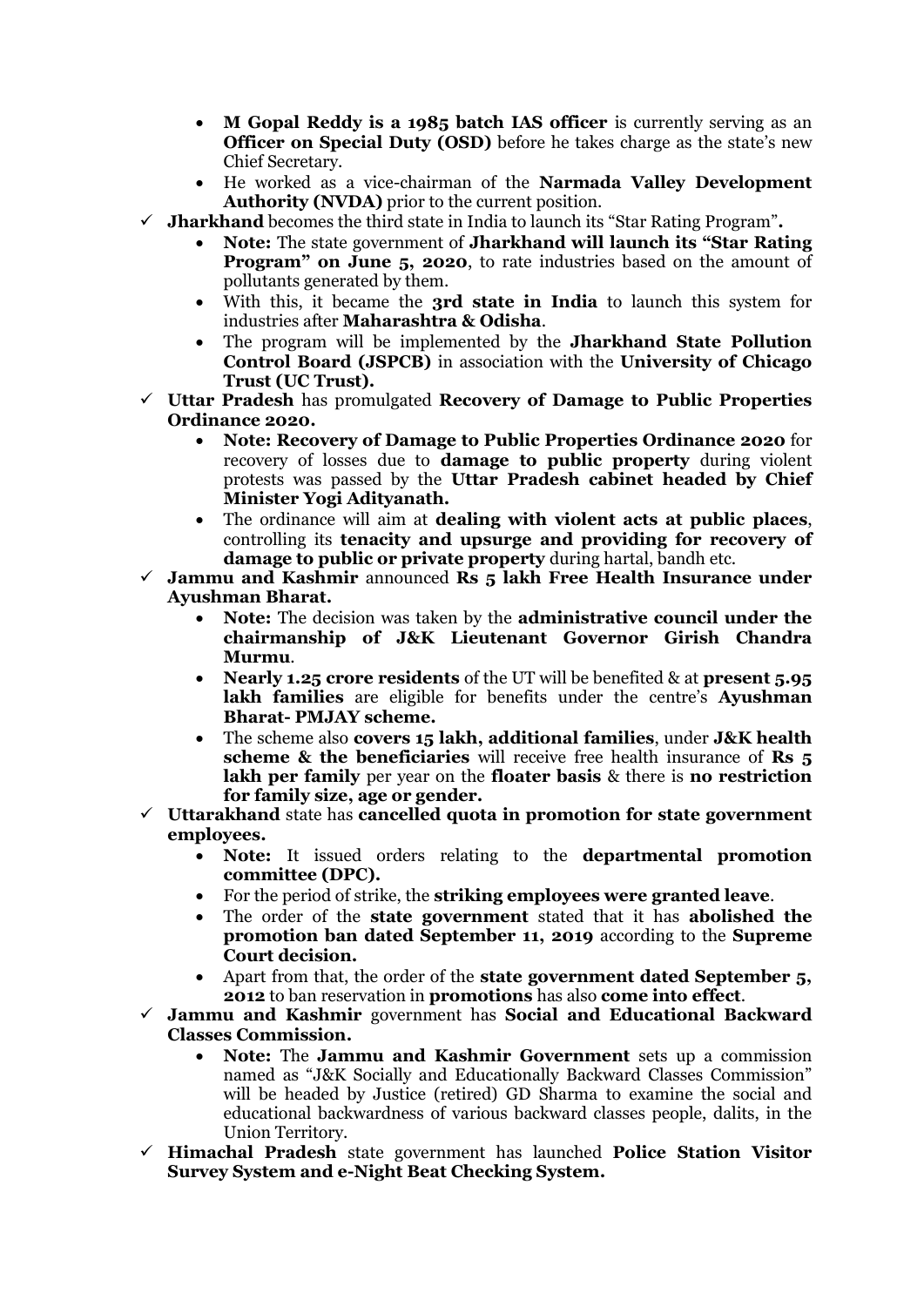- **M Gopal Reddy is a 1985 batch IAS officer** is currently serving as an **Officer on Special Duty (OSD)** before he takes charge as the state's new Chief Secretary.
- He worked as a vice-chairman of the **Narmada Valley Development Authority (NVDA)** prior to the current position.

✓ **Jharkhand** becomes the third state in India to launch its "Star Rating Program"**.**

- **Note:** The state government of **Jharkhand will launch its "Star Rating Program" on June 5, 2020**, to rate industries based on the amount of pollutants generated by them.
- With this, it became the **3rd state in India** to launch this system for industries after **Maharashtra & Odisha**.
- The program will be implemented by the **Jharkhand State Pollution Control Board (JSPCB)** in association with the **University of Chicago Trust (UC Trust).**

✓ **Uttar Pradesh** has promulgated **Recovery of Damage to Public Properties Ordinance 2020.**

- **Note: Recovery of Damage to Public Properties Ordinance 2020** for recovery of losses due to **damage to public property** during violent protests was passed by the **Uttar Pradesh cabinet headed by Chief Minister Yogi Adityanath.**
- The ordinance will aim at **dealing with violent acts at public places**, controlling its **tenacity and upsurge and providing for recovery of damage to public or private property** during hartal, bandh etc.

✓ **Jammu and Kashmir** announced **Rs 5 lakh Free Health Insurance under Ayushman Bharat.**

- **Note:** The decision was taken by the **administrative council under the chairmanship of J&K Lieutenant Governor Girish Chandra Murmu**.
- **Nearly 1.25 crore residents** of the UT will be benefited & at **present 5.95 lakh families** are eligible for benefits under the centre's **Ayushman Bharat- PMJAY scheme.**
- The scheme also **covers 15 lakh, additional families**, under **J&K health scheme & the beneficiaries** will receive free health insurance of **Rs 5 lakh per family** per year on the **floater basis** & there is **no restriction for family size, age or gender.**

✓ **Uttarakhand** state has **cancelled quota in promotion for state government employees.**

- **Note:** It issued orders relating to the **departmental promotion committee (DPC).**
- For the period of strike, the **striking employees were granted leave**.
- The order of the **state government** stated that it has **abolished the promotion ban dated September 11, 2019** according to the **Supreme Court decision.**
- Apart from that, the order of the **state government dated September 5, 2012** to ban reservation in **promotions** has also **come into effect**.

✓ **Jammu and Kashmir** government has **Social and Educational Backward Classes Commission.**

- **Note:** The **Jammu and Kashmir Government** sets up a commission named as "J&K Socially and Educationally Backward Classes Commission" will be headed by Justice (retired) GD Sharma to examine the social and educational backwardness of various backward classes people, dalits, in the Union Territory.

✓ **Himachal Pradesh** state government has launched **Police Station Visitor Survey System and e-Night Beat Checking System.**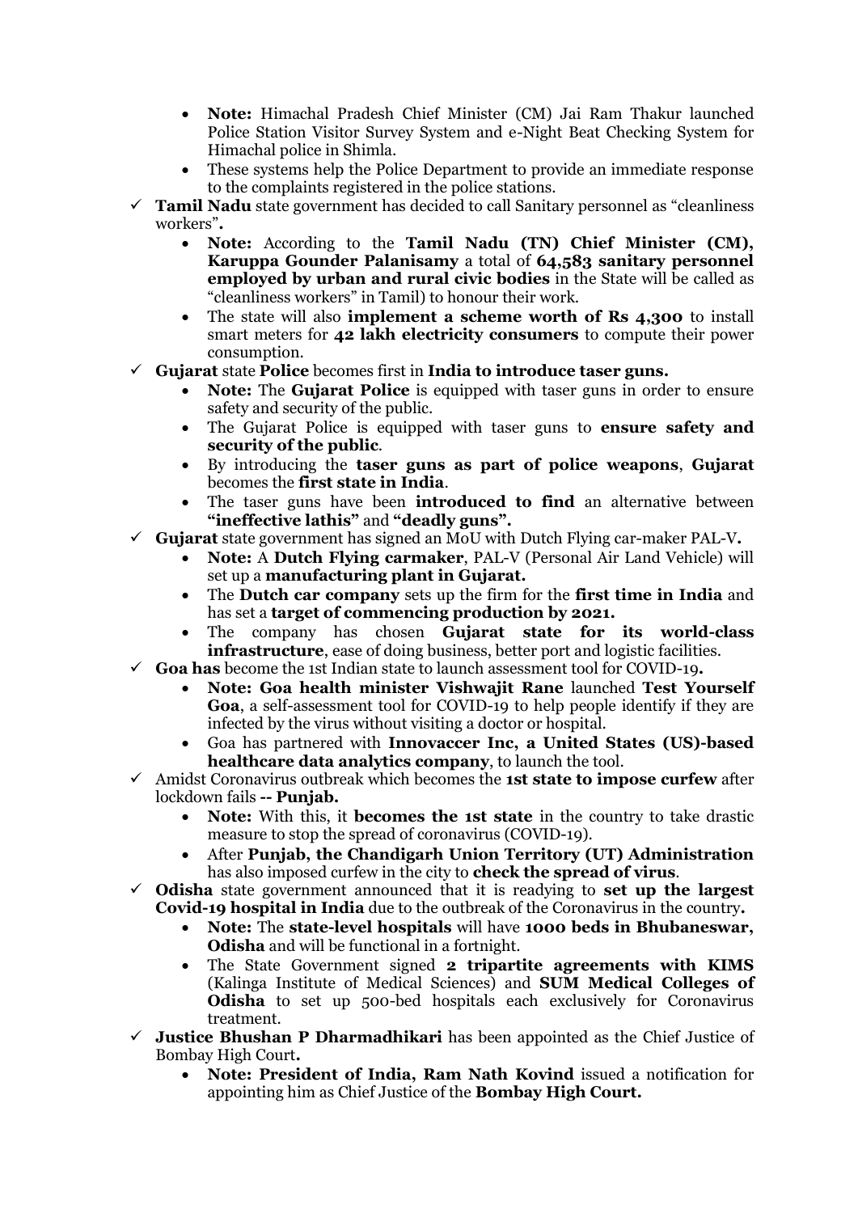- **Note:** Himachal Pradesh Chief Minister (CM) Jai Ram Thakur launched Police Station Visitor Survey System and e-Night Beat Checking System for Himachal police in Shimla.
- These systems help the Police Department to provide an immediate response to the complaints registered in the police stations.

✓ **Tamil Nadu** state government has decided to call Sanitary personnel as "cleanliness workers"**.**

- **Note:** According to the **Tamil Nadu (TN) Chief Minister (CM), Karuppa Gounder Palanisamy** a total of **64,583 sanitary personnel employed by urban and rural civic bodies** in the State will be called as "cleanliness workers" in Tamil) to honour their work.
- The state will also **implement a scheme worth of Rs 4,300** to install smart meters for **42 lakh electricity consumers** to compute their power consumption.

✓ **Gujarat** state **Police** becomes first in **India to introduce taser guns.**

- **Note:** The **Gujarat Police** is equipped with taser guns in order to ensure safety and security of the public.
- The Gujarat Police is equipped with taser guns to **ensure safety and security of the public**.
- By introducing the **taser guns as part of police weapons**, **Gujarat** becomes the **first state in India**.
- The taser guns have been **introduced to find** an alternative between **"ineffective lathis"** and **"deadly guns".**

✓ **Gujarat** state government has signed an MoU with Dutch Flying car-maker PAL-V**.**

- **Note:** A **Dutch Flying carmaker**, PAL-V (Personal Air Land Vehicle) will set up a **manufacturing plant in Gujarat.**
- The **Dutch car company** sets up the firm for the **first time in India** and has set a **target of commencing production by 2021.**
- The company has chosen **Gujarat state for its world-class infrastructure**, ease of doing business, better port and logistic facilities.

✓ **Goa has** become the 1st Indian state to launch assessment tool for COVID-19**.**

- **Note: Goa health minister Vishwajit Rane** launched **Test Yourself Goa**, a self-assessment tool for COVID-19 to help people identify if they are infected by the virus without visiting a doctor or hospital.
- Goa has partnered with **Innovaccer Inc, a United States (US)-based healthcare data analytics company**, to launch the tool.

✓ Amidst Coronavirus outbreak which becomes the **1st state to impose curfew** after lockdown fails **-- Punjab.**

- **Note:** With this, it **becomes the 1st state** in the country to take drastic measure to stop the spread of coronavirus (COVID-19).
- After **Punjab, the Chandigarh Union Territory (UT) Administration** has also imposed curfew in the city to **check the spread of virus**.

✓ **Odisha** state government announced that it is readying to **set up the largest Covid-19 hospital in India** due to the outbreak of the Coronavirus in the country**.**

- **Note:** The **state-level hospitals** will have **1000 beds in Bhubaneswar, Odisha** and will be functional in a fortnight.
- The State Government signed **2 tripartite agreements with KIMS** (Kalinga Institute of Medical Sciences) and **SUM Medical Colleges of Odisha** to set up 500-bed hospitals each exclusively for Coronavirus treatment.

✓ **Justice Bhushan P Dharmadhikari** has been appointed as the Chief Justice of Bombay High Court**.**

- **Note: President of India, Ram Nath Kovind** issued a notification for appointing him as Chief Justice of the **Bombay High Court.**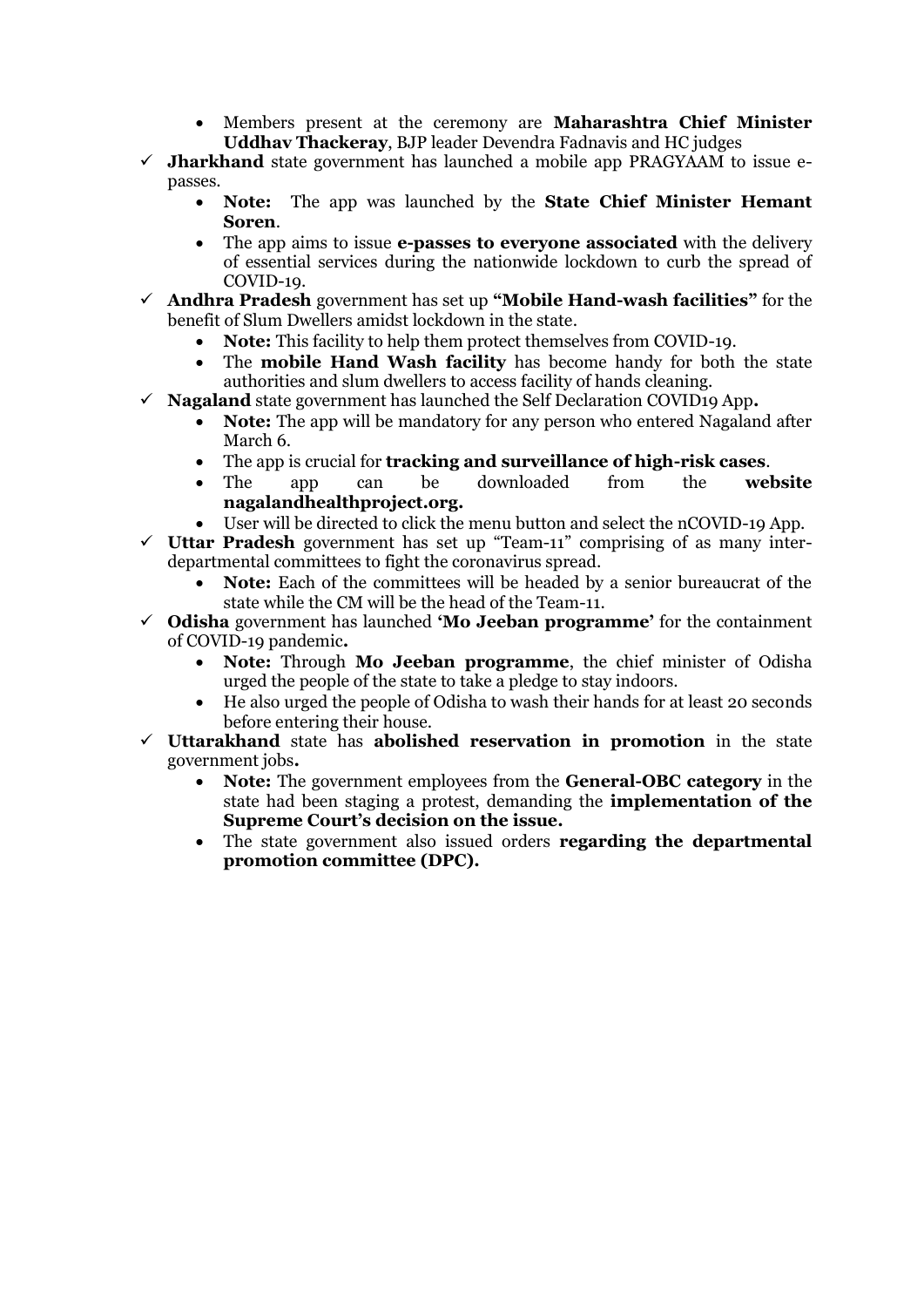- Members present at the ceremony are **Maharashtra Chief Minister Uddhav Thackeray**, BJP leader Devendra Fadnavis and HC judges

✓ **Jharkhand** state government has launched a mobile app PRAGYAAM to issue e-passes.
  - **Note:** The app was launched by the **State Chief Minister Hemant Soren**.
  - The app aims to issue **e-passes to everyone associated** with the delivery of essential services during the nationwide lockdown to curb the spread of COVID-19.

✓ **Andhra Pradesh** government has set up **"Mobile Hand-wash facilities"** for the benefit of Slum Dwellers amidst lockdown in the state.
  - **Note:** This facility to help them protect themselves from COVID-19.
  - The **mobile Hand Wash facility** has become handy for both the state authorities and slum dwellers to access facility of hands cleaning.

✓ **Nagaland** state government has launched the Self Declaration COVID19 App**.**
  - **Note:** The app will be mandatory for any person who entered Nagaland after March 6.
  - The app is crucial for **tracking and surveillance of high-risk cases**.
  - The app can be downloaded from the **website nagalandhealthproject.org.**
  - User will be directed to click the menu button and select the nCOVID-19 App.

✓ **Uttar Pradesh** government has set up "Team-11" comprising of as many inter-departmental committees to fight the coronavirus spread.
  - **Note:** Each of the committees will be headed by a senior bureaucrat of the state while the CM will be the head of the Team-11.

✓ **Odisha** government has launched **'Mo Jeeban programme'** for the containment of COVID-19 pandemic**.**
  - **Note:** Through **Mo Jeeban programme**, the chief minister of Odisha urged the people of the state to take a pledge to stay indoors.
  - He also urged the people of Odisha to wash their hands for at least 20 seconds before entering their house.

✓ **Uttarakhand** state has **abolished reservation in promotion** in the state government jobs**.**
  - **Note:** The government employees from the **General-OBC category** in the state had been staging a protest, demanding the **implementation of the Supreme Court's decision on the issue.**
  - The state government also issued orders **regarding the departmental promotion committee (DPC).**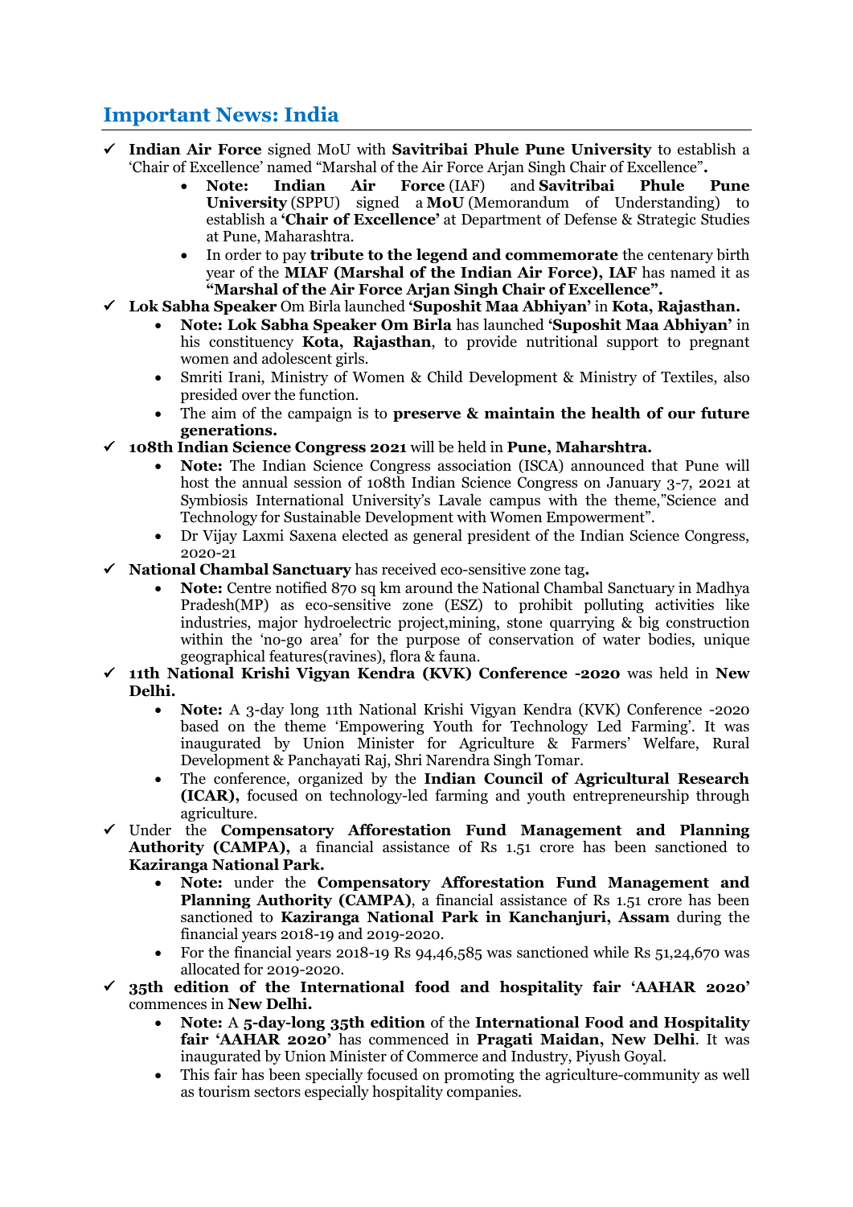## Important News: India

- ✓ **Indian Air Force** signed MoU with **Savitribai Phule Pune University** to establish a 'Chair of Excellence' named "Marshal of the Air Force Arjan Singh Chair of Excellence"**.**
  - **Note: Indian Air Force** (IAF) and **Savitribai Phule Pune University** (SPPU) signed a **MoU** (Memorandum of Understanding) to establish a **'Chair of Excellence'** at Department of Defense & Strategic Studies at Pune, Maharashtra.
  - In order to pay **tribute to the legend and commemorate** the centenary birth year of the **MIAF (Marshal of the Indian Air Force), IAF** has named it as **"Marshal of the Air Force Arjan Singh Chair of Excellence".**
- ✓ **Lok Sabha Speaker** Om Birla launched **'Suposhit Maa Abhiyan'** in **Kota, Rajasthan.**
  - **Note: Lok Sabha Speaker Om Birla** has launched **'Suposhit Maa Abhiyan'** in his constituency **Kota, Rajasthan**, to provide nutritional support to pregnant women and adolescent girls.
  - Smriti Irani, Ministry of Women & Child Development & Ministry of Textiles, also presided over the function.
  - The aim of the campaign is to **preserve & maintain the health of our future generations.**
- ✓ **108th Indian Science Congress 2021** will be held in **Pune, Maharshtra.**
  - **Note:** The Indian Science Congress association (ISCA) announced that Pune will host the annual session of 108th Indian Science Congress on January 3-7, 2021 at Symbiosis International University's Lavale campus with the theme,"Science and Technology for Sustainable Development with Women Empowerment".
  - Dr Vijay Laxmi Saxena elected as general president of the Indian Science Congress, 2020-21
- ✓ **National Chambal Sanctuary** has received eco-sensitive zone tag**.**
  - **Note:** Centre notified 870 sq km around the National Chambal Sanctuary in Madhya Pradesh(MP) as eco-sensitive zone (ESZ) to prohibit polluting activities like industries, major hydroelectric project,mining, stone quarrying & big construction within the 'no-go area' for the purpose of conservation of water bodies, unique geographical features(ravines), flora & fauna.
- ✓ **11th National Krishi Vigyan Kendra (KVK) Conference -2020** was held in **New Delhi.**
  - **Note:** A 3-day long 11th National Krishi Vigyan Kendra (KVK) Conference -2020 based on the theme 'Empowering Youth for Technology Led Farming'. It was inaugurated by Union Minister for Agriculture & Farmers' Welfare, Rural Development & Panchayati Raj, Shri Narendra Singh Tomar.
  - The conference, organized by the **Indian Council of Agricultural Research (ICAR),** focused on technology-led farming and youth entrepreneurship through agriculture.
- ✓ Under the **Compensatory Afforestation Fund Management and Planning Authority (CAMPA),** a financial assistance of Rs 1.51 crore has been sanctioned to **Kaziranga National Park.**
  - **Note:** under the **Compensatory Afforestation Fund Management and Planning Authority (CAMPA)**, a financial assistance of Rs 1.51 crore has been sanctioned to **Kaziranga National Park in Kanchanjuri, Assam** during the financial years 2018-19 and 2019-2020.
  - For the financial years 2018-19 Rs 94,46,585 was sanctioned while Rs 51,24,670 was allocated for 2019-2020.
- ✓ **35th edition of the International food and hospitality fair 'AAHAR 2020'** commences in **New Delhi.**
  - **Note:** A **5-day-long 35th edition** of the **International Food and Hospitality fair 'AAHAR 2020'** has commenced in **Pragati Maidan, New Delhi**. It was inaugurated by Union Minister of Commerce and Industry, Piyush Goyal.
  - This fair has been specially focused on promoting the agriculture-community as well as tourism sectors especially hospitality companies.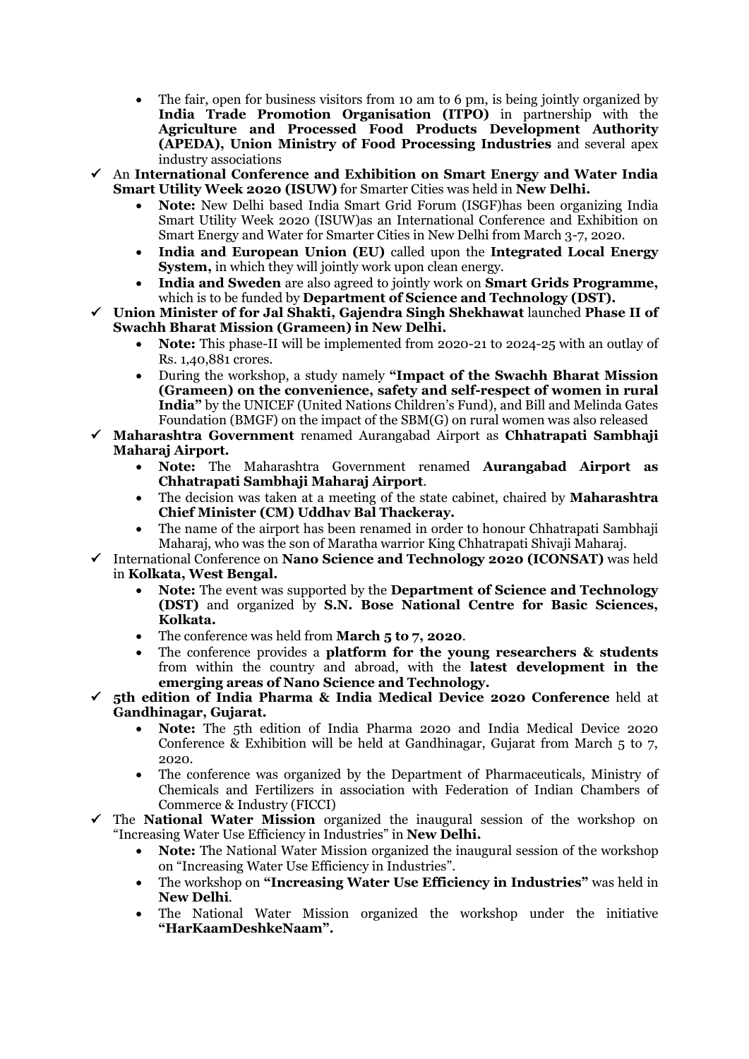- The fair, open for business visitors from 10 am to 6 pm, is being jointly organized by **India Trade Promotion Organisation (ITPO)** in partnership with the **Agriculture and Processed Food Products Development Authority (APEDA), Union Ministry of Food Processing Industries** and several apex industry associations

✓ An **International Conference and Exhibition on Smart Energy and Water India Smart Utility Week 2020 (ISUW)** for Smarter Cities was held in **New Delhi.**
  - **Note:** New Delhi based India Smart Grid Forum (ISGF)has been organizing India Smart Utility Week 2020 (ISUW)as an International Conference and Exhibition on Smart Energy and Water for Smarter Cities in New Delhi from March 3-7, 2020.
  - **India and European Union (EU)** called upon the **Integrated Local Energy System,** in which they will jointly work upon clean energy.
  - **India and Sweden** are also agreed to jointly work on **Smart Grids Programme,** which is to be funded by **Department of Science and Technology (DST).**

✓ **Union Minister of for Jal Shakti, Gajendra Singh Shekhawat** launched **Phase II of Swachh Bharat Mission (Grameen) in New Delhi.**
  - **Note:** This phase-II will be implemented from 2020-21 to 2024-25 with an outlay of Rs. 1,40,881 crores.
  - During the workshop, a study namely **"Impact of the Swachh Bharat Mission (Grameen) on the convenience, safety and self-respect of women in rural India"** by the UNICEF (United Nations Children's Fund), and Bill and Melinda Gates Foundation (BMGF) on the impact of the SBM(G) on rural women was also released

✓ **Maharashtra Government** renamed Aurangabad Airport as **Chhatrapati Sambhaji Maharaj Airport.**
  - **Note:** The Maharashtra Government renamed **Aurangabad Airport as Chhatrapati Sambhaji Maharaj Airport**.
  - The decision was taken at a meeting of the state cabinet, chaired by **Maharashtra Chief Minister (CM) Uddhav Bal Thackeray.**
  - The name of the airport has been renamed in order to honour Chhatrapati Sambhaji Maharaj, who was the son of Maratha warrior King Chhatrapati Shivaji Maharaj.

✓ International Conference on **Nano Science and Technology 2020 (ICONSAT)** was held in **Kolkata, West Bengal.**
  - **Note:** The event was supported by the **Department of Science and Technology (DST)** and organized by **S.N. Bose National Centre for Basic Sciences, Kolkata.**
  - The conference was held from **March 5 to 7, 2020**.
  - The conference provides a **platform for the young researchers & students** from within the country and abroad, with the **latest development in the emerging areas of Nano Science and Technology.**

✓ **5th edition of India Pharma & India Medical Device 2020 Conference** held at **Gandhinagar, Gujarat.**
  - **Note:** The 5th edition of India Pharma 2020 and India Medical Device 2020 Conference & Exhibition will be held at Gandhinagar, Gujarat from March 5 to 7, 2020.
  - The conference was organized by the Department of Pharmaceuticals, Ministry of Chemicals and Fertilizers in association with Federation of Indian Chambers of Commerce & Industry (FICCI)

✓ The **National Water Mission** organized the inaugural session of the workshop on "Increasing Water Use Efficiency in Industries" in **New Delhi.**
  - **Note:** The National Water Mission organized the inaugural session of the workshop on "Increasing Water Use Efficiency in Industries".
  - The workshop on **"Increasing Water Use Efficiency in Industries"** was held in **New Delhi**.
  - The National Water Mission organized the workshop under the initiative **"HarKaamDeshkeNaam".**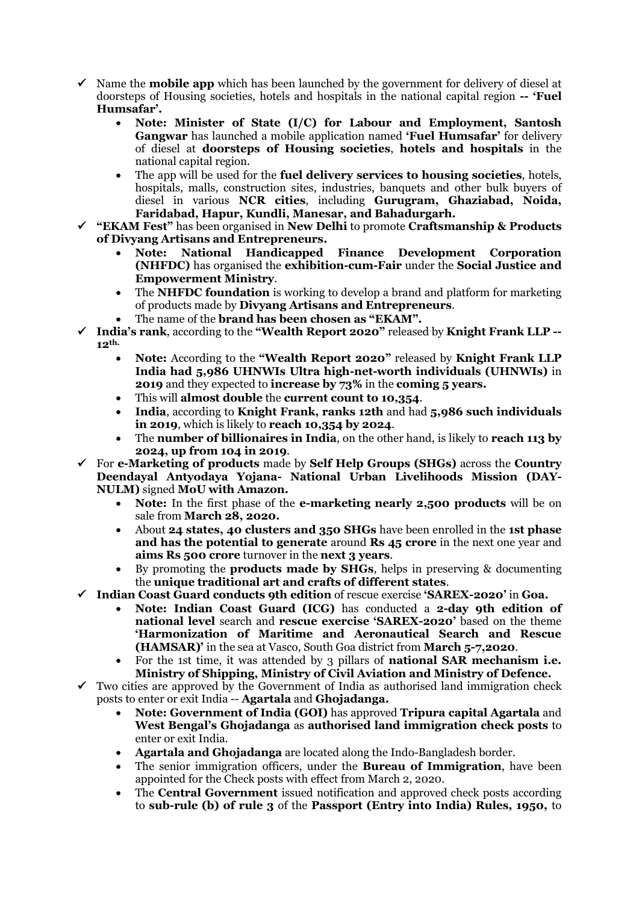- ✓ Name the **mobile app** which has been launched by the government for delivery of diesel at doorsteps of Housing societies, hotels and hospitals in the national capital region **-- 'Fuel Humsafar'.**
    - **Note: Minister of State (I/C) for Labour and Employment, Santosh Gangwar** has launched a mobile application named **'Fuel Humsafar'** for delivery of diesel at **doorsteps of Housing societies**, **hotels and hospitals** in the national capital region.
    - The app will be used for the **fuel delivery services to housing societies**, hotels, hospitals, malls, construction sites, industries, banquets and other bulk buyers of diesel in various **NCR cities**, including **Gurugram, Ghaziabad, Noida, Faridabad, Hapur, Kundli, Manesar, and Bahadurgarh.**
- ✓ **"EKAM Fest"** has been organised in **New Delhi** to promote **Craftsmanship & Products of Divyang Artisans and Entrepreneurs.**
    - **Note: National Handicapped Finance Development Corporation (NHFDC)** has organised the **exhibition-cum-Fair** under the **Social Justice and Empowerment Ministry**.
    - The **NHFDC foundation** is working to develop a brand and platform for marketing of products made by **Divyang Artisans and Entrepreneurs**.
    - The name of the **brand has been chosen as "EKAM".**
- ✓ **India's rank**, according to the **"Wealth Report 2020"** released by **Knight Frank LLP -- 12th.**
    - **Note:** According to the **"Wealth Report 2020"** released by **Knight Frank LLP India had 5,986 UHNWIs Ultra high-net-worth individuals (UHNWIs)** in **2019** and they expected to **increase by 73%** in the **coming 5 years.**
    - This will **almost double** the **current count to 10,354**.
    - **India**, according to **Knight Frank, ranks 12th** and had **5,986 such individuals in 2019**, which is likely to **reach 10,354 by 2024**.
    - The **number of billionaires in India**, on the other hand, is likely to **reach 113 by 2024, up from 104 in 2019**.
- ✓ For **e-Marketing of products** made by **Self Help Groups (SHGs)** across the **Country Deendayal Antyodaya Yojana- National Urban Livelihoods Mission (DAY-NULM)** signed **MoU with Amazon.**
    - **Note:** In the first phase of the **e-marketing nearly 2,500 products** will be on sale from **March 28, 2020.**
    - About **24 states, 40 clusters and 350 SHGs** have been enrolled in the **1st phase and has the potential to generate** around **Rs 45 crore** in the next one year and **aims Rs 500 crore** turnover in the **next 3 years**.
    - By promoting the **products made by SHGs**, helps in preserving & documenting the **unique traditional art and crafts of different states**.
- ✓ **Indian Coast Guard conducts 9th edition** of rescue exercise **'SAREX-2020'** in **Goa.**
    - **Note: Indian Coast Guard (ICG)** has conducted a **2-day 9th edition of national level** search and **rescue exercise 'SAREX-2020'** based on the theme **'Harmonization of Maritime and Aeronautical Search and Rescue (HAMSAR)'** in the sea at Vasco, South Goa district from **March 5-7,2020**.
    - For the 1st time, it was attended by 3 pillars of **national SAR mechanism i.e. Ministry of Shipping, Ministry of Civil Aviation and Ministry of Defence.**
- ✓ Two cities are approved by the Government of India as authorised land immigration check posts to enter or exit India -- **Agartala** and **Ghojadanga.**
    - **Note: Government of India (GOI)** has approved **Tripura capital Agartala** and **West Bengal's Ghojadanga** as **authorised land immigration check posts** to enter or exit India.
    - **Agartala and Ghojadanga** are located along the Indo-Bangladesh border.
    - The senior immigration officers, under the **Bureau of Immigration**, have been appointed for the Check posts with effect from March 2, 2020.
    - The **Central Government** issued notification and approved check posts according to **sub-rule (b) of rule 3** of the **Passport (Entry into India) Rules, 1950,** to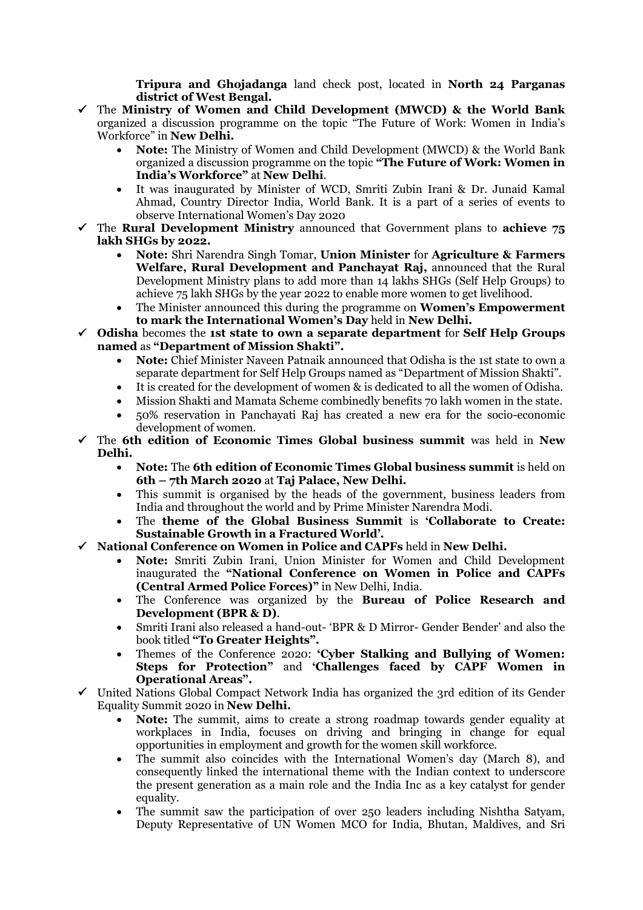**Tripura and Ghojadanga** land check post, located in **North 24 Parganas district of West Bengal.**

- ✓ The **Ministry of Women and Child Development (MWCD) & the World Bank** organized a discussion programme on the topic "The Future of Work: Women in India's Workforce" in **New Delhi.**
    - **Note:** The Ministry of Women and Child Development (MWCD) & the World Bank organized a discussion programme on the topic **"The Future of Work: Women in India's Workforce"** at **New Delhi**.
    - It was inaugurated by Minister of WCD, Smriti Zubin Irani & Dr. Junaid Kamal Ahmad, Country Director India, World Bank. It is a part of a series of events to observe International Women's Day 2020
- ✓ The **Rural Development Ministry** announced that Government plans to **achieve 75 lakh SHGs by 2022.**
    - **Note:** Shri Narendra Singh Tomar, **Union Minister** for **Agriculture & Farmers Welfare, Rural Development and Panchayat Raj,** announced that the Rural Development Ministry plans to add more than 14 lakhs SHGs (Self Help Groups) to achieve 75 lakh SHGs by the year 2022 to enable more women to get livelihood.
    - The Minister announced this during the programme on **Women's Empowerment to mark the International Women's Day** held in **New Delhi.**
- ✓ **Odisha** becomes the **1st state to own a separate department** for **Self Help Groups named** as **"Department of Mission Shakti".**
    - **Note:** Chief Minister Naveen Patnaik announced that Odisha is the 1st state to own a separate department for Self Help Groups named as "Department of Mission Shakti".
    - It is created for the development of women & is dedicated to all the women of Odisha.
    - Mission Shakti and Mamata Scheme combinedly benefits 70 lakh women in the state.
    - 50% reservation in Panchayati Raj has created a new era for the socio-economic development of women.
- ✓ The **6th edition of Economic Times Global business summit** was held in **New Delhi.**
    - **Note:** The **6th edition of Economic Times Global business summit** is held on **6th – 7th March 2020** at **Taj Palace, New Delhi.**
    - This summit is organised by the heads of the government, business leaders from India and throughout the world and by Prime Minister Narendra Modi.
    - The **theme of the Global Business Summit** is **'Collaborate to Create: Sustainable Growth in a Fractured World'.**
- ✓ **National Conference on Women in Police and CAPFs** held in **New Delhi.**
    - **Note:** Smriti Zubin Irani, Union Minister for Women and Child Development inaugurated the **"National Conference on Women in Police and CAPFs (Central Armed Police Forces)"** in New Delhi, India.
    - The Conference was organized by the **Bureau of Police Research and Development (BPR & D)**.
    - Smriti Irani also released a hand-out- 'BPR & D Mirror- Gender Bender' and also the book titled **"To Greater Heights".**
    - Themes of the Conference 2020: **'Cyber Stalking and Bullying of Women: Steps for Protection"** and **'Challenges faced by CAPF Women in Operational Areas".**
- ✓ United Nations Global Compact Network India has organized the 3rd edition of its Gender Equality Summit 2020 in **New Delhi.**
    - **Note:** The summit, aims to create a strong roadmap towards gender equality at workplaces in India, focuses on driving and bringing in change for equal opportunities in employment and growth for the women skill workforce.
    - The summit also coincides with the International Women's day (March 8), and consequently linked the international theme with the Indian context to underscore the present generation as a main role and the India Inc as a key catalyst for gender equality.
    - The summit saw the participation of over 250 leaders including Nishtha Satyam, Deputy Representative of UN Women MCO for India, Bhutan, Maldives, and Sri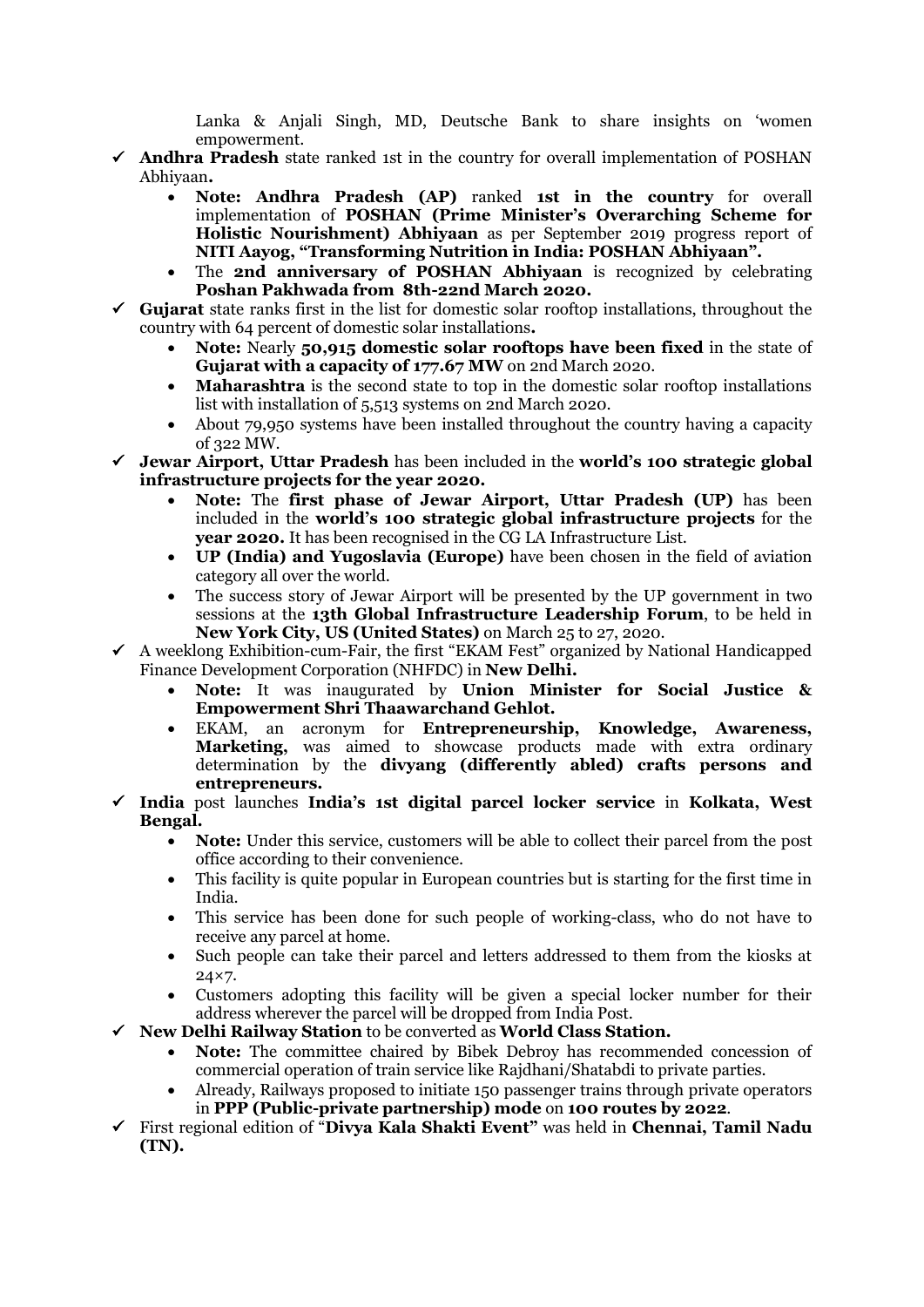Lanka & Anjali Singh, MD, Deutsche Bank to share insights on 'women empowerment.

- ✓ **Andhra Pradesh** state ranked 1st in the country for overall implementation of POSHAN Abhiyaan**.**
    - **Note: Andhra Pradesh (AP)** ranked **1st in the country** for overall implementation of **POSHAN (Prime Minister's Overarching Scheme for Holistic Nourishment) Abhiyaan** as per September 2019 progress report of **NITI Aayog, "Transforming Nutrition in India: POSHAN Abhiyaan".**
    - The **2nd anniversary of POSHAN Abhiyaan** is recognized by celebrating **Poshan Pakhwada from 8th-22nd March 2020.**
- ✓ **Gujarat** state ranks first in the list for domestic solar rooftop installations, throughout the country with 64 percent of domestic solar installations**.**
    - **Note:** Nearly **50,915 domestic solar rooftops have been fixed** in the state of **Gujarat with a capacity of 177.67 MW** on 2nd March 2020.
    - **Maharashtra** is the second state to top in the domestic solar rooftop installations list with installation of 5,513 systems on 2nd March 2020.
    - About 79,950 systems have been installed throughout the country having a capacity of 322 MW.
- ✓ **Jewar Airport, Uttar Pradesh** has been included in the **world's 100 strategic global infrastructure projects for the year 2020.**
    - **Note:** The **first phase of Jewar Airport, Uttar Pradesh (UP)** has been included in the **world's 100 strategic global infrastructure projects** for the **year 2020.** It has been recognised in the CG LA Infrastructure List.
    - **UP (India) and Yugoslavia (Europe)** have been chosen in the field of aviation category all over the world.
    - The success story of Jewar Airport will be presented by the UP government in two sessions at the **13th Global Infrastructure Leadership Forum**, to be held in **New York City, US (United States)** on March 25 to 27, 2020.
- ✓ A weeklong Exhibition-cum-Fair, the first "EKAM Fest" organized by National Handicapped Finance Development Corporation (NHFDC) in **New Delhi.**
    - **Note:** It was inaugurated by **Union Minister for Social Justice & Empowerment Shri Thaawarchand Gehlot.**
    - EKAM, an acronym for **Entrepreneurship, Knowledge, Awareness, Marketing,** was aimed to showcase products made with extra ordinary determination by the **divyang (differently abled) crafts persons and entrepreneurs.**
- ✓ **India** post launches **India's 1st digital parcel locker service** in **Kolkata, West Bengal.**
    - **Note:** Under this service, customers will be able to collect their parcel from the post office according to their convenience.
    - This facility is quite popular in European countries but is starting for the first time in India.
    - This service has been done for such people of working-class, who do not have to receive any parcel at home.
    - Such people can take their parcel and letters addressed to them from the kiosks at 24×7.
    - Customers adopting this facility will be given a special locker number for their address wherever the parcel will be dropped from India Post.
- ✓ **New Delhi Railway Station** to be converted as **World Class Station.**
    - **Note:** The committee chaired by Bibek Debroy has recommended concession of commercial operation of train service like Rajdhani/Shatabdi to private parties.
    - Already, Railways proposed to initiate 150 passenger trains through private operators in **PPP (Public-private partnership) mode** on **100 routes by 2022**.
- ✓ First regional edition of "**Divya Kala Shakti Event"** was held in **Chennai, Tamil Nadu (TN).**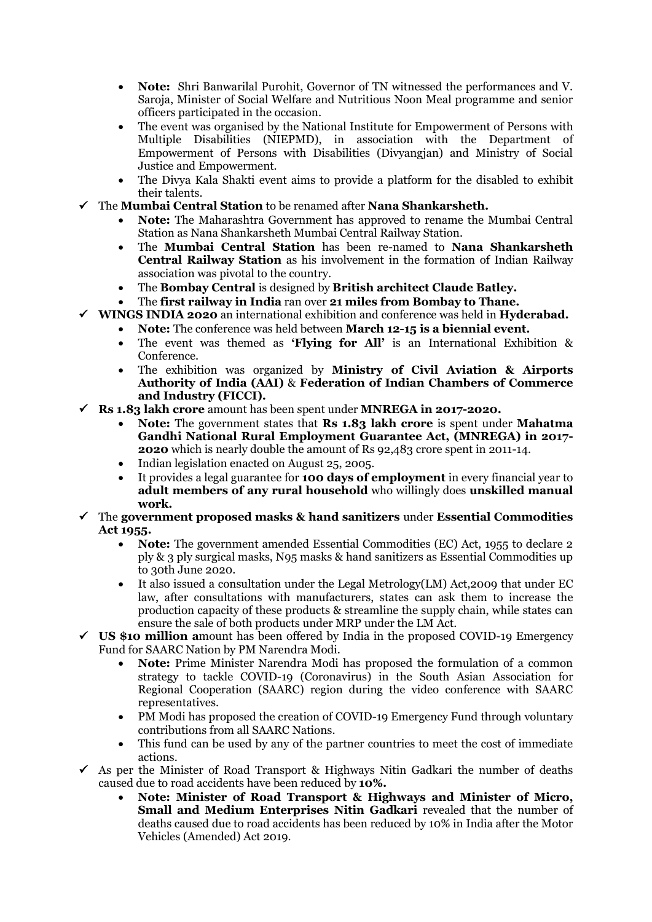- **Note:** Shri Banwarilal Purohit, Governor of TN witnessed the performances and V. Saroja, Minister of Social Welfare and Nutritious Noon Meal programme and senior officers participated in the occasion.
- The event was organised by the National Institute for Empowerment of Persons with Multiple Disabilities (NIEPMD), in association with the Department of Empowerment of Persons with Disabilities (Divyangjan) and Ministry of Social Justice and Empowerment.
- The Divya Kala Shakti event aims to provide a platform for the disabled to exhibit their talents.

✓ The **Mumbai Central Station** to be renamed after **Nana Shankarsheth.**

- **Note:** The Maharashtra Government has approved to rename the Mumbai Central Station as Nana Shankarsheth Mumbai Central Railway Station.
- The **Mumbai Central Station** has been re-named to **Nana Shankarsheth Central Railway Station** as his involvement in the formation of Indian Railway association was pivotal to the country.
- The **Bombay Central** is designed by **British architect Claude Batley.**
- The **first railway in India** ran over **21 miles from Bombay to Thane.**

✓ **WINGS INDIA 2020** an international exhibition and conference was held in **Hyderabad.**

- **Note:** The conference was held between **March 12-15 is a biennial event.**
- The event was themed as **'Flying for All'** is an International Exhibition & Conference.
- The exhibition was organized by **Ministry of Civil Aviation & Airports Authority of India (AAI)** & **Federation of Indian Chambers of Commerce and Industry (FICCI).**

✓ **Rs 1.83 lakh crore** amount has been spent under **MNREGA in 2017-2020.**

- **Note:** The government states that **Rs 1.83 lakh crore** is spent under **Mahatma Gandhi National Rural Employment Guarantee Act, (MNREGA) in 2017-2020** which is nearly double the amount of Rs 92,483 crore spent in 2011-14.
- Indian legislation enacted on August 25, 2005.
- It provides a legal guarantee for **100 days of employment** in every financial year to **adult members of any rural household** who willingly does **unskilled manual work.**

✓ The **government proposed masks & hand sanitizers** under **Essential Commodities Act 1955.**

- **Note:** The government amended Essential Commodities (EC) Act, 1955 to declare 2 ply & 3 ply surgical masks, N95 masks & hand sanitizers as Essential Commodities up to 30th June 2020.
- It also issued a consultation under the Legal Metrology(LM) Act,2009 that under EC law, after consultations with manufacturers, states can ask them to increase the production capacity of these products & streamline the supply chain, while states can ensure the sale of both products under MRP under the LM Act.

✓ **US $10 million a**mount has been offered by India in the proposed COVID-19 Emergency Fund for SAARC Nation by PM Narendra Modi.

- **Note:** Prime Minister Narendra Modi has proposed the formulation of a common strategy to tackle COVID-19 (Coronavirus) in the South Asian Association for Regional Cooperation (SAARC) region during the video conference with SAARC representatives.
- PM Modi has proposed the creation of COVID-19 Emergency Fund through voluntary contributions from all SAARC Nations.
- This fund can be used by any of the partner countries to meet the cost of immediate actions.

✓ As per the Minister of Road Transport & Highways Nitin Gadkari the number of deaths caused due to road accidents have been reduced by **10%.**

- **Note: Minister of Road Transport & Highways and Minister of Micro, Small and Medium Enterprises Nitin Gadkari** revealed that the number of deaths caused due to road accidents has been reduced by 10% in India after the Motor Vehicles (Amended) Act 2019.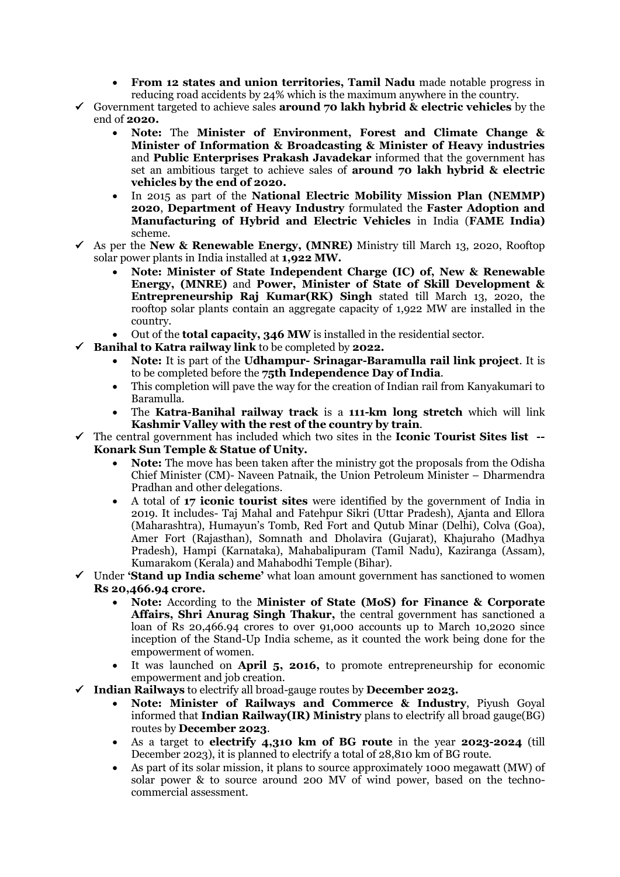- **From 12 states and union territories, Tamil Nadu** made notable progress in reducing road accidents by 24% which is the maximum anywhere in the country.

✓ Government targeted to achieve sales **around 70 lakh hybrid & electric vehicles** by the end of **2020.**

- **Note:** The **Minister of Environment, Forest and Climate Change & Minister of Information & Broadcasting & Minister of Heavy industries** and **Public Enterprises Prakash Javadekar** informed that the government has set an ambitious target to achieve sales of **around 70 lakh hybrid & electric vehicles by the end of 2020.**
- In 2015 as part of the **National Electric Mobility Mission Plan (NEMMP) 2020**, **Department of Heavy Industry** formulated the **Faster Adoption and Manufacturing of Hybrid and Electric Vehicles** in India (**FAME India)** scheme.

✓ As per the **New & Renewable Energy, (MNRE)** Ministry till March 13, 2020, Rooftop solar power plants in India installed at **1,922 MW.**

- **Note: Minister of State Independent Charge (IC) of, New & Renewable Energy, (MNRE)** and **Power, Minister of State of Skill Development & Entrepreneurship Raj Kumar(RK) Singh** stated till March 13, 2020, the rooftop solar plants contain an aggregate capacity of 1,922 MW are installed in the country.
- Out of the **total capacity, 346 MW** is installed in the residential sector.

✓ **Banihal to Katra railway link** to be completed by **2022.**

- **Note:** It is part of the **Udhampur- Srinagar-Baramulla rail link project**. It is to be completed before the **75th Independence Day of India**.
- This completion will pave the way for the creation of Indian rail from Kanyakumari to Baramulla.
- The **Katra-Banihal railway track** is a **111-km long stretch** which will link **Kashmir Valley with the rest of the country by train**.

✓ The central government has included which two sites in the **Iconic Tourist Sites list -- Konark Sun Temple & Statue of Unity.**

- **Note:** The move has been taken after the ministry got the proposals from the Odisha Chief Minister (CM)- Naveen Patnaik, the Union Petroleum Minister – Dharmendra Pradhan and other delegations.
- A total of **17 iconic tourist sites** were identified by the government of India in 2019. It includes- Taj Mahal and Fatehpur Sikri (Uttar Pradesh), Ajanta and Ellora (Maharashtra), Humayun's Tomb, Red Fort and Qutub Minar (Delhi), Colva (Goa), Amer Fort (Rajasthan), Somnath and Dholavira (Gujarat), Khajuraho (Madhya Pradesh), Hampi (Karnataka), Mahabalipuram (Tamil Nadu), Kaziranga (Assam), Kumarakom (Kerala) and Mahabodhi Temple (Bihar).

✓ Under **'Stand up India scheme'** what loan amount government has sanctioned to women **Rs 20,466.94 crore.**

- **Note:** According to the **Minister of State (MoS) for Finance & Corporate Affairs, Shri Anurag Singh Thakur,** the central government has sanctioned a loan of Rs 20,466.94 crores to over 91,000 accounts up to March 10,2020 since inception of the Stand-Up India scheme, as it counted the work being done for the empowerment of women.
- It was launched on **April 5, 2016,** to promote entrepreneurship for economic empowerment and job creation.

✓ **Indian Railways** to electrify all broad-gauge routes by **December 2023.**

- **Note: Minister of Railways and Commerce & Industry**, Piyush Goyal informed that **Indian Railway(IR) Ministry** plans to electrify all broad gauge(BG) routes by **December 2023**.
- As a target to **electrify 4,310 km of BG route** in the year **2023-2024** (till December 2023), it is planned to electrify a total of 28,810 km of BG route.
- As part of its solar mission, it plans to source approximately 1000 megawatt (MW) of solar power & to source around 200 MV of wind power, based on the techno-commercial assessment.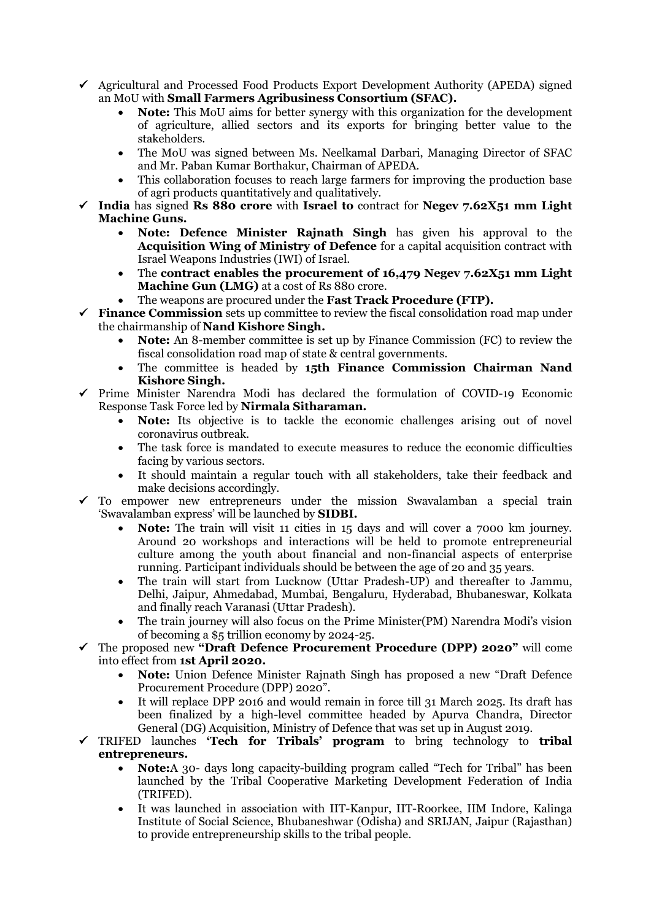- ✓ Agricultural and Processed Food Products Export Development Authority (APEDA) signed an MoU with **Small Farmers Agribusiness Consortium (SFAC).**
  - **Note:** This MoU aims for better synergy with this organization for the development of agriculture, allied sectors and its exports for bringing better value to the stakeholders.
  - The MoU was signed between Ms. Neelkamal Darbari, Managing Director of SFAC and Mr. Paban Kumar Borthakur, Chairman of APEDA.
  - This collaboration focuses to reach large farmers for improving the production base of agri products quantitatively and qualitatively.
- ✓ **India** has signed **Rs 880 crore** with **Israel to** contract for **Negev 7.62X51 mm Light Machine Guns.**
  - **Note: Defence Minister Rajnath Singh** has given his approval to the **Acquisition Wing of Ministry of Defence** for a capital acquisition contract with Israel Weapons Industries (IWI) of Israel.
  - The **contract enables the procurement of 16,479 Negev 7.62X51 mm Light Machine Gun (LMG)** at a cost of Rs 880 crore.
  - The weapons are procured under the **Fast Track Procedure (FTP).**
- ✓ **Finance Commission** sets up committee to review the fiscal consolidation road map under the chairmanship of **Nand Kishore Singh.**
  - **Note:** An 8-member committee is set up by Finance Commission (FC) to review the fiscal consolidation road map of state & central governments.
  - The committee is headed by **15th Finance Commission Chairman Nand Kishore Singh.**
- ✓ Prime Minister Narendra Modi has declared the formulation of COVID-19 Economic Response Task Force led by **Nirmala Sitharaman.**
  - **Note:** Its objective is to tackle the economic challenges arising out of novel coronavirus outbreak.
  - The task force is mandated to execute measures to reduce the economic difficulties facing by various sectors.
  - It should maintain a regular touch with all stakeholders, take their feedback and make decisions accordingly.
- ✓ To empower new entrepreneurs under the mission Swavalamban a special train 'Swavalamban express' will be launched by **SIDBI.**
  - **Note:** The train will visit 11 cities in 15 days and will cover a 7000 km journey. Around 20 workshops and interactions will be held to promote entrepreneurial culture among the youth about financial and non-financial aspects of enterprise running. Participant individuals should be between the age of 20 and 35 years.
  - The train will start from Lucknow (Uttar Pradesh-UP) and thereafter to Jammu, Delhi, Jaipur, Ahmedabad, Mumbai, Bengaluru, Hyderabad, Bhubaneswar, Kolkata and finally reach Varanasi (Uttar Pradesh).
  - The train journey will also focus on the Prime Minister(PM) Narendra Modi's vision of becoming a $5 trillion economy by 2024-25.
- ✓ The proposed new **"Draft Defence Procurement Procedure (DPP) 2020"** will come into effect from **1st April 2020.**
  - **Note:** Union Defence Minister Rajnath Singh has proposed a new "Draft Defence Procurement Procedure (DPP) 2020".
  - It will replace DPP 2016 and would remain in force till 31 March 2025. Its draft has been finalized by a high-level committee headed by Apurva Chandra, Director General (DG) Acquisition, Ministry of Defence that was set up in August 2019.
- ✓ TRIFED launches **'Tech for Tribals' program** to bring technology to **tribal entrepreneurs.**
  - **Note:**A 30- days long capacity-building program called "Tech for Tribal" has been launched by the Tribal Cooperative Marketing Development Federation of India (TRIFED).
  - It was launched in association with IIT-Kanpur, IIT-Roorkee, IIM Indore, Kalinga Institute of Social Science, Bhubaneshwar (Odisha) and SRIJAN, Jaipur (Rajasthan) to provide entrepreneurship skills to the tribal people.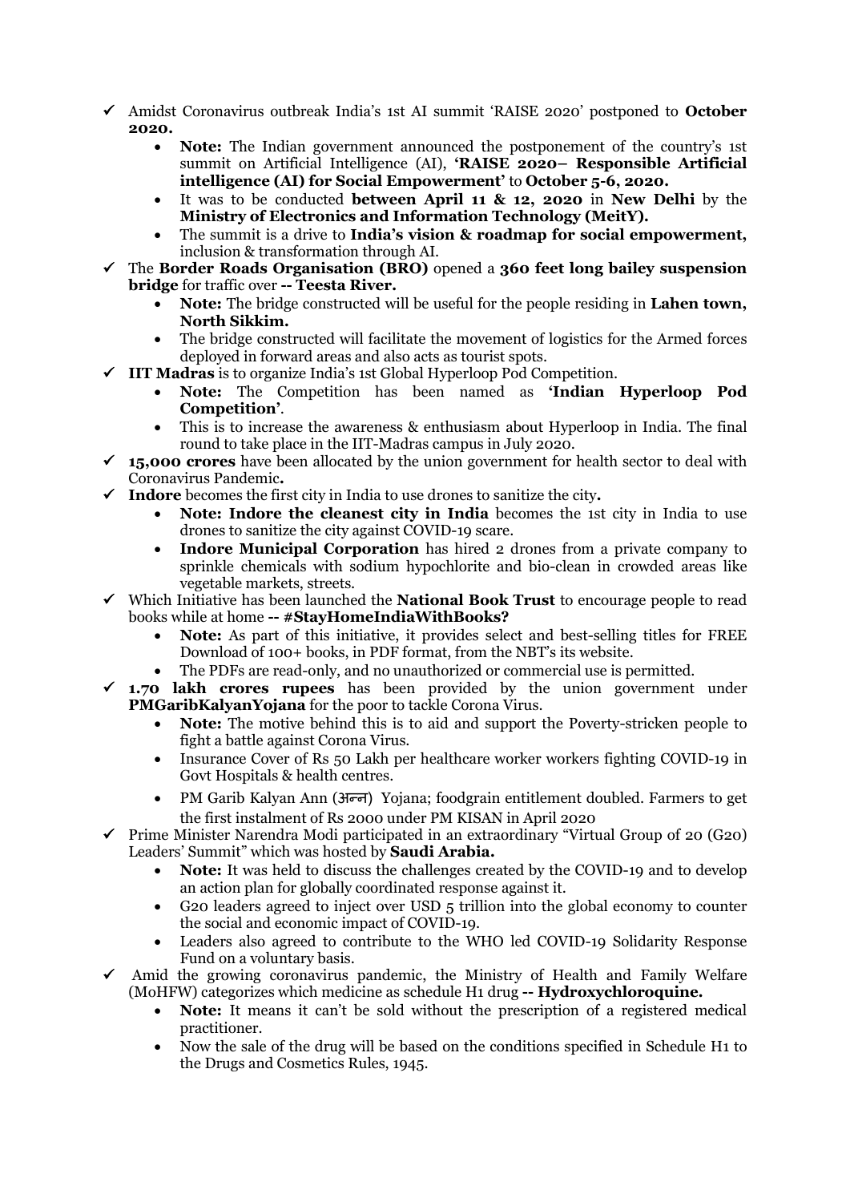- ✓ Amidst Coronavirus outbreak India's 1st AI summit 'RAISE 2020' postponed to **October 2020.**
  - **Note:** The Indian government announced the postponement of the country's 1st summit on Artificial Intelligence (AI), **'RAISE 2020– Responsible Artificial intelligence (AI) for Social Empowerment'** to **October 5-6, 2020.**
  - It was to be conducted **between April 11 & 12, 2020** in **New Delhi** by the **Ministry of Electronics and Information Technology (MeitY).**
  - The summit is a drive to **India's vision & roadmap for social empowerment,** inclusion & transformation through AI.
- ✓ The **Border Roads Organisation (BRO)** opened a **360 feet long bailey suspension bridge** for traffic over **-- Teesta River.**
  - **Note:** The bridge constructed will be useful for the people residing in **Lahen town, North Sikkim.**
  - The bridge constructed will facilitate the movement of logistics for the Armed forces deployed in forward areas and also acts as tourist spots.
- ✓ **IIT Madras** is to organize India's 1st Global Hyperloop Pod Competition.
  - **Note:** The Competition has been named as **'Indian Hyperloop Pod Competition'**.
  - This is to increase the awareness & enthusiasm about Hyperloop in India. The final round to take place in the IIT-Madras campus in July 2020.
- ✓ **15,000 crores** have been allocated by the union government for health sector to deal with Coronavirus Pandemic**.**
- ✓ **Indore** becomes the first city in India to use drones to sanitize the city**.**
  - **Note: Indore the cleanest city in India** becomes the 1st city in India to use drones to sanitize the city against COVID-19 scare.
  - **Indore Municipal Corporation** has hired 2 drones from a private company to sprinkle chemicals with sodium hypochlorite and bio-clean in crowded areas like vegetable markets, streets.
- ✓ Which Initiative has been launched the **National Book Trust** to encourage people to read books while at home **-- #StayHomeIndiaWithBooks?**
  - **Note:** As part of this initiative, it provides select and best-selling titles for FREE Download of 100+ books, in PDF format, from the NBT's its website.
  - The PDFs are read-only, and no unauthorized or commercial use is permitted.
- ✓ **1.70 lakh crores rupees** has been provided by the union government under **PMGaribKalyanYojana** for the poor to tackle Corona Virus.
  - **Note:** The motive behind this is to aid and support the Poverty-stricken people to fight a battle against Corona Virus.
  - Insurance Cover of Rs 50 Lakh per healthcare worker workers fighting COVID-19 in Govt Hospitals & health centres.
  - PM Garib Kalyan Ann (अन्न) Yojana; foodgrain entitlement doubled. Farmers to get the first instalment of Rs 2000 under PM KISAN in April 2020
- ✓ Prime Minister Narendra Modi participated in an extraordinary "Virtual Group of 20 (G20) Leaders' Summit" which was hosted by **Saudi Arabia.**
  - **Note:** It was held to discuss the challenges created by the COVID-19 and to develop an action plan for globally coordinated response against it.
  - G20 leaders agreed to inject over USD 5 trillion into the global economy to counter the social and economic impact of COVID-19.
  - Leaders also agreed to contribute to the WHO led COVID-19 Solidarity Response Fund on a voluntary basis.
- ✓ Amid the growing coronavirus pandemic, the Ministry of Health and Family Welfare (MoHFW) categorizes which medicine as schedule H1 drug **-- Hydroxychloroquine.**
  - **Note:** It means it can't be sold without the prescription of a registered medical practitioner.
  - Now the sale of the drug will be based on the conditions specified in Schedule H1 to the Drugs and Cosmetics Rules, 1945.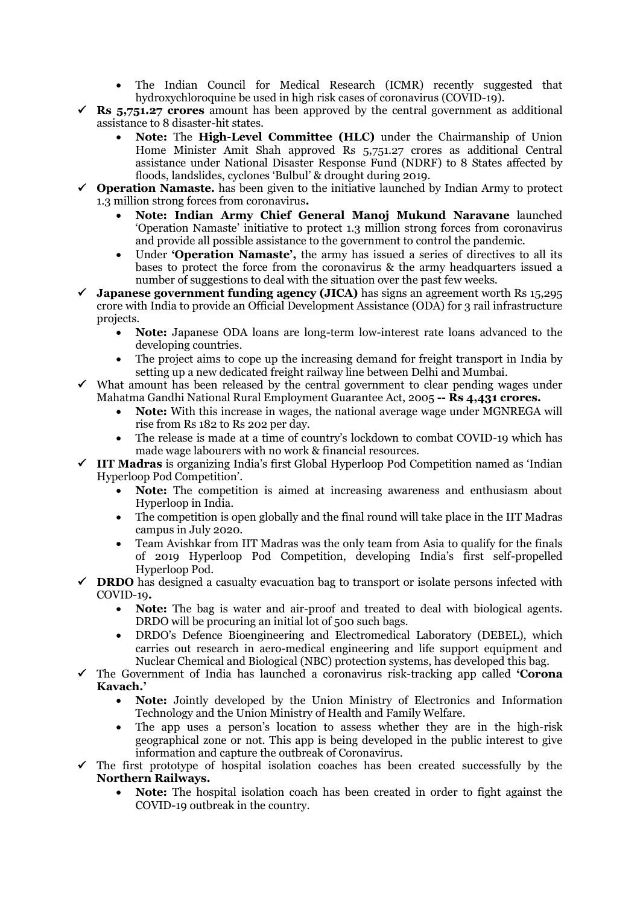- The Indian Council for Medical Research (ICMR) recently suggested that hydroxychloroquine be used in high risk cases of coronavirus (COVID-19).

- ✓ **Rs 5,751.27 crores** amount has been approved by the central government as additional assistance to 8 disaster-hit states.
  - **Note:** The **High-Level Committee (HLC)** under the Chairmanship of Union Home Minister Amit Shah approved Rs 5,751.27 crores as additional Central assistance under National Disaster Response Fund (NDRF) to 8 States affected by floods, landslides, cyclones 'Bulbul' & drought during 2019.

- ✓ **Operation Namaste.** has been given to the initiative launched by Indian Army to protect 1.3 million strong forces from coronavirus**.**
  - **Note: Indian Army Chief General Manoj Mukund Naravane** launched 'Operation Namaste' initiative to protect 1.3 million strong forces from coronavirus and provide all possible assistance to the government to control the pandemic.
  - Under **'Operation Namaste',** the army has issued a series of directives to all its bases to protect the force from the coronavirus & the army headquarters issued a number of suggestions to deal with the situation over the past few weeks.

- ✓ **Japanese government funding agency (JICA)** has signs an agreement worth Rs 15,295 crore with India to provide an Official Development Assistance (ODA) for 3 rail infrastructure projects.
  - **Note:** Japanese ODA loans are long-term low-interest rate loans advanced to the developing countries.
  - The project aims to cope up the increasing demand for freight transport in India by setting up a new dedicated freight railway line between Delhi and Mumbai.

- ✓ What amount has been released by the central government to clear pending wages under Mahatma Gandhi National Rural Employment Guarantee Act, 2005 **-- Rs 4,431 crores.**
  - **Note:** With this increase in wages, the national average wage under MGNREGA will rise from Rs 182 to Rs 202 per day.
  - The release is made at a time of country's lockdown to combat COVID-19 which has made wage labourers with no work & financial resources.

- ✓ **IIT Madras** is organizing India's first Global Hyperloop Pod Competition named as 'Indian Hyperloop Pod Competition'.
  - **Note:** The competition is aimed at increasing awareness and enthusiasm about Hyperloop in India.
  - The competition is open globally and the final round will take place in the IIT Madras campus in July 2020.
  - Team Avishkar from IIT Madras was the only team from Asia to qualify for the finals of 2019 Hyperloop Pod Competition, developing India's first self-propelled Hyperloop Pod.

- ✓ **DRDO** has designed a casualty evacuation bag to transport or isolate persons infected with COVID-19**.**
  - **Note:** The bag is water and air-proof and treated to deal with biological agents. DRDO will be procuring an initial lot of 500 such bags.
  - DRDO's Defence Bioengineering and Electromedical Laboratory (DEBEL), which carries out research in aero-medical engineering and life support equipment and Nuclear Chemical and Biological (NBC) protection systems, has developed this bag.

- ✓ The Government of India has launched a coronavirus risk-tracking app called **'Corona Kavach.'**
  - **Note:** Jointly developed by the Union Ministry of Electronics and Information Technology and the Union Ministry of Health and Family Welfare.
  - The app uses a person's location to assess whether they are in the high-risk geographical zone or not. This app is being developed in the public interest to give information and capture the outbreak of Coronavirus.

- ✓ The first prototype of hospital isolation coaches has been created successfully by the **Northern Railways.**
  - **Note:** The hospital isolation coach has been created in order to fight against the COVID-19 outbreak in the country.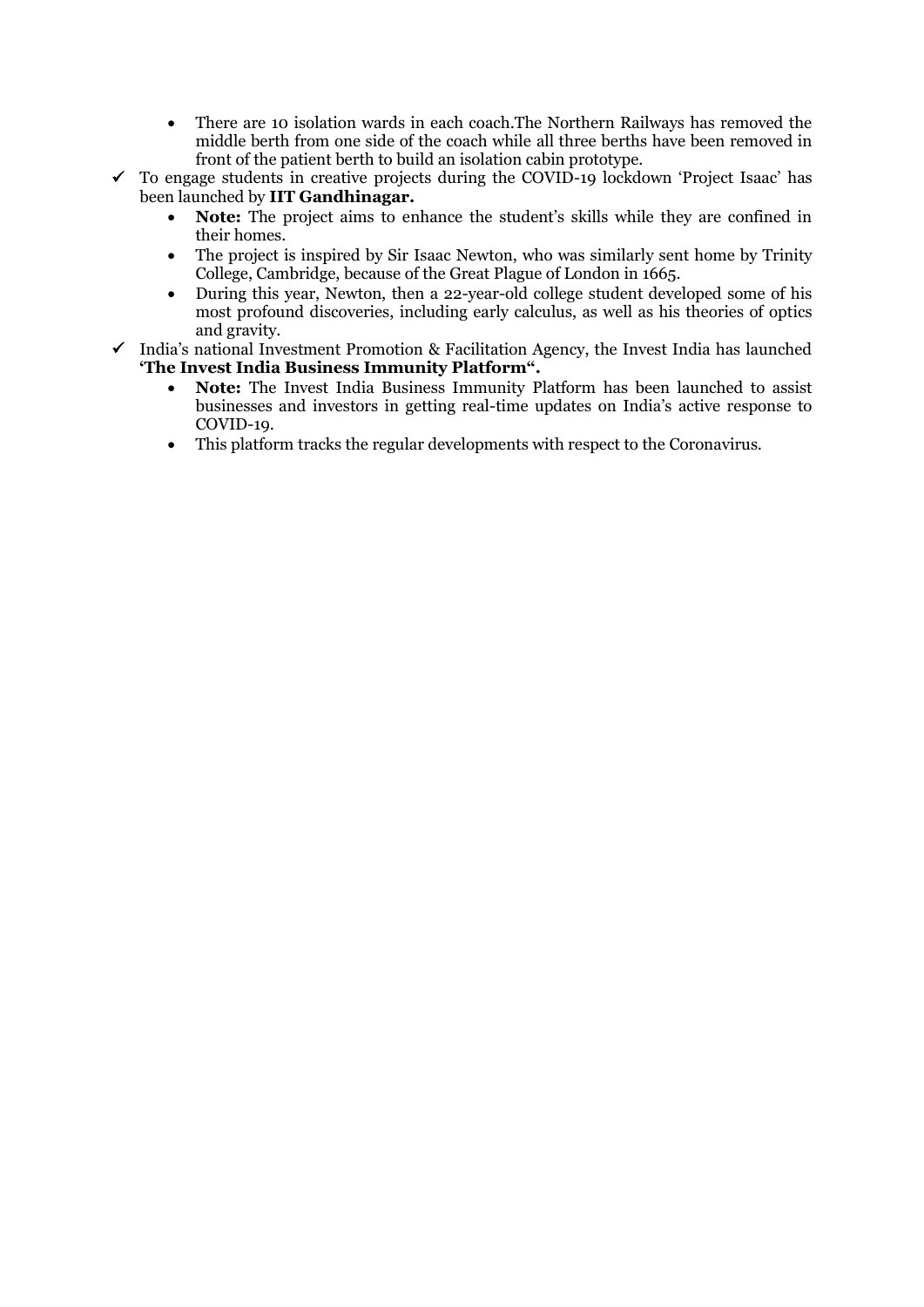- There are 10 isolation wards in each coach.The Northern Railways has removed the middle berth from one side of the coach while all three berths have been removed in front of the patient berth to build an isolation cabin prototype.

✓ To engage students in creative projects during the COVID-19 lockdown 'Project Isaac' has been launched by **IIT Gandhinagar.**

- **Note:** The project aims to enhance the student's skills while they are confined in their homes.
- The project is inspired by Sir Isaac Newton, who was similarly sent home by Trinity College, Cambridge, because of the Great Plague of London in 1665.
- During this year, Newton, then a 22-year-old college student developed some of his most profound discoveries, including early calculus, as well as his theories of optics and gravity.

✓ India's national Investment Promotion & Facilitation Agency, the Invest India has launched **'The Invest India Business Immunity Platform".**

- **Note:** The Invest India Business Immunity Platform has been launched to assist businesses and investors in getting real-time updates on India's active response to COVID-19.
- This platform tracks the regular developments with respect to the Coronavirus.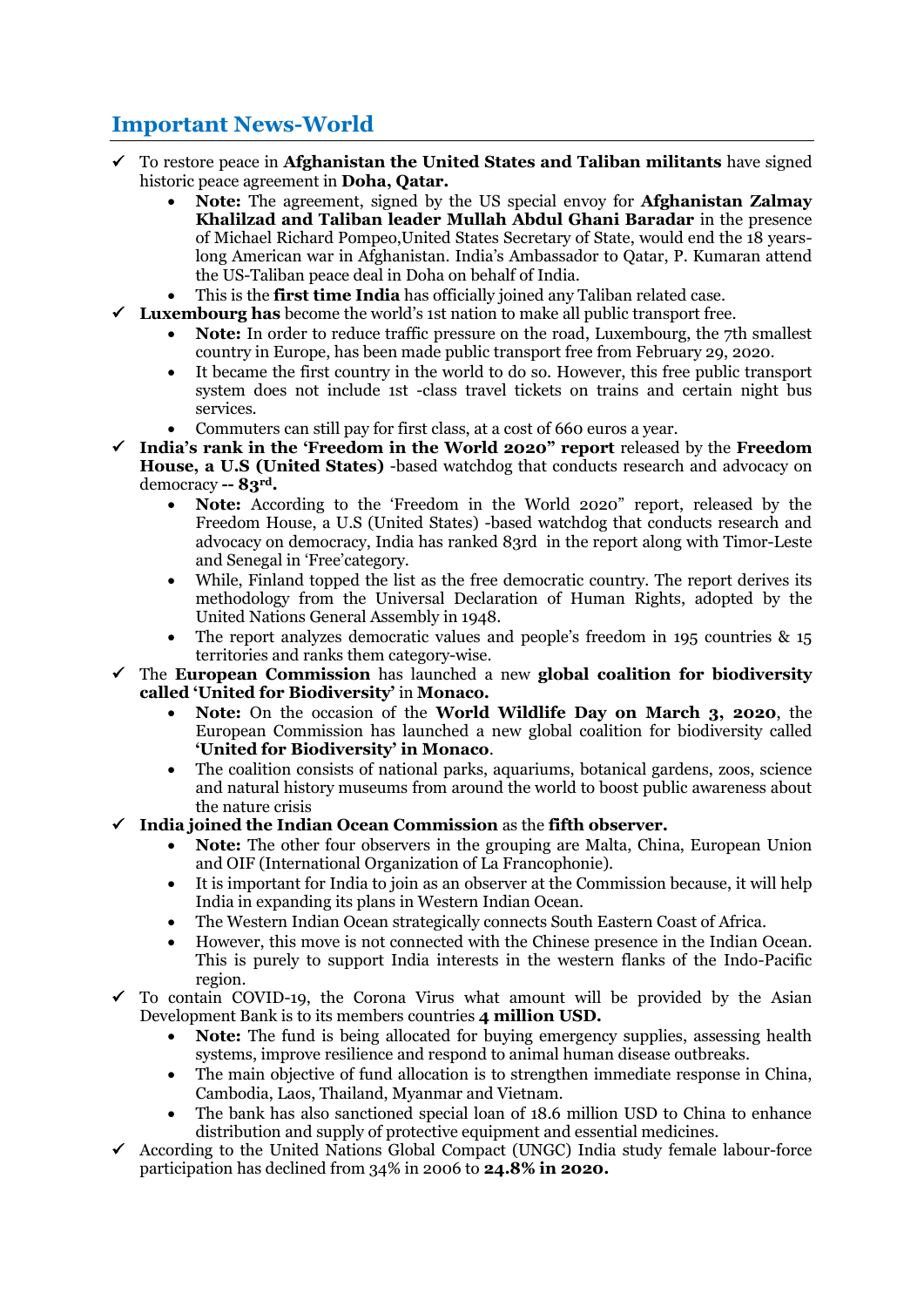## Important News-World

- ✓ To restore peace in **Afghanistan the United States and Taliban militants** have signed historic peace agreement in **Doha, Qatar.**
    - **Note:** The agreement, signed by the US special envoy for **Afghanistan Zalmay Khalilzad and Taliban leader Mullah Abdul Ghani Baradar** in the presence of Michael Richard Pompeo,United States Secretary of State, would end the 18 years-long American war in Afghanistan. India's Ambassador to Qatar, P. Kumaran attend the US-Taliban peace deal in Doha on behalf of India.
    - This is the **first time India** has officially joined any Taliban related case.
- ✓ **Luxembourg has** become the world's 1st nation to make all public transport free.
    - **Note:** In order to reduce traffic pressure on the road, Luxembourg, the 7th smallest country in Europe, has been made public transport free from February 29, 2020.
    - It became the first country in the world to do so. However, this free public transport system does not include 1st -class travel tickets on trains and certain night bus services.
    - Commuters can still pay for first class, at a cost of 660 euros a year.
- ✓ **India's rank in the 'Freedom in the World 2020" report** released by the **Freedom House, a U.S (United States)** -based watchdog that conducts research and advocacy on democracy **-- 83rd.**
    - **Note:** According to the 'Freedom in the World 2020" report, released by the Freedom House, a U.S (United States) -based watchdog that conducts research and advocacy on democracy, India has ranked 83rd in the report along with Timor-Leste and Senegal in 'Free'category.
    - While, Finland topped the list as the free democratic country. The report derives its methodology from the Universal Declaration of Human Rights, adopted by the United Nations General Assembly in 1948.
    - The report analyzes democratic values and people's freedom in 195 countries & 15 territories and ranks them category-wise.
- ✓ The **European Commission** has launched a new **global coalition for biodiversity called 'United for Biodiversity'** in **Monaco.**
    - **Note:** On the occasion of the **World Wildlife Day on March 3, 2020**, the European Commission has launched a new global coalition for biodiversity called **'United for Biodiversity' in Monaco**.
    - The coalition consists of national parks, aquariums, botanical gardens, zoos, science and natural history museums from around the world to boost public awareness about the nature crisis
- ✓ **India joined the Indian Ocean Commission** as the **fifth observer.**
    - **Note:** The other four observers in the grouping are Malta, China, European Union and OIF (International Organization of La Francophonie).
    - It is important for India to join as an observer at the Commission because, it will help India in expanding its plans in Western Indian Ocean.
    - The Western Indian Ocean strategically connects South Eastern Coast of Africa.
    - However, this move is not connected with the Chinese presence in the Indian Ocean. This is purely to support India interests in the western flanks of the Indo-Pacific region.
- ✓ To contain COVID-19, the Corona Virus what amount will be provided by the Asian Development Bank is to its members countries **4 million USD.**
    - **Note:** The fund is being allocated for buying emergency supplies, assessing health systems, improve resilience and respond to animal human disease outbreaks.
    - The main objective of fund allocation is to strengthen immediate response in China, Cambodia, Laos, Thailand, Myanmar and Vietnam.
    - The bank has also sanctioned special loan of 18.6 million USD to China to enhance distribution and supply of protective equipment and essential medicines.
- ✓ According to the United Nations Global Compact (UNGC) India study female labour-force participation has declined from 34% in 2006 to **24.8% in 2020.**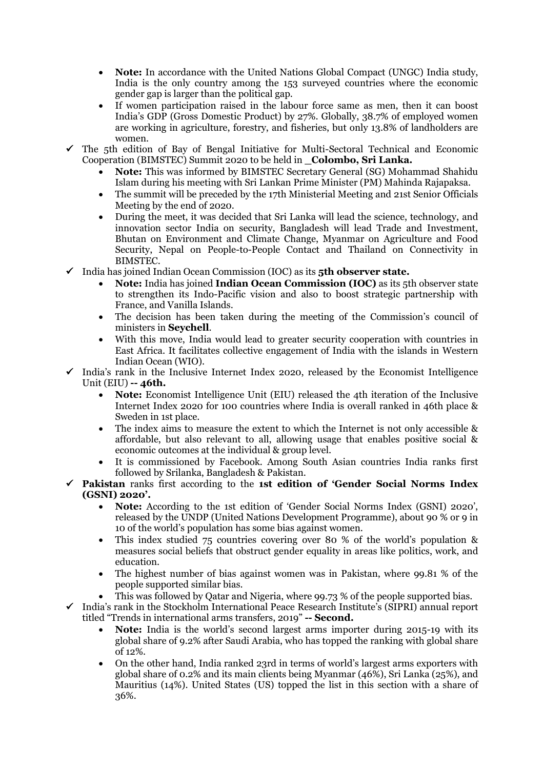- **Note:** In accordance with the United Nations Global Compact (UNGC) India study, India is the only country among the 153 surveyed countries where the economic gender gap is larger than the political gap.
- If women participation raised in the labour force same as men, then it can boost India's GDP (Gross Domestic Product) by 27%. Globally, 38.7% of employed women are working in agriculture, forestry, and fisheries, but only 13.8% of landholders are women.

✓ The 5th edition of Bay of Bengal Initiative for Multi-Sectoral Technical and Economic Cooperation (BIMSTEC) Summit 2020 to be held in **_Colombo, Sri Lanka.**

- **Note:** This was informed by BIMSTEC Secretary General (SG) Mohammad Shahidu Islam during his meeting with Sri Lankan Prime Minister (PM) Mahinda Rajapaksa.
- The summit will be preceded by the 17th Ministerial Meeting and 21st Senior Officials Meeting by the end of 2020.
- During the meet, it was decided that Sri Lanka will lead the science, technology, and innovation sector India on security, Bangladesh will lead Trade and Investment, Bhutan on Environment and Climate Change, Myanmar on Agriculture and Food Security, Nepal on People-to-People Contact and Thailand on Connectivity in BIMSTEC.

✓ India has joined Indian Ocean Commission (IOC) as its **5th observer state.**

- **Note:** India has joined **Indian Ocean Commission (IOC)** as its 5th observer state to strengthen its Indo-Pacific vision and also to boost strategic partnership with France, and Vanilla Islands.
- The decision has been taken during the meeting of the Commission's council of ministers in **Seychell**.
- With this move, India would lead to greater security cooperation with countries in East Africa. It facilitates collective engagement of India with the islands in Western Indian Ocean (WIO).

✓ India's rank in the Inclusive Internet Index 2020, released by the Economist Intelligence Unit (EIU) **-- 46th.**

- **Note:** Economist Intelligence Unit (EIU) released the 4th iteration of the Inclusive Internet Index 2020 for 100 countries where India is overall ranked in 46th place & Sweden in 1st place.
- The index aims to measure the extent to which the Internet is not only accessible & affordable, but also relevant to all, allowing usage that enables positive social & economic outcomes at the individual & group level.
- It is commissioned by Facebook. Among South Asian countries India ranks first followed by Srilanka, Bangladesh & Pakistan.

✓ **Pakistan** ranks first according to the **1st edition of 'Gender Social Norms Index (GSNI) 2020'.**

- **Note:** According to the 1st edition of 'Gender Social Norms Index (GSNI) 2020', released by the UNDP (United Nations Development Programme), about 90 % or 9 in 10 of the world's population has some bias against women.
- This index studied 75 countries covering over 80 % of the world's population & measures social beliefs that obstruct gender equality in areas like politics, work, and education.
- The highest number of bias against women was in Pakistan, where 99.81 % of the people supported similar bias.
- This was followed by Qatar and Nigeria, where 99.73 % of the people supported bias.

✓ India's rank in the Stockholm International Peace Research Institute's (SIPRI) annual report titled "Trends in international arms transfers, 2019" **-- Second.**

- **Note:** India is the world's second largest arms importer during 2015-19 with its global share of 9.2% after Saudi Arabia, who has topped the ranking with global share of 12%.
- On the other hand, India ranked 23rd in terms of world's largest arms exporters with global share of 0.2% and its main clients being Myanmar (46%), Sri Lanka (25%), and Mauritius (14%). United States (US) topped the list in this section with a share of 36%.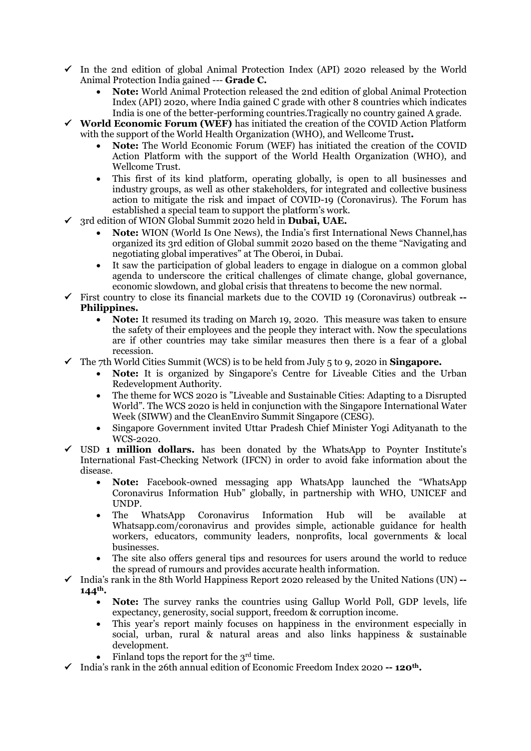- ✓ In the 2nd edition of global Animal Protection Index (API) 2020 released by the World Animal Protection India gained --- **Grade C.**
  - **Note:** World Animal Protection released the 2nd edition of global Animal Protection Index (API) 2020, where India gained C grade with other 8 countries which indicates India is one of the better-performing countries.Tragically no country gained A grade.
- ✓ **World Economic Forum (WEF)** has initiated the creation of the COVID Action Platform with the support of the World Health Organization (WHO), and Wellcome Trust**.**
  - **Note:** The World Economic Forum (WEF) has initiated the creation of the COVID Action Platform with the support of the World Health Organization (WHO), and Wellcome Trust.
  - This first of its kind platform, operating globally, is open to all businesses and industry groups, as well as other stakeholders, for integrated and collective business action to mitigate the risk and impact of COVID-19 (Coronavirus). The Forum has established a special team to support the platform's work.
- ✓ 3rd edition of WION Global Summit 2020 held in **Dubai, UAE.**
  - **Note:** WION (World Is One News), the India's first International News Channel,has organized its 3rd edition of Global summit 2020 based on the theme "Navigating and negotiating global imperatives" at The Oberoi, in Dubai.
  - It saw the participation of global leaders to engage in dialogue on a common global agenda to underscore the critical challenges of climate change, global governance, economic slowdown, and global crisis that threatens to become the new normal.
- ✓ First country to close its financial markets due to the COVID 19 (Coronavirus) outbreak **-- Philippines.**
  - **Note:** It resumed its trading on March 19, 2020. This measure was taken to ensure the safety of their employees and the people they interact with. Now the speculations are if other countries may take similar measures then there is a fear of a global recession.
- ✓ The 7th World Cities Summit (WCS) is to be held from July 5 to 9, 2020 in **Singapore.**
  - **Note:** It is organized by Singapore's Centre for Liveable Cities and the Urban Redevelopment Authority.
  - The theme for WCS 2020 is "Liveable and Sustainable Cities: Adapting to a Disrupted World". The WCS 2020 is held in conjunction with the Singapore International Water Week (SIWW) and the CleanEnviro Summit Singapore (CESG).
  - Singapore Government invited Uttar Pradesh Chief Minister Yogi Adityanath to the WCS-2020.
- ✓ USD **1 million dollars.** has been donated by the WhatsApp to Poynter Institute's International Fast-Checking Network (IFCN) in order to avoid fake information about the disease.
  - **Note:** Facebook-owned messaging app WhatsApp launched the "WhatsApp Coronavirus Information Hub" globally, in partnership with WHO, UNICEF and UNDP.
  - The WhatsApp Coronavirus Information Hub will be available at Whatsapp.com/coronavirus and provides simple, actionable guidance for health workers, educators, community leaders, nonprofits, local governments & local businesses.
  - The site also offers general tips and resources for users around the world to reduce the spread of rumours and provides accurate health information.
- ✓ India's rank in the 8th World Happiness Report 2020 released by the United Nations (UN) **-- 144th.**
  - **Note:** The survey ranks the countries using Gallup World Poll, GDP levels, life expectancy, generosity, social support, freedom & corruption income.
  - This year's report mainly focuses on happiness in the environment especially in social, urban, rural & natural areas and also links happiness & sustainable development.
  - Finland tops the report for the 3rd time.
- ✓ India's rank in the 26th annual edition of Economic Freedom Index 2020 **-- 120th.**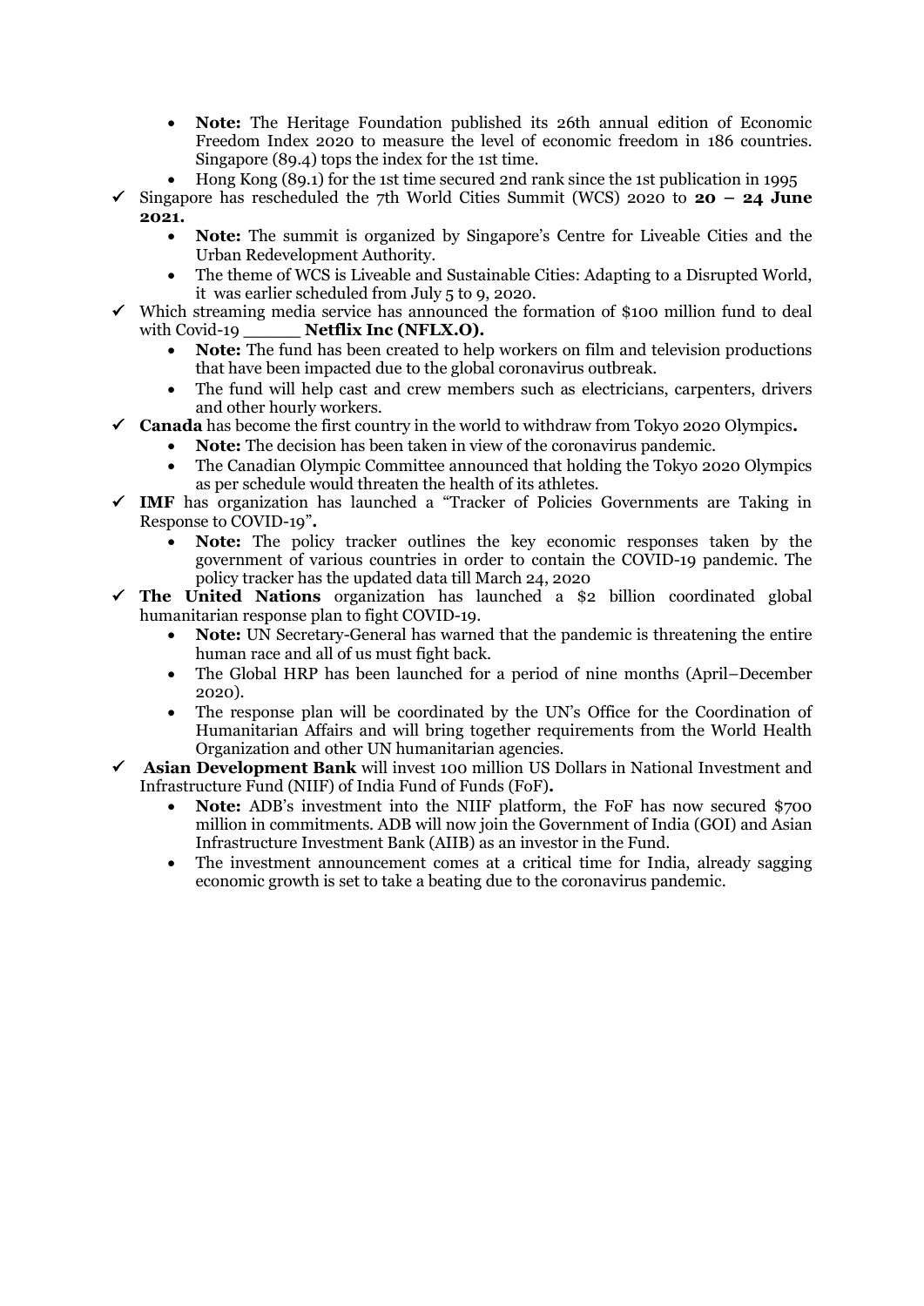- **Note:** The Heritage Foundation published its 26th annual edition of Economic Freedom Index 2020 to measure the level of economic freedom in 186 countries. Singapore (89.4) tops the index for the 1st time.
- Hong Kong (89.1) for the 1st time secured 2nd rank since the 1st publication in 1995

✓ Singapore has rescheduled the 7th World Cities Summit (WCS) 2020 to **20 – 24 June 2021.**

- **Note:** The summit is organized by Singapore's Centre for Liveable Cities and the Urban Redevelopment Authority.
- The theme of WCS is Liveable and Sustainable Cities: Adapting to a Disrupted World, it was earlier scheduled from July 5 to 9, 2020.

✓ Which streaming media service has announced the formation of $100 million fund to deal with Covid-19 _____ **Netflix Inc (NFLX.O).**

- **Note:** The fund has been created to help workers on film and television productions that have been impacted due to the global coronavirus outbreak.
- The fund will help cast and crew members such as electricians, carpenters, drivers and other hourly workers.

✓ **Canada** has become the first country in the world to withdraw from Tokyo 2020 Olympics**.**

- **Note:** The decision has been taken in view of the coronavirus pandemic.
- The Canadian Olympic Committee announced that holding the Tokyo 2020 Olympics as per schedule would threaten the health of its athletes.

✓ **IMF** has organization has launched a "Tracker of Policies Governments are Taking in Response to COVID-19"**.**

- **Note:** The policy tracker outlines the key economic responses taken by the government of various countries in order to contain the COVID-19 pandemic. The policy tracker has the updated data till March 24, 2020

✓ **The United Nations** organization has launched a $2 billion coordinated global humanitarian response plan to fight COVID-19.

- **Note:** UN Secretary-General has warned that the pandemic is threatening the entire human race and all of us must fight back.
- The Global HRP has been launched for a period of nine months (April–December 2020).
- The response plan will be coordinated by the UN's Office for the Coordination of Humanitarian Affairs and will bring together requirements from the World Health Organization and other UN humanitarian agencies.

✓ **Asian Development Bank** will invest 100 million US Dollars in National Investment and Infrastructure Fund (NIIF) of India Fund of Funds (FoF)**.**

- **Note:** ADB's investment into the NIIF platform, the FoF has now secured $700 million in commitments. ADB will now join the Government of India (GOI) and Asian Infrastructure Investment Bank (AIIB) as an investor in the Fund.
- The investment announcement comes at a critical time for India, already sagging economic growth is set to take a beating due to the coronavirus pandemic.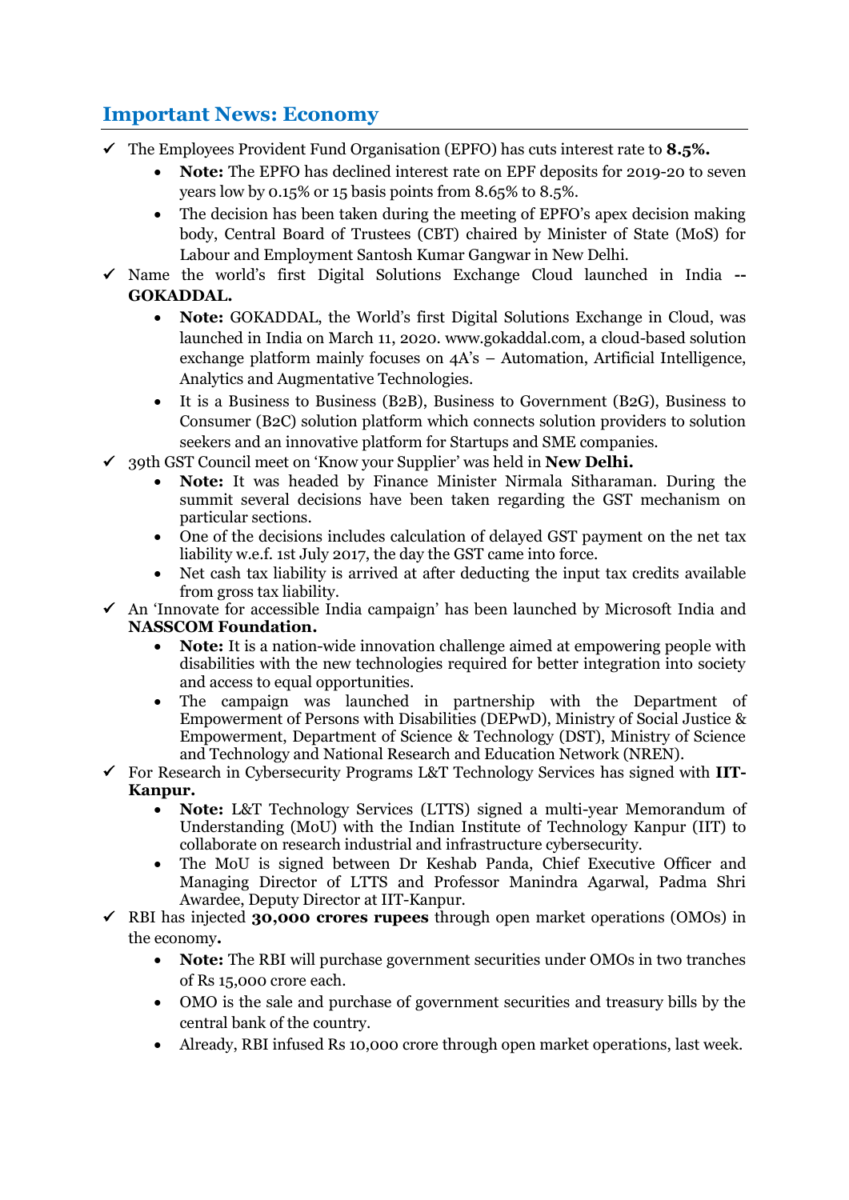## Important News: Economy

- ✓ The Employees Provident Fund Organisation (EPFO) has cuts interest rate to **8.5%.**
  - **Note:** The EPFO has declined interest rate on EPF deposits for 2019-20 to seven years low by 0.15% or 15 basis points from 8.65% to 8.5%.
  - The decision has been taken during the meeting of EPFO's apex decision making body, Central Board of Trustees (CBT) chaired by Minister of State (MoS) for Labour and Employment Santosh Kumar Gangwar in New Delhi.
- ✓ Name the world's first Digital Solutions Exchange Cloud launched in India **-- GOKADDAL.**
  - **Note:** GOKADDAL, the World's first Digital Solutions Exchange in Cloud, was launched in India on March 11, 2020. www.gokaddal.com, a cloud-based solution exchange platform mainly focuses on 4A's – Automation, Artificial Intelligence, Analytics and Augmentative Technologies.
  - It is a Business to Business (B2B), Business to Government (B2G), Business to Consumer (B2C) solution platform which connects solution providers to solution seekers and an innovative platform for Startups and SME companies.
- ✓ 39th GST Council meet on 'Know your Supplier' was held in **New Delhi.**
  - **Note:** It was headed by Finance Minister Nirmala Sitharaman. During the summit several decisions have been taken regarding the GST mechanism on particular sections.
  - One of the decisions includes calculation of delayed GST payment on the net tax liability w.e.f. 1st July 2017, the day the GST came into force.
  - Net cash tax liability is arrived at after deducting the input tax credits available from gross tax liability.
- ✓ An 'Innovate for accessible India campaign' has been launched by Microsoft India and **NASSCOM Foundation.**
  - **Note:** It is a nation-wide innovation challenge aimed at empowering people with disabilities with the new technologies required for better integration into society and access to equal opportunities.
  - The campaign was launched in partnership with the Department of Empowerment of Persons with Disabilities (DEPwD), Ministry of Social Justice & Empowerment, Department of Science & Technology (DST), Ministry of Science and Technology and National Research and Education Network (NREN).
- ✓ For Research in Cybersecurity Programs L&T Technology Services has signed with **IIT-Kanpur.**
  - **Note:** L&T Technology Services (LTTS) signed a multi-year Memorandum of Understanding (MoU) with the Indian Institute of Technology Kanpur (IIT) to collaborate on research industrial and infrastructure cybersecurity.
  - The MoU is signed between Dr Keshab Panda, Chief Executive Officer and Managing Director of LTTS and Professor Manindra Agarwal, Padma Shri Awardee, Deputy Director at IIT-Kanpur.
- ✓ RBI has injected **30,000 crores rupees** through open market operations (OMOs) in the economy**.**
  - **Note:** The RBI will purchase government securities under OMOs in two tranches of Rs 15,000 crore each.
  - OMO is the sale and purchase of government securities and treasury bills by the central bank of the country.
  - Already, RBI infused Rs 10,000 crore through open market operations, last week.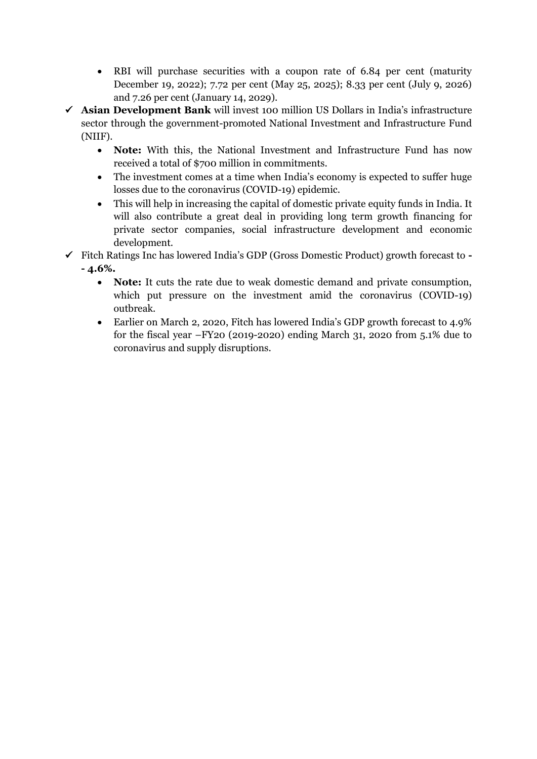- RBI will purchase securities with a coupon rate of 6.84 per cent (maturity December 19, 2022); 7.72 per cent (May 25, 2025); 8.33 per cent (July 9, 2026) and 7.26 per cent (January 14, 2029).

- ✓ **Asian Development Bank** will invest 100 million US Dollars in India's infrastructure sector through the government-promoted National Investment and Infrastructure Fund (NIIF).
  - **Note:** With this, the National Investment and Infrastructure Fund has now received a total of $700 million in commitments.
  - The investment comes at a time when India's economy is expected to suffer huge losses due to the coronavirus (COVID-19) epidemic.
  - This will help in increasing the capital of domestic private equity funds in India. It will also contribute a great deal in providing long term growth financing for private sector companies, social infrastructure development and economic development.

- ✓ Fitch Ratings Inc has lowered India's GDP (Gross Domestic Product) growth forecast to **-- 4.6%.**
  - **Note:** It cuts the rate due to weak domestic demand and private consumption, which put pressure on the investment amid the coronavirus (COVID-19) outbreak.
  - Earlier on March 2, 2020, Fitch has lowered India's GDP growth forecast to 4.9% for the fiscal year –FY20 (2019-2020) ending March 31, 2020 from 5.1% due to coronavirus and supply disruptions.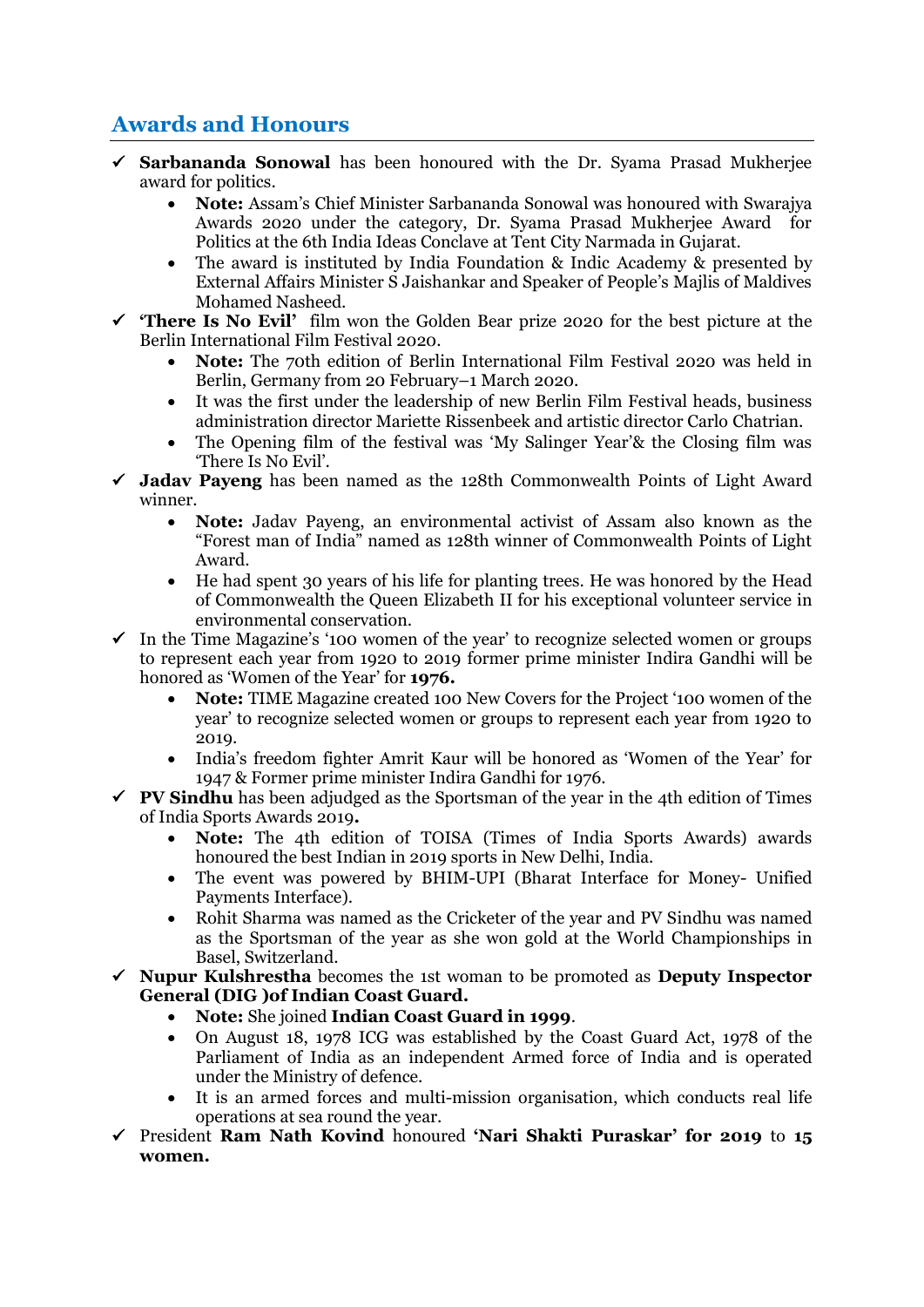## Awards and Honours

- ✓ **Sarbananda Sonowal** has been honoured with the Dr. Syama Prasad Mukherjee award for politics.
  - **Note:** Assam's Chief Minister Sarbananda Sonowal was honoured with Swarajya Awards 2020 under the category, Dr. Syama Prasad Mukherjee Award for Politics at the 6th India Ideas Conclave at Tent City Narmada in Gujarat.
  - The award is instituted by India Foundation & Indic Academy & presented by External Affairs Minister S Jaishankar and Speaker of People's Majlis of Maldives Mohamed Nasheed.
- ✓ **'There Is No Evil'** film won the Golden Bear prize 2020 for the best picture at the Berlin International Film Festival 2020.
  - **Note:** The 70th edition of Berlin International Film Festival 2020 was held in Berlin, Germany from 20 February–1 March 2020.
  - It was the first under the leadership of new Berlin Film Festival heads, business administration director Mariette Rissenbeek and artistic director Carlo Chatrian.
  - The Opening film of the festival was 'My Salinger Year'& the Closing film was 'There Is No Evil'.
- ✓ **Jadav Payeng** has been named as the 128th Commonwealth Points of Light Award winner.
  - **Note:** Jadav Payeng, an environmental activist of Assam also known as the "Forest man of India" named as 128th winner of Commonwealth Points of Light Award.
  - He had spent 30 years of his life for planting trees. He was honored by the Head of Commonwealth the Queen Elizabeth II for his exceptional volunteer service in environmental conservation.
- ✓ In the Time Magazine's '100 women of the year' to recognize selected women or groups to represent each year from 1920 to 2019 former prime minister Indira Gandhi will be honored as 'Women of the Year' for **1976.**
  - **Note:** TIME Magazine created 100 New Covers for the Project '100 women of the year' to recognize selected women or groups to represent each year from 1920 to 2019.
  - India's freedom fighter Amrit Kaur will be honored as 'Women of the Year' for 1947 & Former prime minister Indira Gandhi for 1976.
- ✓ **PV Sindhu** has been adjudged as the Sportsman of the year in the 4th edition of Times of India Sports Awards 2019**.**
  - **Note:** The 4th edition of TOISA (Times of India Sports Awards) awards honoured the best Indian in 2019 sports in New Delhi, India.
  - The event was powered by BHIM-UPI (Bharat Interface for Money- Unified Payments Interface).
  - Rohit Sharma was named as the Cricketer of the year and PV Sindhu was named as the Sportsman of the year as she won gold at the World Championships in Basel, Switzerland.
- ✓ **Nupur Kulshrestha** becomes the 1st woman to be promoted as **Deputy Inspector General (DIG )of Indian Coast Guard.**
  - **Note:** She joined **Indian Coast Guard in 1999**.
  - On August 18, 1978 ICG was established by the Coast Guard Act, 1978 of the Parliament of India as an independent Armed force of India and is operated under the Ministry of defence.
  - It is an armed forces and multi-mission organisation, which conducts real life operations at sea round the year.
- ✓ President **Ram Nath Kovind** honoured **'Nari Shakti Puraskar' for 2019** to **15 women.**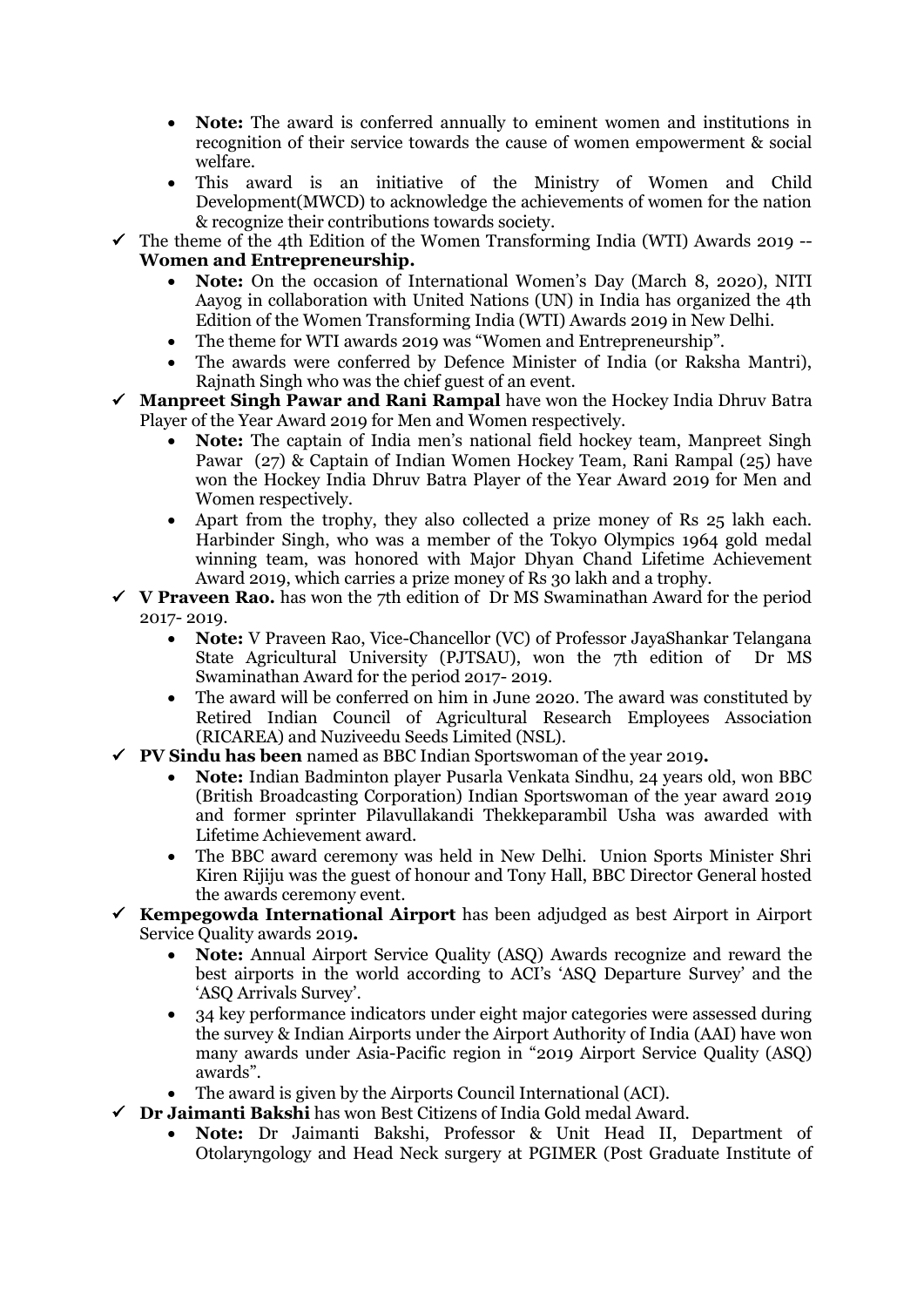- **Note:** The award is conferred annually to eminent women and institutions in recognition of their service towards the cause of women empowerment & social welfare.
- This award is an initiative of the Ministry of Women and Child Development(MWCD) to acknowledge the achievements of women for the nation & recognize their contributions towards society.

✓ The theme of the 4th Edition of the Women Transforming India (WTI) Awards 2019 -- **Women and Entrepreneurship.**

- **Note:** On the occasion of International Women's Day (March 8, 2020), NITI Aayog in collaboration with United Nations (UN) in India has organized the 4th Edition of the Women Transforming India (WTI) Awards 2019 in New Delhi.
- The theme for WTI awards 2019 was "Women and Entrepreneurship".
- The awards were conferred by Defence Minister of India (or Raksha Mantri), Rajnath Singh who was the chief guest of an event.

✓ **Manpreet Singh Pawar and Rani Rampal** have won the Hockey India Dhruv Batra Player of the Year Award 2019 for Men and Women respectively.

- **Note:** The captain of India men's national field hockey team, Manpreet Singh Pawar (27) & Captain of Indian Women Hockey Team, Rani Rampal (25) have won the Hockey India Dhruv Batra Player of the Year Award 2019 for Men and Women respectively.
- Apart from the trophy, they also collected a prize money of Rs 25 lakh each. Harbinder Singh, who was a member of the Tokyo Olympics 1964 gold medal winning team, was honored with Major Dhyan Chand Lifetime Achievement Award 2019, which carries a prize money of Rs 30 lakh and a trophy.

✓ **V Praveen Rao.** has won the 7th edition of Dr MS Swaminathan Award for the period 2017- 2019.

- **Note:** V Praveen Rao, Vice-Chancellor (VC) of Professor JayaShankar Telangana State Agricultural University (PJTSAU), won the 7th edition of Dr MS Swaminathan Award for the period 2017- 2019.
- The award will be conferred on him in June 2020. The award was constituted by Retired Indian Council of Agricultural Research Employees Association (RICAREA) and Nuziveedu Seeds Limited (NSL).

✓ **PV Sindu has been** named as BBC Indian Sportswoman of the year 2019**.**

- **Note:** Indian Badminton player Pusarla Venkata Sindhu, 24 years old, won BBC (British Broadcasting Corporation) Indian Sportswoman of the year award 2019 and former sprinter Pilavullakandi Thekkeparambil Usha was awarded with Lifetime Achievement award.
- The BBC award ceremony was held in New Delhi. Union Sports Minister Shri Kiren Rijiju was the guest of honour and Tony Hall, BBC Director General hosted the awards ceremony event.

✓ **Kempegowda International Airport** has been adjudged as best Airport in Airport Service Quality awards 2019**.**

- **Note:** Annual Airport Service Quality (ASQ) Awards recognize and reward the best airports in the world according to ACI's 'ASQ Departure Survey' and the 'ASQ Arrivals Survey'.
- 34 key performance indicators under eight major categories were assessed during the survey & Indian Airports under the Airport Authority of India (AAI) have won many awards under Asia-Pacific region in "2019 Airport Service Quality (ASQ) awards".
- The award is given by the Airports Council International (ACI).

✓ **Dr Jaimanti Bakshi** has won Best Citizens of India Gold medal Award.

- **Note:** Dr Jaimanti Bakshi, Professor & Unit Head II, Department of Otolaryngology and Head Neck surgery at PGIMER (Post Graduate Institute of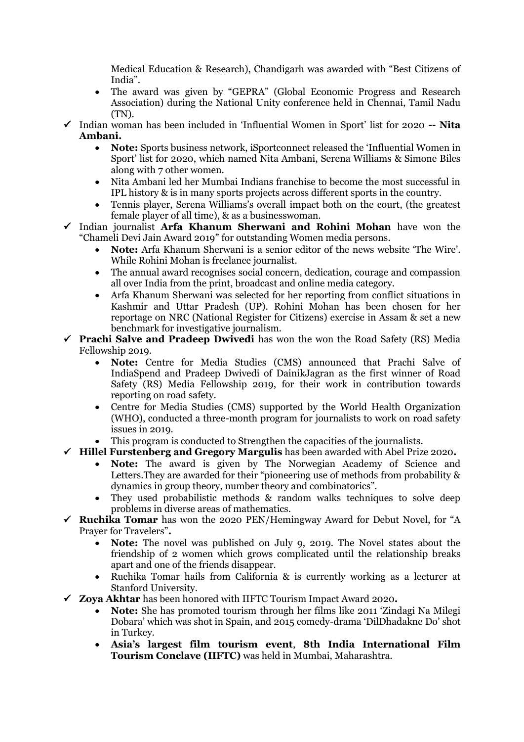Medical Education & Research), Chandigarh was awarded with "Best Citizens of India".
    - The award was given by "GEPRA" (Global Economic Progress and Research Association) during the National Unity conference held in Chennai, Tamil Nadu (TN).

- ✓ Indian woman has been included in 'Influential Women in Sport' list for 2020 **-- Nita Ambani.**
    - **Note:** Sports business network, iSportconnect released the 'Influential Women in Sport' list for 2020, which named Nita Ambani, Serena Williams & Simone Biles along with 7 other women.
    - Nita Ambani led her Mumbai Indians franchise to become the most successful in IPL history & is in many sports projects across different sports in the country.
    - Tennis player, Serena Williams's overall impact both on the court, (the greatest female player of all time), & as a businesswoman.
- ✓ Indian journalist **Arfa Khanum Sherwani and Rohini Mohan** have won the "Chameli Devi Jain Award 2019" for outstanding Women media persons.
    - **Note:** Arfa Khanum Sherwani is a senior editor of the news website 'The Wire'. While Rohini Mohan is freelance journalist.
    - The annual award recognises social concern, dedication, courage and compassion all over India from the print, broadcast and online media category.
    - Arfa Khanum Sherwani was selected for her reporting from conflict situations in Kashmir and Uttar Pradesh (UP). Rohini Mohan has been chosen for her reportage on NRC (National Register for Citizens) exercise in Assam & set a new benchmark for investigative journalism.
- ✓ **Prachi Salve and Pradeep Dwivedi** has won the won the Road Safety (RS) Media Fellowship 2019.
    - **Note:** Centre for Media Studies (CMS) announced that Prachi Salve of IndiaSpend and Pradeep Dwivedi of DainikJagran as the first winner of Road Safety (RS) Media Fellowship 2019, for their work in contribution towards reporting on road safety.
    - Centre for Media Studies (CMS) supported by the World Health Organization (WHO), conducted a three-month program for journalists to work on road safety issues in 2019.
    - This program is conducted to Strengthen the capacities of the journalists.
- ✓ **Hillel Furstenberg and Gregory Margulis** has been awarded with Abel Prize 2020**.**
    - **Note:** The award is given by The Norwegian Academy of Science and Letters.They are awarded for their "pioneering use of methods from probability & dynamics in group theory, number theory and combinatorics".
    - They used probabilistic methods & random walks techniques to solve deep problems in diverse areas of mathematics.
- ✓ **Ruchika Tomar** has won the 2020 PEN/Hemingway Award for Debut Novel, for "A Prayer for Travelers"**.**
    - **Note:** The novel was published on July 9, 2019. The Novel states about the friendship of 2 women which grows complicated until the relationship breaks apart and one of the friends disappear.
    - Ruchika Tomar hails from California & is currently working as a lecturer at Stanford University.
- ✓ **Zoya Akhtar** has been honored with IIFTC Tourism Impact Award 2020**.**
    - **Note:** She has promoted tourism through her films like 2011 'Zindagi Na Milegi Dobara' which was shot in Spain, and 2015 comedy-drama 'DilDhadakne Do' shot in Turkey.
    - **Asia's largest film tourism event**, **8th India International Film Tourism Conclave (IIFTC)** was held in Mumbai, Maharashtra.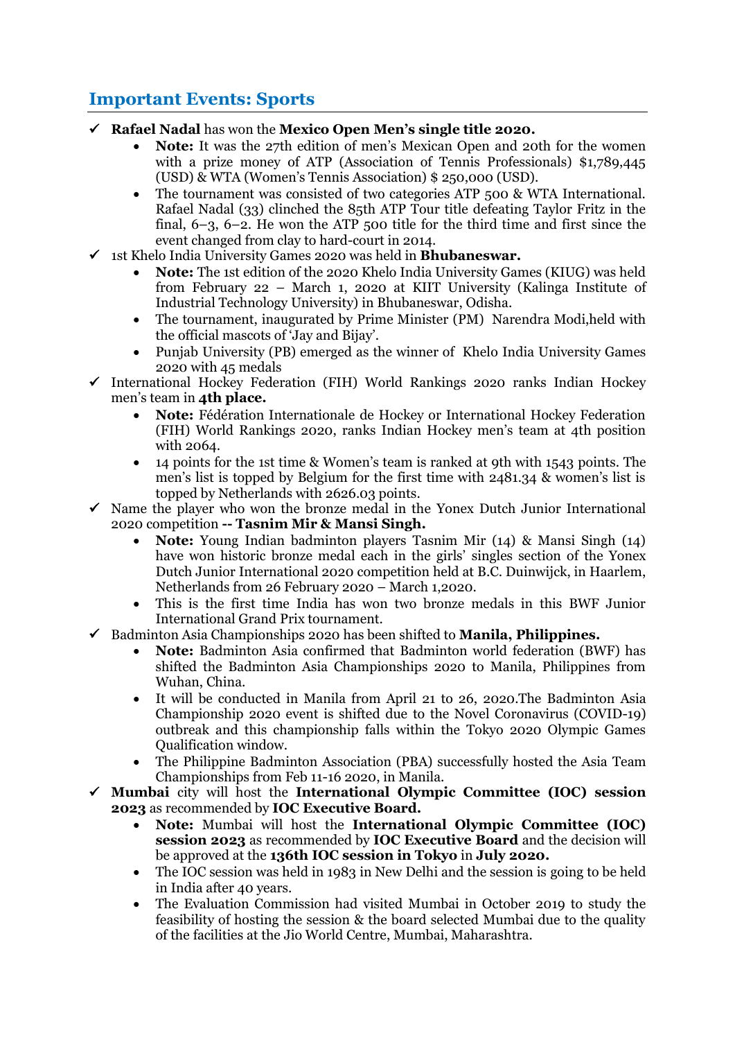## Important Events: Sports

- ✓ **Rafael Nadal** has won the **Mexico Open Men's single title 2020.**
  - **Note:** It was the 27th edition of men's Mexican Open and 20th for the women with a prize money of ATP (Association of Tennis Professionals) $1,789,445 (USD) & WTA (Women's Tennis Association) $ 250,000 (USD).
  - The tournament was consisted of two categories ATP 500 & WTA International. Rafael Nadal (33) clinched the 85th ATP Tour title defeating Taylor Fritz in the final, 6–3, 6–2. He won the ATP 500 title for the third time and first since the event changed from clay to hard-court in 2014.
- ✓ 1st Khelo India University Games 2020 was held in **Bhubaneswar.**
  - **Note:** The 1st edition of the 2020 Khelo India University Games (KIUG) was held from February 22 – March 1, 2020 at KIIT University (Kalinga Institute of Industrial Technology University) in Bhubaneswar, Odisha.
  - The tournament, inaugurated by Prime Minister (PM) Narendra Modi,held with the official mascots of 'Jay and Bijay'.
  - Punjab University (PB) emerged as the winner of Khelo India University Games 2020 with 45 medals
- ✓ International Hockey Federation (FIH) World Rankings 2020 ranks Indian Hockey men's team in **4th place.**
  - **Note:** Fédération Internationale de Hockey or International Hockey Federation (FIH) World Rankings 2020, ranks Indian Hockey men's team at 4th position with 2064.
  - 14 points for the 1st time & Women's team is ranked at 9th with 1543 points. The men's list is topped by Belgium for the first time with 2481.34 & women's list is topped by Netherlands with 2626.03 points.
- ✓ Name the player who won the bronze medal in the Yonex Dutch Junior International 2020 competition **-- Tasnim Mir & Mansi Singh.**
  - **Note:** Young Indian badminton players Tasnim Mir (14) & Mansi Singh (14) have won historic bronze medal each in the girls' singles section of the Yonex Dutch Junior International 2020 competition held at B.C. Duinwijck, in Haarlem, Netherlands from 26 February 2020 – March 1,2020.
  - This is the first time India has won two bronze medals in this BWF Junior International Grand Prix tournament.
- ✓ Badminton Asia Championships 2020 has been shifted to **Manila, Philippines.**
  - **Note:** Badminton Asia confirmed that Badminton world federation (BWF) has shifted the Badminton Asia Championships 2020 to Manila, Philippines from Wuhan, China.
  - It will be conducted in Manila from April 21 to 26, 2020.The Badminton Asia Championship 2020 event is shifted due to the Novel Coronavirus (COVID-19) outbreak and this championship falls within the Tokyo 2020 Olympic Games Qualification window.
  - The Philippine Badminton Association (PBA) successfully hosted the Asia Team Championships from Feb 11-16 2020, in Manila.
- ✓ **Mumbai** city will host the **International Olympic Committee (IOC) session 2023** as recommended by **IOC Executive Board.**
  - **Note:** Mumbai will host the **International Olympic Committee (IOC) session 2023** as recommended by **IOC Executive Board** and the decision will be approved at the **136th IOC session in Tokyo** in **July 2020.**
  - The IOC session was held in 1983 in New Delhi and the session is going to be held in India after 40 years.
  - The Evaluation Commission had visited Mumbai in October 2019 to study the feasibility of hosting the session & the board selected Mumbai due to the quality of the facilities at the Jio World Centre, Mumbai, Maharashtra.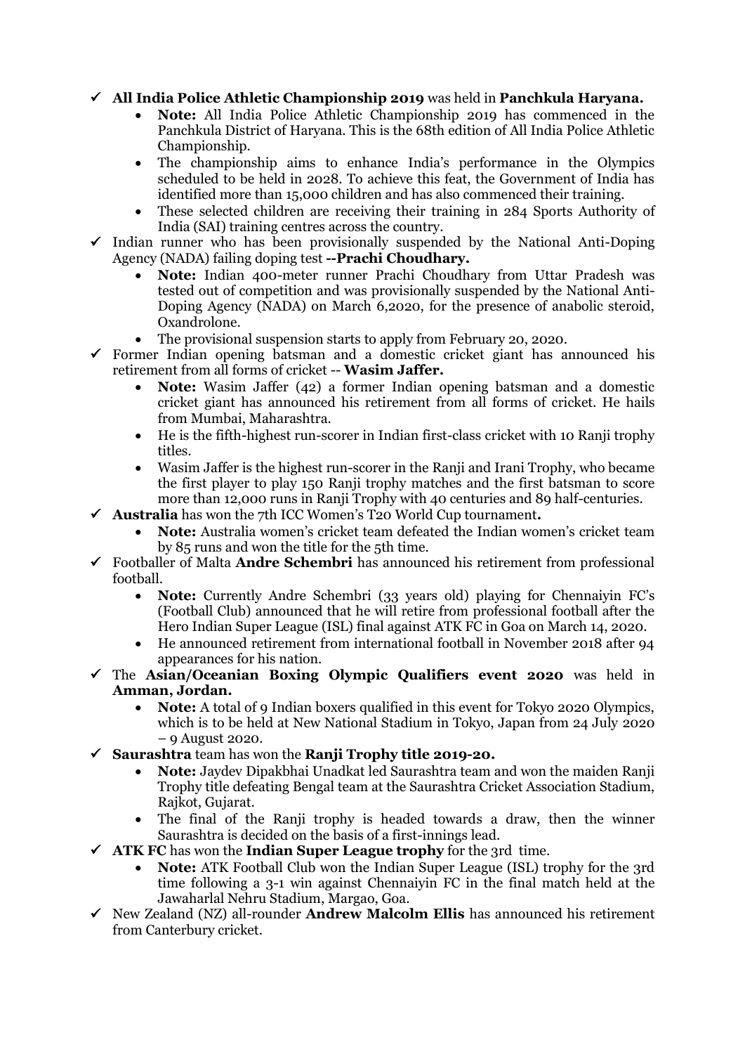- ✓ **All India Police Athletic Championship 2019** was held in **Panchkula Haryana.**
    - **Note:** All India Police Athletic Championship 2019 has commenced in the Panchkula District of Haryana. This is the 68th edition of All India Police Athletic Championship.
    - The championship aims to enhance India's performance in the Olympics scheduled to be held in 2028. To achieve this feat, the Government of India has identified more than 15,000 children and has also commenced their training.
    - These selected children are receiving their training in 284 Sports Authority of India (SAI) training centres across the country.
- ✓ Indian runner who has been provisionally suspended by the National Anti-Doping Agency (NADA) failing doping test **--Prachi Choudhary.**
    - **Note:** Indian 400-meter runner Prachi Choudhary from Uttar Pradesh was tested out of competition and was provisionally suspended by the National Anti-Doping Agency (NADA) on March 6,2020, for the presence of anabolic steroid, Oxandrolone.
    - The provisional suspension starts to apply from February 20, 2020.
- ✓ Former Indian opening batsman and a domestic cricket giant has announced his retirement from all forms of cricket -- **Wasim Jaffer.**
    - **Note:** Wasim Jaffer (42) a former Indian opening batsman and a domestic cricket giant has announced his retirement from all forms of cricket. He hails from Mumbai, Maharashtra.
    - He is the fifth-highest run-scorer in Indian first-class cricket with 10 Ranji trophy titles.
    - Wasim Jaffer is the highest run-scorer in the Ranji and Irani Trophy, who became the first player to play 150 Ranji trophy matches and the first batsman to score more than 12,000 runs in Ranji Trophy with 40 centuries and 89 half-centuries.
- ✓ **Australia** has won the 7th ICC Women's T20 World Cup tournament**.**
    - **Note:** Australia women's cricket team defeated the Indian women's cricket team by 85 runs and won the title for the 5th time.
- ✓ Footballer of Malta **Andre Schembri** has announced his retirement from professional football.
    - **Note:** Currently Andre Schembri (33 years old) playing for Chennaiyin FC's (Football Club) announced that he will retire from professional football after the Hero Indian Super League (ISL) final against ATK FC in Goa on March 14, 2020.
    - He announced retirement from international football in November 2018 after 94 appearances for his nation.
- ✓ The **Asian/Oceanian Boxing Olympic Qualifiers event 2020** was held in **Amman, Jordan.**
    - **Note:** A total of 9 Indian boxers qualified in this event for Tokyo 2020 Olympics, which is to be held at New National Stadium in Tokyo, Japan from 24 July 2020 – 9 August 2020.
- ✓ **Saurashtra** team has won the **Ranji Trophy title 2019-20.**
    - **Note:** Jaydev Dipakbhai Unadkat led Saurashtra team and won the maiden Ranji Trophy title defeating Bengal team at the Saurashtra Cricket Association Stadium, Rajkot, Gujarat.
    - The final of the Ranji trophy is headed towards a draw, then the winner Saurashtra is decided on the basis of a first-innings lead.
- ✓ **ATK FC** has won the **Indian Super League trophy** for the 3rd time.
    - **Note:** ATK Football Club won the Indian Super League (ISL) trophy for the 3rd time following a 3-1 win against Chennaiyin FC in the final match held at the Jawaharlal Nehru Stadium, Margao, Goa.
- ✓ New Zealand (NZ) all-rounder **Andrew Malcolm Ellis** has announced his retirement from Canterbury cricket.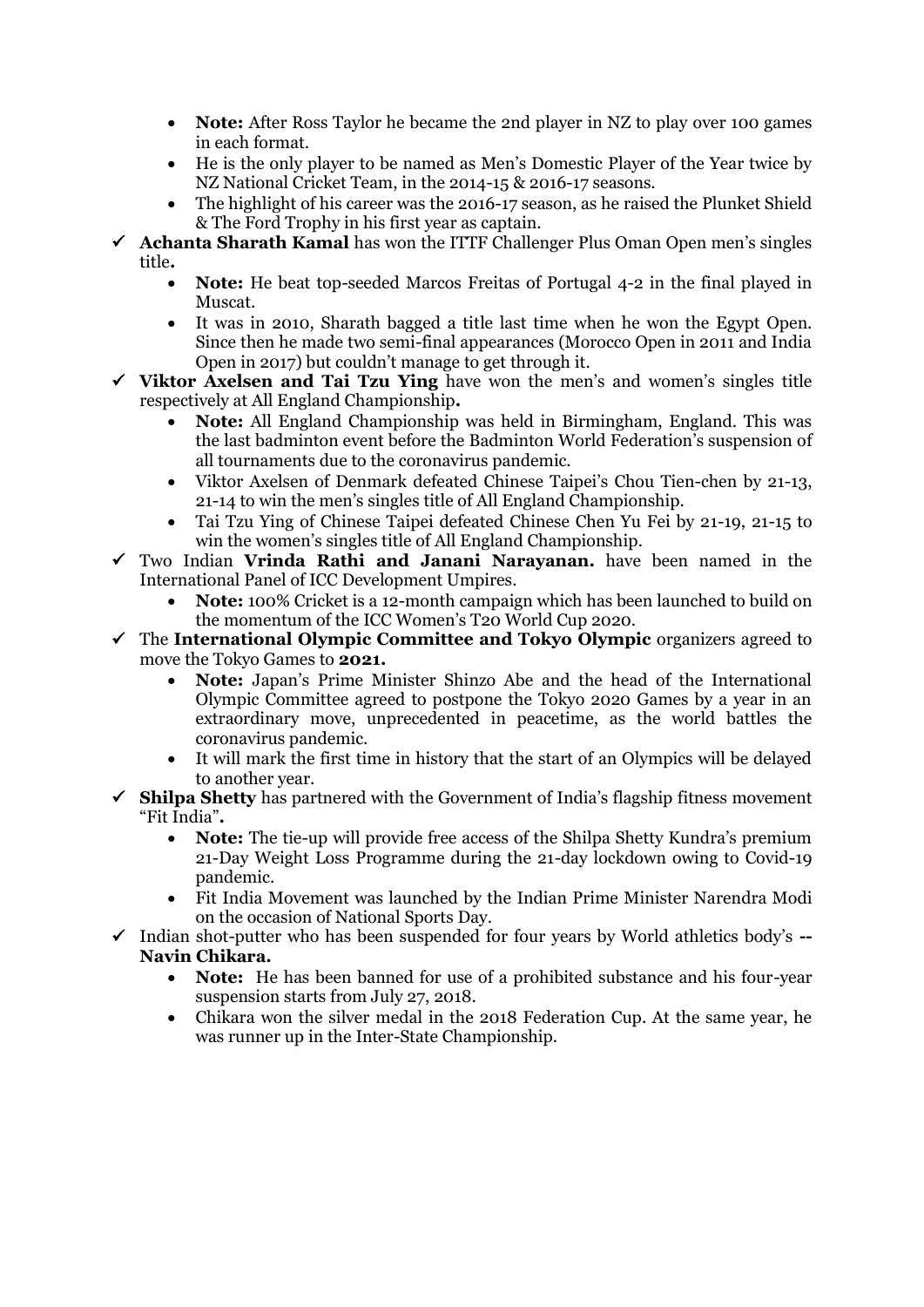- **Note:** After Ross Taylor he became the 2nd player in NZ to play over 100 games in each format.
- He is the only player to be named as Men's Domestic Player of the Year twice by NZ National Cricket Team, in the 2014-15 & 2016-17 seasons.
- The highlight of his career was the 2016-17 season, as he raised the Plunket Shield & The Ford Trophy in his first year as captain.

✓ **Achanta Sharath Kamal** has won the ITTF Challenger Plus Oman Open men's singles title**.**

- **Note:** He beat top-seeded Marcos Freitas of Portugal 4-2 in the final played in Muscat.
- It was in 2010, Sharath bagged a title last time when he won the Egypt Open. Since then he made two semi-final appearances (Morocco Open in 2011 and India Open in 2017) but couldn't manage to get through it.

✓ **Viktor Axelsen and Tai Tzu Ying** have won the men's and women's singles title respectively at All England Championship**.**

- **Note:** All England Championship was held in Birmingham, England. This was the last badminton event before the Badminton World Federation's suspension of all tournaments due to the coronavirus pandemic.
- Viktor Axelsen of Denmark defeated Chinese Taipei's Chou Tien-chen by 21-13, 21-14 to win the men's singles title of All England Championship.
- Tai Tzu Ying of Chinese Taipei defeated Chinese Chen Yu Fei by 21-19, 21-15 to win the women's singles title of All England Championship.

✓ Two Indian **Vrinda Rathi and Janani Narayanan.** have been named in the International Panel of ICC Development Umpires.

- **Note:** 100% Cricket is a 12-month campaign which has been launched to build on the momentum of the ICC Women's T20 World Cup 2020.

✓ The **International Olympic Committee and Tokyo Olympic** organizers agreed to move the Tokyo Games to **2021.**

- **Note:** Japan's Prime Minister Shinzo Abe and the head of the International Olympic Committee agreed to postpone the Tokyo 2020 Games by a year in an extraordinary move, unprecedented in peacetime, as the world battles the coronavirus pandemic.
- It will mark the first time in history that the start of an Olympics will be delayed to another year.

✓ **Shilpa Shetty** has partnered with the Government of India's flagship fitness movement "Fit India"**.**

- **Note:** The tie-up will provide free access of the Shilpa Shetty Kundra's premium 21-Day Weight Loss Programme during the 21-day lockdown owing to Covid-19 pandemic.
- Fit India Movement was launched by the Indian Prime Minister Narendra Modi on the occasion of National Sports Day.

✓ Indian shot-putter who has been suspended for four years by World athletics body's **-- Navin Chikara.**

- **Note:** He has been banned for use of a prohibited substance and his four-year suspension starts from July 27, 2018.
- Chikara won the silver medal in the 2018 Federation Cup. At the same year, he was runner up in the Inter-State Championship.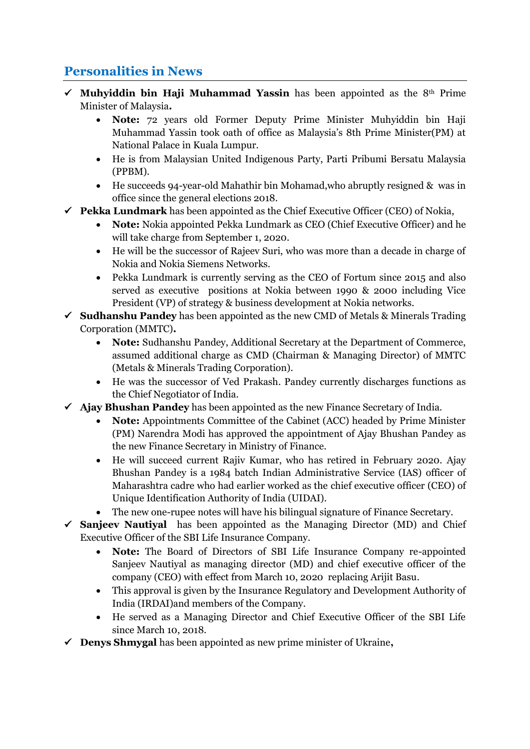## Personalities in News

- ✓ **Muhyiddin bin Haji Muhammad Yassin** has been appointed as the 8th Prime Minister of Malaysia**.**
  - **Note:** 72 years old Former Deputy Prime Minister Muhyiddin bin Haji Muhammad Yassin took oath of office as Malaysia's 8th Prime Minister(PM) at National Palace in Kuala Lumpur.
  - He is from Malaysian United Indigenous Party, Parti Pribumi Bersatu Malaysia (PPBM).
  - He succeeds 94-year-old Mahathir bin Mohamad,who abruptly resigned & was in office since the general elections 2018.
- ✓ **Pekka Lundmark** has been appointed as the Chief Executive Officer (CEO) of Nokia,
  - **Note:** Nokia appointed Pekka Lundmark as CEO (Chief Executive Officer) and he will take charge from September 1, 2020.
  - He will be the successor of Rajeev Suri, who was more than a decade in charge of Nokia and Nokia Siemens Networks.
  - Pekka Lundmark is currently serving as the CEO of Fortum since 2015 and also served as executive positions at Nokia between 1990 & 2000 including Vice President (VP) of strategy & business development at Nokia networks.
- ✓ **Sudhanshu Pandey** has been appointed as the new CMD of Metals & Minerals Trading Corporation (MMTC)**.**
  - **Note:** Sudhanshu Pandey, Additional Secretary at the Department of Commerce, assumed additional charge as CMD (Chairman & Managing Director) of MMTC (Metals & Minerals Trading Corporation).
  - He was the successor of Ved Prakash. Pandey currently discharges functions as the Chief Negotiator of India.
- ✓ **Ajay Bhushan Pandey** has been appointed as the new Finance Secretary of India.
  - **Note:** Appointments Committee of the Cabinet (ACC) headed by Prime Minister (PM) Narendra Modi has approved the appointment of Ajay Bhushan Pandey as the new Finance Secretary in Ministry of Finance.
  - He will succeed current Rajiv Kumar, who has retired in February 2020. Ajay Bhushan Pandey is a 1984 batch Indian Administrative Service (IAS) officer of Maharashtra cadre who had earlier worked as the chief executive officer (CEO) of Unique Identification Authority of India (UIDAI).
  - The new one-rupee notes will have his bilingual signature of Finance Secretary.
- ✓ **Sanjeev Nautiyal** has been appointed as the Managing Director (MD) and Chief Executive Officer of the SBI Life Insurance Company.
  - **Note:** The Board of Directors of SBI Life Insurance Company re-appointed Sanjeev Nautiyal as managing director (MD) and chief executive officer of the company (CEO) with effect from March 10, 2020 replacing Arijit Basu.
  - This approval is given by the Insurance Regulatory and Development Authority of India (IRDAI)and members of the Company.
  - He served as a Managing Director and Chief Executive Officer of the SBI Life since March 10, 2018.
- ✓ **Denys Shmygal** has been appointed as new prime minister of Ukraine**,**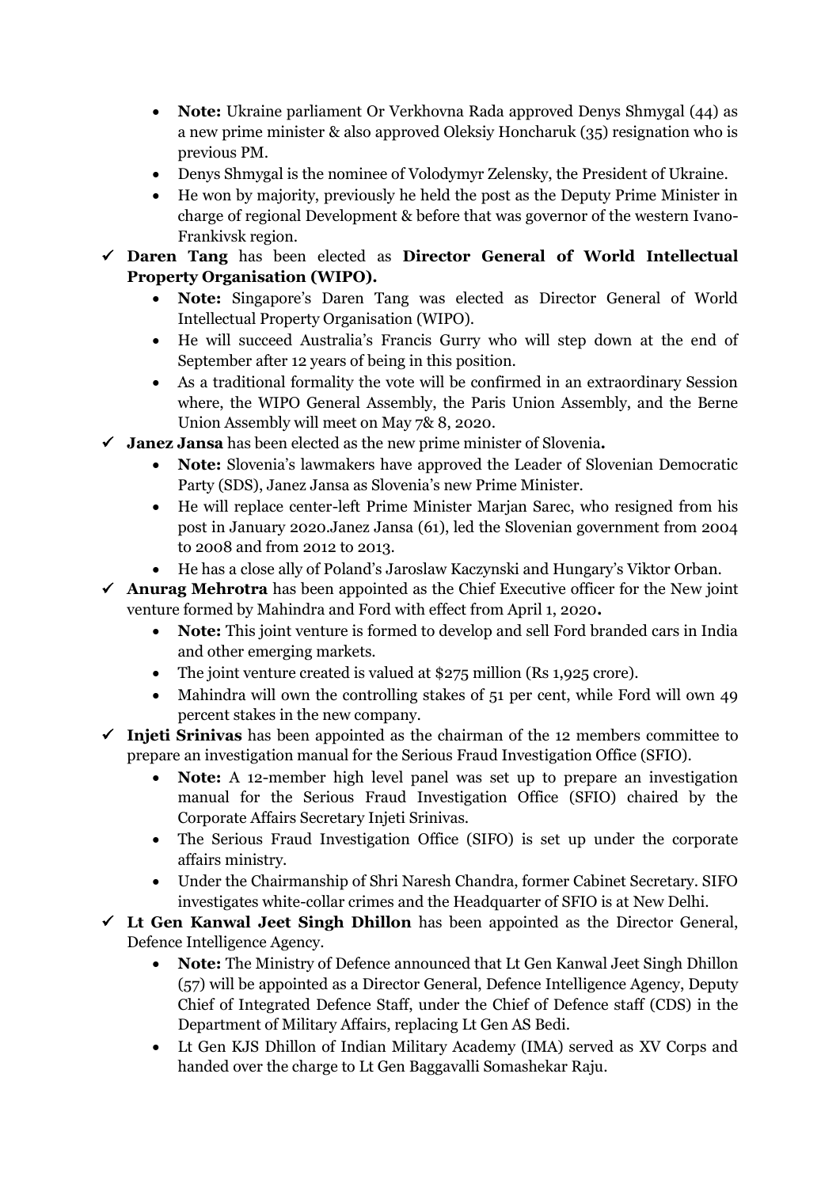- **Note:** Ukraine parliament Or Verkhovna Rada approved Denys Shmygal (44) as a new prime minister & also approved Oleksiy Honcharuk (35) resignation who is previous PM.
- Denys Shmygal is the nominee of Volodymyr Zelensky, the President of Ukraine.
- He won by majority, previously he held the post as the Deputy Prime Minister in charge of regional Development & before that was governor of the western Ivano-Frankivsk region.

✓ **Daren Tang** has been elected as **Director General of World Intellectual Property Organisation (WIPO).**

- **Note:** Singapore's Daren Tang was elected as Director General of World Intellectual Property Organisation (WIPO).
- He will succeed Australia's Francis Gurry who will step down at the end of September after 12 years of being in this position.
- As a traditional formality the vote will be confirmed in an extraordinary Session where, the WIPO General Assembly, the Paris Union Assembly, and the Berne Union Assembly will meet on May 7& 8, 2020.

✓ **Janez Jansa** has been elected as the new prime minister of Slovenia**.**

- **Note:** Slovenia's lawmakers have approved the Leader of Slovenian Democratic Party (SDS), Janez Jansa as Slovenia's new Prime Minister.
- He will replace center-left Prime Minister Marjan Sarec, who resigned from his post in January 2020.Janez Jansa (61), led the Slovenian government from 2004 to 2008 and from 2012 to 2013.
- He has a close ally of Poland's Jaroslaw Kaczynski and Hungary's Viktor Orban.

✓ **Anurag Mehrotra** has been appointed as the Chief Executive officer for the New joint venture formed by Mahindra and Ford with effect from April 1, 2020**.**

- **Note:** This joint venture is formed to develop and sell Ford branded cars in India and other emerging markets.
- The joint venture created is valued at $275 million (Rs 1,925 crore).
- Mahindra will own the controlling stakes of 51 per cent, while Ford will own 49 percent stakes in the new company.

✓ **Injeti Srinivas** has been appointed as the chairman of the 12 members committee to prepare an investigation manual for the Serious Fraud Investigation Office (SFIO).

- **Note:** A 12-member high level panel was set up to prepare an investigation manual for the Serious Fraud Investigation Office (SFIO) chaired by the Corporate Affairs Secretary Injeti Srinivas.
- The Serious Fraud Investigation Office (SIFO) is set up under the corporate affairs ministry.
- Under the Chairmanship of Shri Naresh Chandra, former Cabinet Secretary. SIFO investigates white-collar crimes and the Headquarter of SFIO is at New Delhi.

✓ **Lt Gen Kanwal Jeet Singh Dhillon** has been appointed as the Director General, Defence Intelligence Agency.

- **Note:** The Ministry of Defence announced that Lt Gen Kanwal Jeet Singh Dhillon (57) will be appointed as a Director General, Defence Intelligence Agency, Deputy Chief of Integrated Defence Staff, under the Chief of Defence staff (CDS) in the Department of Military Affairs, replacing Lt Gen AS Bedi.
- Lt Gen KJS Dhillon of Indian Military Academy (IMA) served as XV Corps and handed over the charge to Lt Gen Baggavalli Somashekar Raju.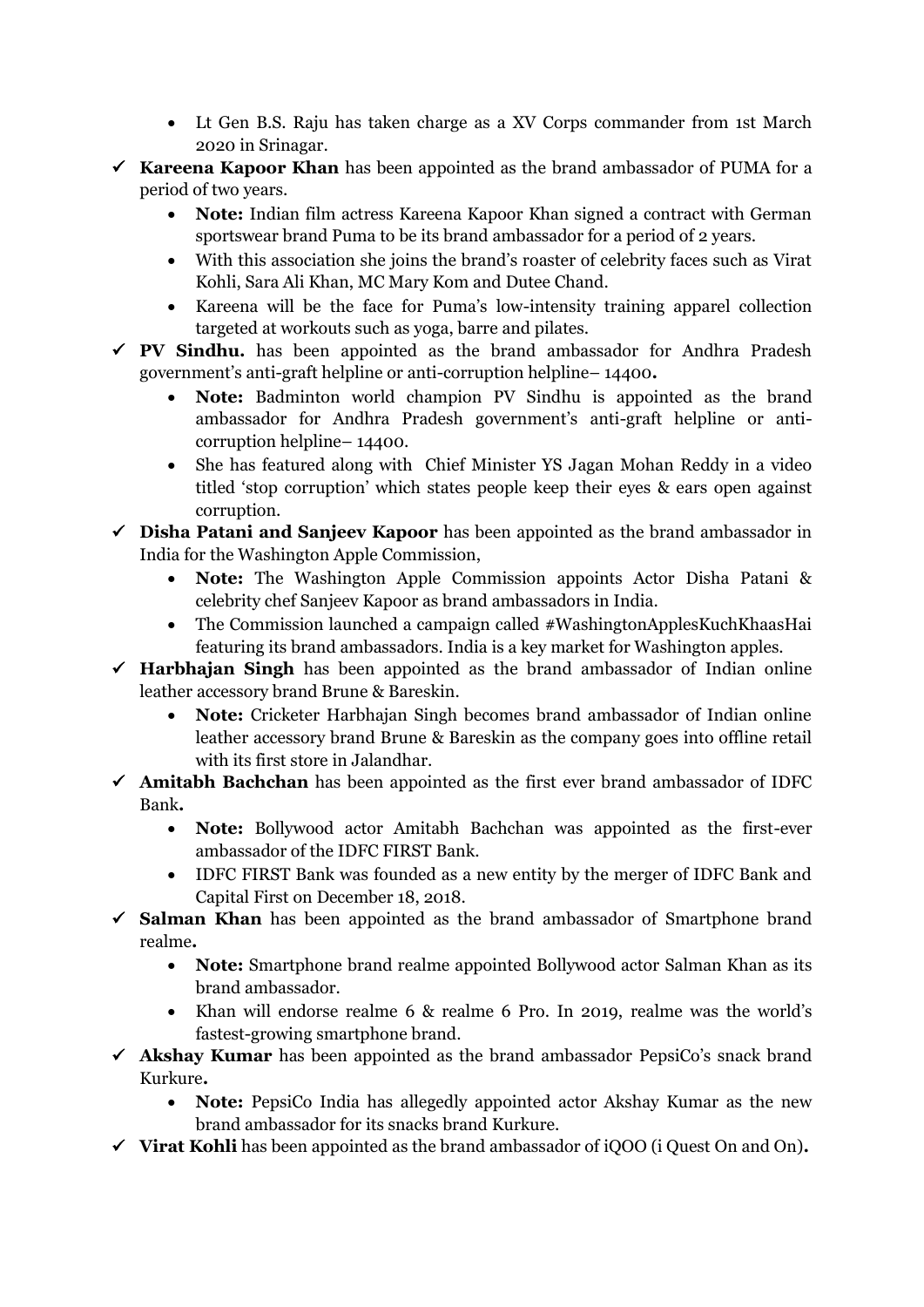- Lt Gen B.S. Raju has taken charge as a XV Corps commander from 1st March 2020 in Srinagar.

- ✓ **Kareena Kapoor Khan** has been appointed as the brand ambassador of PUMA for a period of two years.
    - **Note:** Indian film actress Kareena Kapoor Khan signed a contract with German sportswear brand Puma to be its brand ambassador for a period of 2 years.
    - With this association she joins the brand's roaster of celebrity faces such as Virat Kohli, Sara Ali Khan, MC Mary Kom and Dutee Chand.
    - Kareena will be the face for Puma's low-intensity training apparel collection targeted at workouts such as yoga, barre and pilates.
- ✓ **PV Sindhu.** has been appointed as the brand ambassador for Andhra Pradesh government's anti-graft helpline or anti-corruption helpline– 14400**.**
    - **Note:** Badminton world champion PV Sindhu is appointed as the brand ambassador for Andhra Pradesh government's anti-graft helpline or anti-corruption helpline– 14400.
    - She has featured along with Chief Minister YS Jagan Mohan Reddy in a video titled 'stop corruption' which states people keep their eyes & ears open against corruption.
- ✓ **Disha Patani and Sanjeev Kapoor** has been appointed as the brand ambassador in India for the Washington Apple Commission,
    - **Note:** The Washington Apple Commission appoints Actor Disha Patani & celebrity chef Sanjeev Kapoor as brand ambassadors in India.
    - The Commission launched a campaign called #WashingtonApplesKuchKhaasHai featuring its brand ambassadors. India is a key market for Washington apples.
- ✓ **Harbhajan Singh** has been appointed as the brand ambassador of Indian online leather accessory brand Brune & Bareskin.
    - **Note:** Cricketer Harbhajan Singh becomes brand ambassador of Indian online leather accessory brand Brune & Bareskin as the company goes into offline retail with its first store in Jalandhar.
- ✓ **Amitabh Bachchan** has been appointed as the first ever brand ambassador of IDFC Bank**.**
    - **Note:** Bollywood actor Amitabh Bachchan was appointed as the first-ever ambassador of the IDFC FIRST Bank.
    - IDFC FIRST Bank was founded as a new entity by the merger of IDFC Bank and Capital First on December 18, 2018.
- ✓ **Salman Khan** has been appointed as the brand ambassador of Smartphone brand realme**.**
    - **Note:** Smartphone brand realme appointed Bollywood actor Salman Khan as its brand ambassador.
    - Khan will endorse realme 6 & realme 6 Pro. In 2019, realme was the world's fastest-growing smartphone brand.
- ✓ **Akshay Kumar** has been appointed as the brand ambassador PepsiCo's snack brand Kurkure**.**
    - **Note:** PepsiCo India has allegedly appointed actor Akshay Kumar as the new brand ambassador for its snacks brand Kurkure.
- ✓ **Virat Kohli** has been appointed as the brand ambassador of iQOO (i Quest On and On)**.**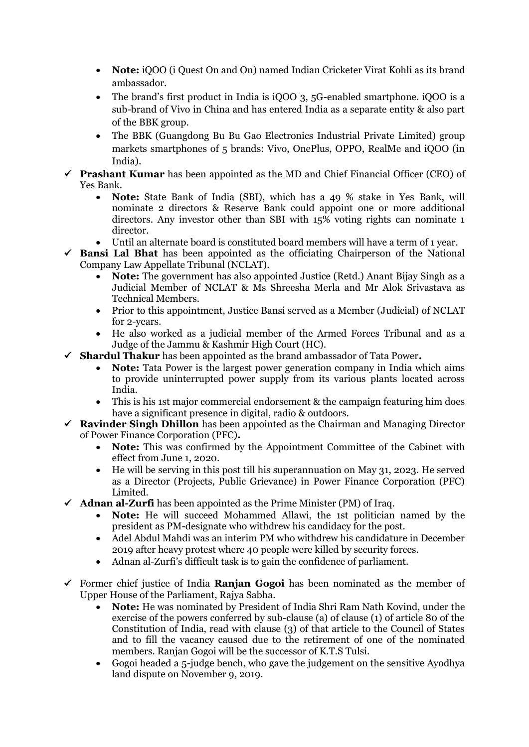- **Note:** iQOO (i Quest On and On) named Indian Cricketer Virat Kohli as its brand ambassador.
- The brand's first product in India is iQOO 3, 5G-enabled smartphone. iQOO is a sub-brand of Vivo in China and has entered India as a separate entity & also part of the BBK group.
- The BBK (Guangdong Bu Bu Gao Electronics Industrial Private Limited) group markets smartphones of 5 brands: Vivo, OnePlus, OPPO, RealMe and iQOO (in India).

✓ **Prashant Kumar** has been appointed as the MD and Chief Financial Officer (CEO) of Yes Bank.

- **Note:** State Bank of India (SBI), which has a 49 % stake in Yes Bank, will nominate 2 directors & Reserve Bank could appoint one or more additional directors. Any investor other than SBI with 15% voting rights can nominate 1 director.
- Until an alternate board is constituted board members will have a term of 1 year.

✓ **Bansi Lal Bhat** has been appointed as the officiating Chairperson of the National Company Law Appellate Tribunal (NCLAT).

- **Note:** The government has also appointed Justice (Retd.) Anant Bijay Singh as a Judicial Member of NCLAT & Ms Shreesha Merla and Mr Alok Srivastava as Technical Members.
- Prior to this appointment, Justice Bansi served as a Member (Judicial) of NCLAT for 2-years.
- He also worked as a judicial member of the Armed Forces Tribunal and as a Judge of the Jammu & Kashmir High Court (HC).

✓ **Shardul Thakur** has been appointed as the brand ambassador of Tata Power**.**

- **Note:** Tata Power is the largest power generation company in India which aims to provide uninterrupted power supply from its various plants located across India.
- This is his 1st major commercial endorsement & the campaign featuring him does have a significant presence in digital, radio & outdoors.

✓ **Ravinder Singh Dhillon** has been appointed as the Chairman and Managing Director of Power Finance Corporation (PFC)**.**

- **Note:** This was confirmed by the Appointment Committee of the Cabinet with effect from June 1, 2020.
- He will be serving in this post till his superannuation on May 31, 2023. He served as a Director (Projects, Public Grievance) in Power Finance Corporation (PFC) Limited.

✓ **Adnan al-Zurfi** has been appointed as the Prime Minister (PM) of Iraq.

- **Note:** He will succeed Mohammed Allawi, the 1st politician named by the president as PM-designate who withdrew his candidacy for the post.
- Adel Abdul Mahdi was an interim PM who withdrew his candidature in December 2019 after heavy protest where 40 people were killed by security forces.
- Adnan al-Zurfi's difficult task is to gain the confidence of parliament.

✓ Former chief justice of India **Ranjan Gogoi** has been nominated as the member of Upper House of the Parliament, Rajya Sabha.

- **Note:** He was nominated by President of India Shri Ram Nath Kovind, under the exercise of the powers conferred by sub-clause (a) of clause (1) of article 80 of the Constitution of India, read with clause (3) of that article to the Council of States and to fill the vacancy caused due to the retirement of one of the nominated members. Ranjan Gogoi will be the successor of K.T.S Tulsi.
- Gogoi headed a 5-judge bench, who gave the judgement on the sensitive Ayodhya land dispute on November 9, 2019.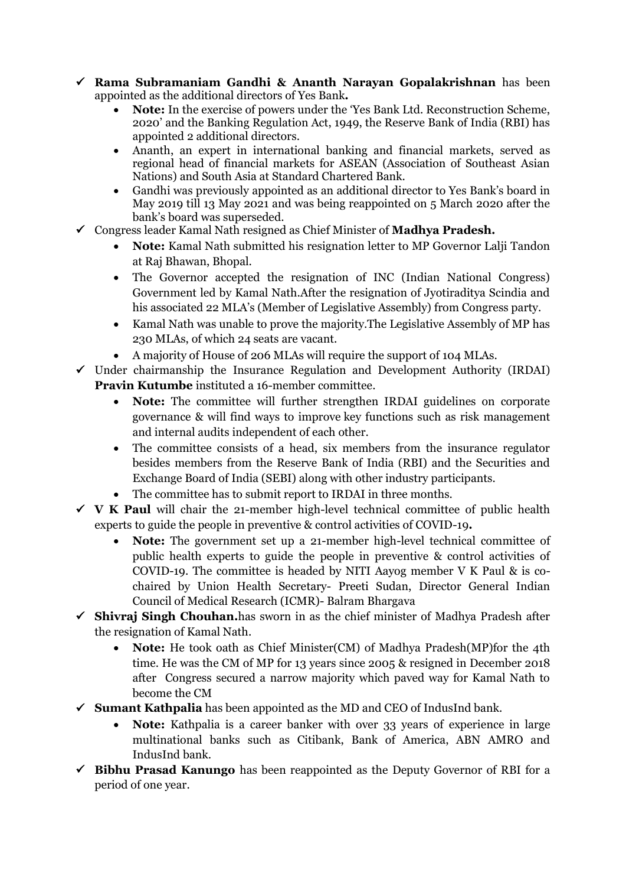- ✓ **Rama Subramaniam Gandhi & Ananth Narayan Gopalakrishnan** has been appointed as the additional directors of Yes Bank**.**
  - **Note:** In the exercise of powers under the 'Yes Bank Ltd. Reconstruction Scheme, 2020' and the Banking Regulation Act, 1949, the Reserve Bank of India (RBI) has appointed 2 additional directors.
  - Ananth, an expert in international banking and financial markets, served as regional head of financial markets for ASEAN (Association of Southeast Asian Nations) and South Asia at Standard Chartered Bank.
  - Gandhi was previously appointed as an additional director to Yes Bank's board in May 2019 till 13 May 2021 and was being reappointed on 5 March 2020 after the bank's board was superseded.
- ✓ Congress leader Kamal Nath resigned as Chief Minister of **Madhya Pradesh.**
  - **Note:** Kamal Nath submitted his resignation letter to MP Governor Lalji Tandon at Raj Bhawan, Bhopal.
  - The Governor accepted the resignation of INC (Indian National Congress) Government led by Kamal Nath.After the resignation of Jyotiraditya Scindia and his associated 22 MLA's (Member of Legislative Assembly) from Congress party.
  - Kamal Nath was unable to prove the majority.The Legislative Assembly of MP has 230 MLAs, of which 24 seats are vacant.
  - A majority of House of 206 MLAs will require the support of 104 MLAs.
- ✓ Under chairmanship the Insurance Regulation and Development Authority (IRDAI) **Pravin Kutumbe** instituted a 16-member committee.
  - **Note:** The committee will further strengthen IRDAI guidelines on corporate governance & will find ways to improve key functions such as risk management and internal audits independent of each other.
  - The committee consists of a head, six members from the insurance regulator besides members from the Reserve Bank of India (RBI) and the Securities and Exchange Board of India (SEBI) along with other industry participants.
  - The committee has to submit report to IRDAI in three months.
- ✓ **V K Paul** will chair the 21-member high-level technical committee of public health experts to guide the people in preventive & control activities of COVID-19**.**
  - **Note:** The government set up a 21-member high-level technical committee of public health experts to guide the people in preventive & control activities of COVID-19. The committee is headed by NITI Aayog member V K Paul & is co-chaired by Union Health Secretary- Preeti Sudan, Director General Indian Council of Medical Research (ICMR)- Balram Bhargava
- ✓ **Shivraj Singh Chouhan.**has sworn in as the chief minister of Madhya Pradesh after the resignation of Kamal Nath.
  - **Note:** He took oath as Chief Minister(CM) of Madhya Pradesh(MP)for the 4th time. He was the CM of MP for 13 years since 2005 & resigned in December 2018 after Congress secured a narrow majority which paved way for Kamal Nath to become the CM
- ✓ **Sumant Kathpalia** has been appointed as the MD and CEO of IndusInd bank.
  - **Note:** Kathpalia is a career banker with over 33 years of experience in large multinational banks such as Citibank, Bank of America, ABN AMRO and IndusInd bank.
- ✓ **Bibhu Prasad Kanungo** has been reappointed as the Deputy Governor of RBI for a period of one year.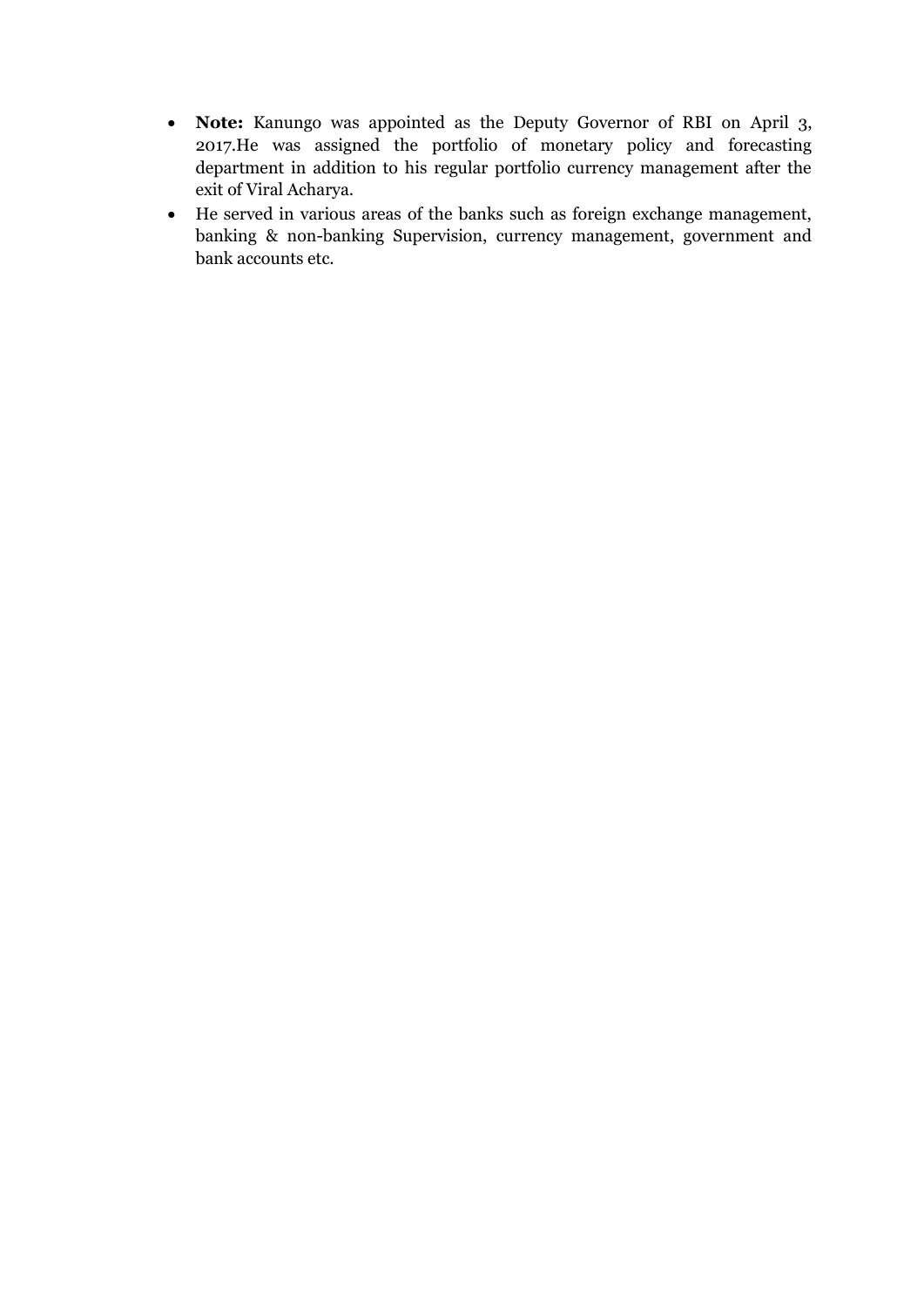- **Note:** Kanungo was appointed as the Deputy Governor of RBI on April 3, 2017.He was assigned the portfolio of monetary policy and forecasting department in addition to his regular portfolio currency management after the exit of Viral Acharya.
- He served in various areas of the banks such as foreign exchange management, banking & non-banking Supervision, currency management, government and bank accounts etc.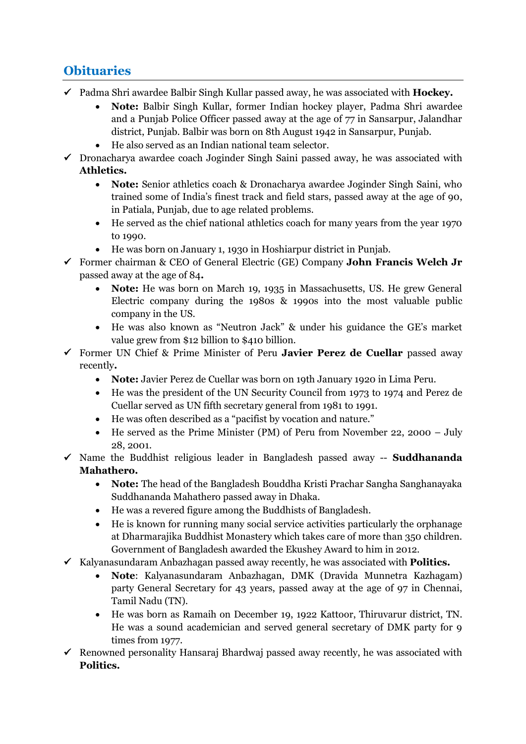## Obituaries

- ✓ Padma Shri awardee Balbir Singh Kullar passed away, he was associated with **Hockey.**
  - **Note:** Balbir Singh Kullar, former Indian hockey player, Padma Shri awardee and a Punjab Police Officer passed away at the age of 77 in Sansarpur, Jalandhar district, Punjab. Balbir was born on 8th August 1942 in Sansarpur, Punjab.
  - He also served as an Indian national team selector.
- ✓ Dronacharya awardee coach Joginder Singh Saini passed away, he was associated with **Athletics.**
  - **Note:** Senior athletics coach & Dronacharya awardee Joginder Singh Saini, who trained some of India's finest track and field stars, passed away at the age of 90, in Patiala, Punjab, due to age related problems.
  - He served as the chief national athletics coach for many years from the year 1970 to 1990.
  - He was born on January 1, 1930 in Hoshiarpur district in Punjab.
- ✓ Former chairman & CEO of General Electric (GE) Company **John Francis Welch Jr** passed away at the age of 84**.**
  - **Note:** He was born on March 19, 1935 in Massachusetts, US. He grew General Electric company during the 1980s & 1990s into the most valuable public company in the US.
  - He was also known as "Neutron Jack" & under his guidance the GE's market value grew from $12 billion to $410 billion.
- ✓ Former UN Chief & Prime Minister of Peru **Javier Perez de Cuellar** passed away recently**.**
  - **Note:** Javier Perez de Cuellar was born on 19th January 1920 in Lima Peru.
  - He was the president of the UN Security Council from 1973 to 1974 and Perez de Cuellar served as UN fifth secretary general from 1981 to 1991.
  - He was often described as a "pacifist by vocation and nature."
  - He served as the Prime Minister (PM) of Peru from November 22, 2000 – July 28, 2001.
- ✓ Name the Buddhist religious leader in Bangladesh passed away -- **Suddhananda Mahathero.**
  - **Note:** The head of the Bangladesh Bouddha Kristi Prachar Sangha Sanghanayaka Suddhananda Mahathero passed away in Dhaka.
  - He was a revered figure among the Buddhists of Bangladesh.
  - He is known for running many social service activities particularly the orphanage at Dharmarajika Buddhist Monastery which takes care of more than 350 children. Government of Bangladesh awarded the Ekushey Award to him in 2012.
- ✓ Kalyanasundaram Anbazhagan passed away recently, he was associated with **Politics.**
  - **Note**: Kalyanasundaram Anbazhagan, DMK (Dravida Munnetra Kazhagam) party General Secretary for 43 years, passed away at the age of 97 in Chennai, Tamil Nadu (TN).
  - He was born as Ramaih on December 19, 1922 Kattoor, Thiruvarur district, TN. He was a sound academician and served general secretary of DMK party for 9 times from 1977.
- ✓ Renowned personality Hansaraj Bhardwaj passed away recently, he was associated with **Politics.**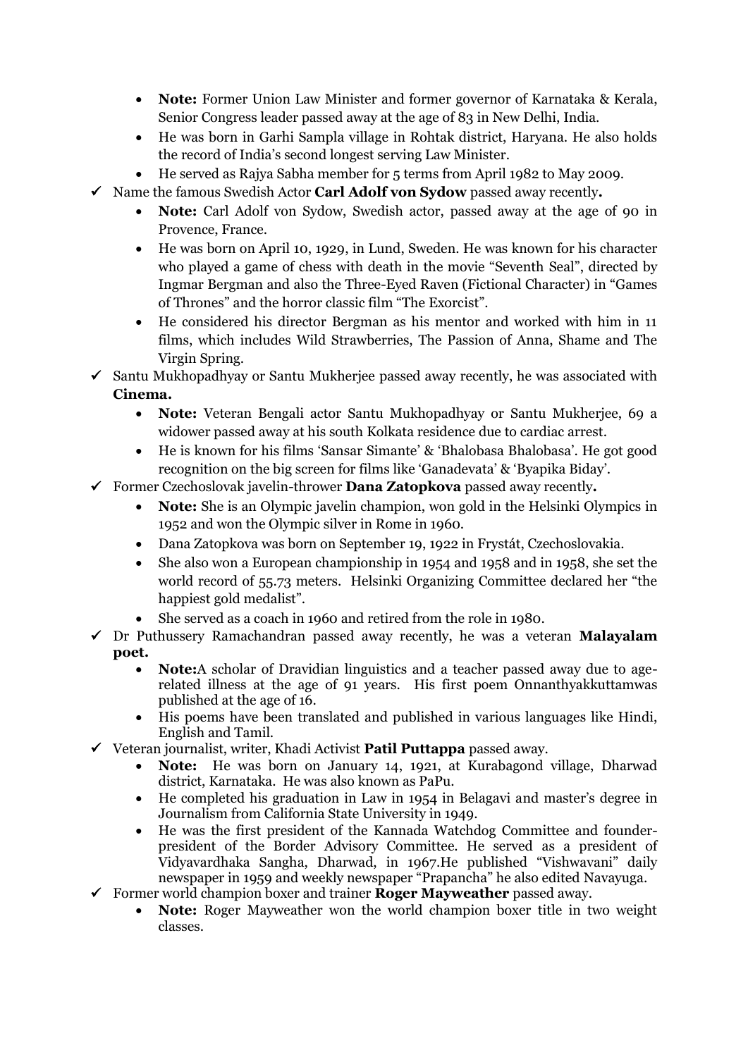- **Note:** Former Union Law Minister and former governor of Karnataka & Kerala, Senior Congress leader passed away at the age of 83 in New Delhi, India.
- He was born in Garhi Sampla village in Rohtak district, Haryana. He also holds the record of India's second longest serving Law Minister.
- He served as Rajya Sabha member for 5 terms from April 1982 to May 2009.

✓ Name the famous Swedish Actor **Carl Adolf von Sydow** passed away recently**.**

- **Note:** Carl Adolf von Sydow, Swedish actor, passed away at the age of 90 in Provence, France.
- He was born on April 10, 1929, in Lund, Sweden. He was known for his character who played a game of chess with death in the movie "Seventh Seal", directed by Ingmar Bergman and also the Three-Eyed Raven (Fictional Character) in "Games of Thrones" and the horror classic film "The Exorcist".
- He considered his director Bergman as his mentor and worked with him in 11 films, which includes Wild Strawberries, The Passion of Anna, Shame and The Virgin Spring.

✓ Santu Mukhopadhyay or Santu Mukherjee passed away recently, he was associated with **Cinema.**

- **Note:** Veteran Bengali actor Santu Mukhopadhyay or Santu Mukherjee, 69 a widower passed away at his south Kolkata residence due to cardiac arrest.
- He is known for his films 'Sansar Simante' & 'Bhalobasa Bhalobasa'. He got good recognition on the big screen for films like 'Ganadevata' & 'Byapika Biday'.

✓ Former Czechoslovak javelin-thrower **Dana Zatopkova** passed away recently**.**

- **Note:** She is an Olympic javelin champion, won gold in the Helsinki Olympics in 1952 and won the Olympic silver in Rome in 1960.
- Dana Zatopkova was born on September 19, 1922 in Frystát, Czechoslovakia.
- She also won a European championship in 1954 and 1958 and in 1958, she set the world record of 55.73 meters. Helsinki Organizing Committee declared her "the happiest gold medalist".
- She served as a coach in 1960 and retired from the role in 1980.

✓ Dr Puthussery Ramachandran passed away recently, he was a veteran **Malayalam poet.**

- **Note:**A scholar of Dravidian linguistics and a teacher passed away due to age-related illness at the age of 91 years. His first poem Onnanthyakkuttamwas published at the age of 16.
- His poems have been translated and published in various languages like Hindi, English and Tamil.

✓ Veteran journalist, writer, Khadi Activist **Patil Puttappa** passed away.

- **Note:** He was born on January 14, 1921, at Kurabagond village, Dharwad district, Karnataka. He was also known as PaPu.
- He completed his graduation in Law in 1954 in Belagavi and master's degree in Journalism from California State University in 1949.
- He was the first president of the Kannada Watchdog Committee and founder-president of the Border Advisory Committee. He served as a president of Vidyavardhaka Sangha, Dharwad, in 1967.He published "Vishwavani" daily newspaper in 1959 and weekly newspaper "Prapancha" he also edited Navayuga.

✓ Former world champion boxer and trainer **Roger Mayweather** passed away.

- **Note:** Roger Mayweather won the world champion boxer title in two weight classes.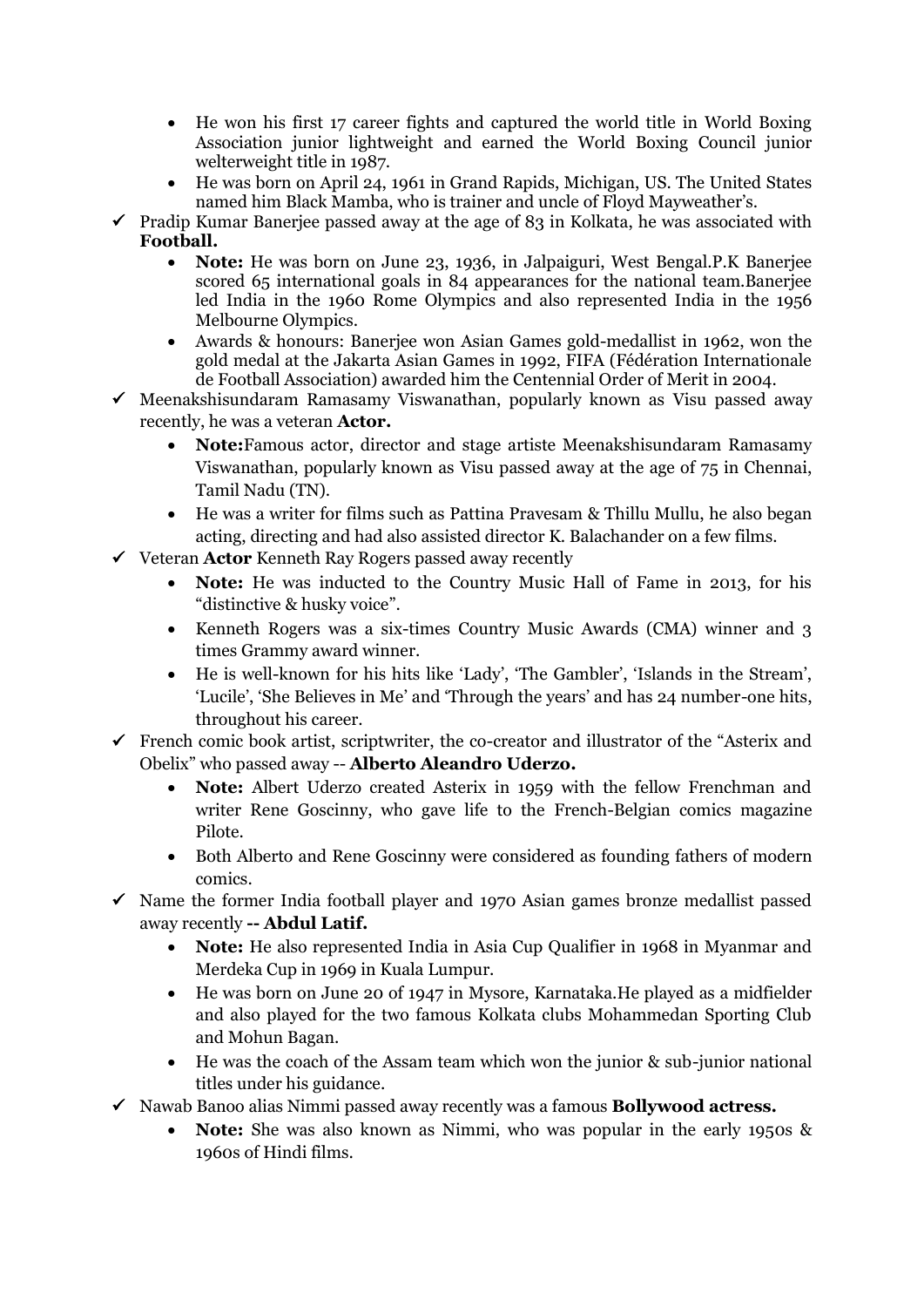- He won his first 17 career fights and captured the world title in World Boxing Association junior lightweight and earned the World Boxing Council junior welterweight title in 1987.
- He was born on April 24, 1961 in Grand Rapids, Michigan, US. The United States named him Black Mamba, who is trainer and uncle of Floyd Mayweather's.

✓ Pradip Kumar Banerjee passed away at the age of 83 in Kolkata, he was associated with **Football.**

- **Note:** He was born on June 23, 1936, in Jalpaiguri, West Bengal.P.K Banerjee scored 65 international goals in 84 appearances for the national team.Banerjee led India in the 1960 Rome Olympics and also represented India in the 1956 Melbourne Olympics.
- Awards & honours: Banerjee won Asian Games gold-medallist in 1962, won the gold medal at the Jakarta Asian Games in 1992, FIFA (Fédération Internationale de Football Association) awarded him the Centennial Order of Merit in 2004.

✓ Meenakshisundaram Ramasamy Viswanathan, popularly known as Visu passed away recently, he was a veteran **Actor.**

- **Note:**Famous actor, director and stage artiste Meenakshisundaram Ramasamy Viswanathan, popularly known as Visu passed away at the age of 75 in Chennai, Tamil Nadu (TN).
- He was a writer for films such as Pattina Pravesam & Thillu Mullu, he also began acting, directing and had also assisted director K. Balachander on a few films.

✓ Veteran **Actor** Kenneth Ray Rogers passed away recently

- **Note:** He was inducted to the Country Music Hall of Fame in 2013, for his "distinctive & husky voice".
- Kenneth Rogers was a six-times Country Music Awards (CMA) winner and 3 times Grammy award winner.
- He is well-known for his hits like 'Lady', 'The Gambler', 'Islands in the Stream', 'Lucile', 'She Believes in Me' and 'Through the years' and has 24 number-one hits, throughout his career.

✓ French comic book artist, scriptwriter, the co-creator and illustrator of the "Asterix and Obelix" who passed away -- **Alberto Aleandro Uderzo.**

- **Note:** Albert Uderzo created Asterix in 1959 with the fellow Frenchman and writer Rene Goscinny, who gave life to the French-Belgian comics magazine Pilote.
- Both Alberto and Rene Goscinny were considered as founding fathers of modern comics.

✓ Name the former India football player and 1970 Asian games bronze medallist passed away recently **-- Abdul Latif.**

- **Note:** He also represented India in Asia Cup Qualifier in 1968 in Myanmar and Merdeka Cup in 1969 in Kuala Lumpur.
- He was born on June 20 of 1947 in Mysore, Karnataka.He played as a midfielder and also played for the two famous Kolkata clubs Mohammedan Sporting Club and Mohun Bagan.
- He was the coach of the Assam team which won the junior & sub-junior national titles under his guidance.

✓ Nawab Banoo alias Nimmi passed away recently was a famous **Bollywood actress.**

- **Note:** She was also known as Nimmi, who was popular in the early 1950s & 1960s of Hindi films.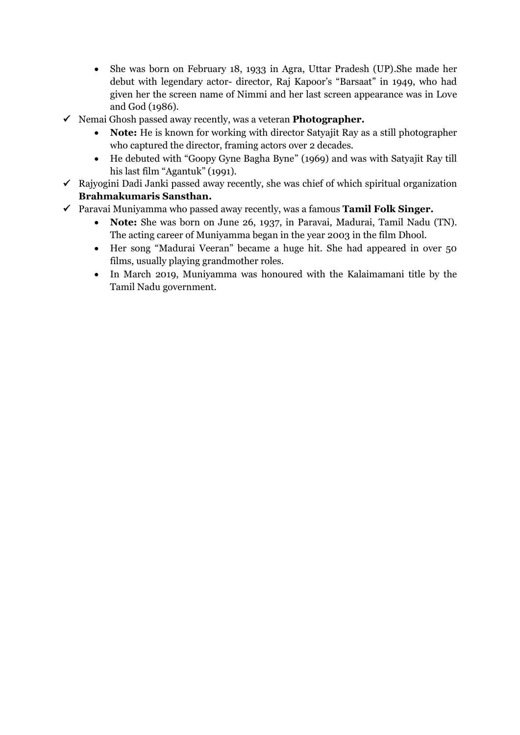- She was born on February 18, 1933 in Agra, Uttar Pradesh (UP).She made her debut with legendary actor- director, Raj Kapoor's "Barsaat" in 1949, who had given her the screen name of Nimmi and her last screen appearance was in Love and God (1986).

- ✓ Nemai Ghosh passed away recently, was a veteran **Photographer.**
  - **Note:** He is known for working with director Satyajit Ray as a still photographer who captured the director, framing actors over 2 decades.
  - He debuted with "Goopy Gyne Bagha Byne" (1969) and was with Satyajit Ray till his last film "Agantuk" (1991).
- ✓ Rajyogini Dadi Janki passed away recently, she was chief of which spiritual organization **Brahmakumaris Sansthan.**
- ✓ Paravai Muniyamma who passed away recently, was a famous **Tamil Folk Singer.**
  - **Note:** She was born on June 26, 1937, in Paravai, Madurai, Tamil Nadu (TN). The acting career of Muniyamma began in the year 2003 in the film Dhool.
  - Her song "Madurai Veeran" became a huge hit. She had appeared in over 50 films, usually playing grandmother roles.
  - In March 2019, Muniyamma was honoured with the Kalaimamani title by the Tamil Nadu government.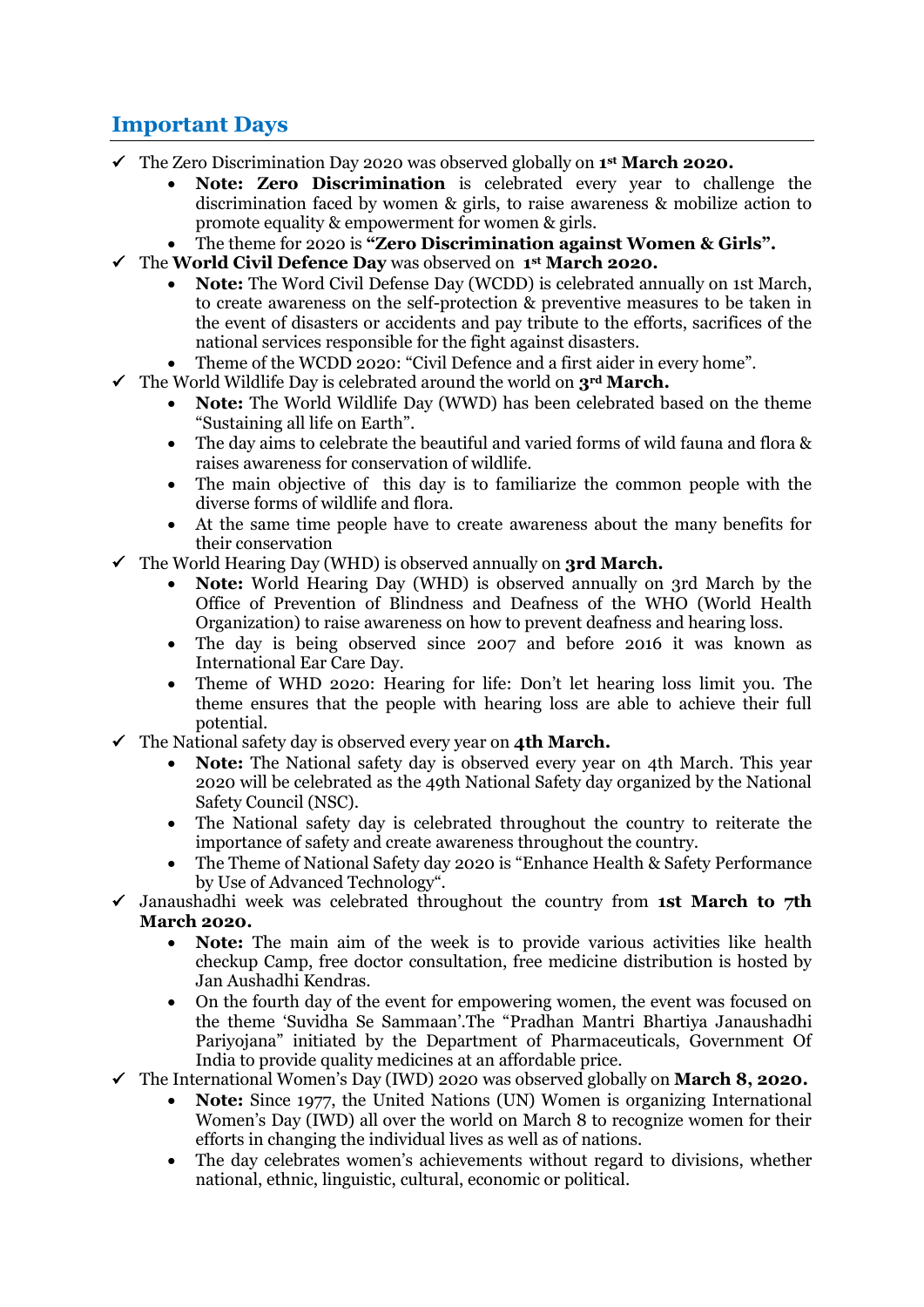## Important Days

- ✓ The Zero Discrimination Day 2020 was observed globally on **1st March 2020.**
    - **Note: Zero Discrimination** is celebrated every year to challenge the discrimination faced by women & girls, to raise awareness & mobilize action to promote equality & empowerment for women & girls.
    - The theme for 2020 is **"Zero Discrimination against Women & Girls".**
- ✓ The **World Civil Defence Day** was observed on **1st March 2020.**
    - **Note:** The Word Civil Defense Day (WCDD) is celebrated annually on 1st March, to create awareness on the self-protection & preventive measures to be taken in the event of disasters or accidents and pay tribute to the efforts, sacrifices of the national services responsible for the fight against disasters.
    - Theme of the WCDD 2020: "Civil Defence and a first aider in every home".
- ✓ The World Wildlife Day is celebrated around the world on **3rd March.**
    - **Note:** The World Wildlife Day (WWD) has been celebrated based on the theme "Sustaining all life on Earth".
    - The day aims to celebrate the beautiful and varied forms of wild fauna and flora & raises awareness for conservation of wildlife.
    - The main objective of this day is to familiarize the common people with the diverse forms of wildlife and flora.
    - At the same time people have to create awareness about the many benefits for their conservation
- ✓ The World Hearing Day (WHD) is observed annually on **3rd March.**
    - **Note:** World Hearing Day (WHD) is observed annually on 3rd March by the Office of Prevention of Blindness and Deafness of the WHO (World Health Organization) to raise awareness on how to prevent deafness and hearing loss.
    - The day is being observed since 2007 and before 2016 it was known as International Ear Care Day.
    - Theme of WHD 2020: Hearing for life: Don't let hearing loss limit you. The theme ensures that the people with hearing loss are able to achieve their full potential.
- ✓ The National safety day is observed every year on **4th March.**
    - **Note:** The National safety day is observed every year on 4th March. This year 2020 will be celebrated as the 49th National Safety day organized by the National Safety Council (NSC).
    - The National safety day is celebrated throughout the country to reiterate the importance of safety and create awareness throughout the country.
    - The Theme of National Safety day 2020 is "Enhance Health & Safety Performance by Use of Advanced Technology".
- ✓ Janaushadhi week was celebrated throughout the country from **1st March to 7th March 2020.**
    - **Note:** The main aim of the week is to provide various activities like health checkup Camp, free doctor consultation, free medicine distribution is hosted by Jan Aushadhi Kendras.
    - On the fourth day of the event for empowering women, the event was focused on the theme 'Suvidha Se Sammaan'.The "Pradhan Mantri Bhartiya Janaushadhi Pariyojana" initiated by the Department of Pharmaceuticals, Government Of India to provide quality medicines at an affordable price.
- ✓ The International Women's Day (IWD) 2020 was observed globally on **March 8, 2020.**
    - **Note:** Since 1977, the United Nations (UN) Women is organizing International Women's Day (IWD) all over the world on March 8 to recognize women for their efforts in changing the individual lives as well as of nations.
    - The day celebrates women's achievements without regard to divisions, whether national, ethnic, linguistic, cultural, economic or political.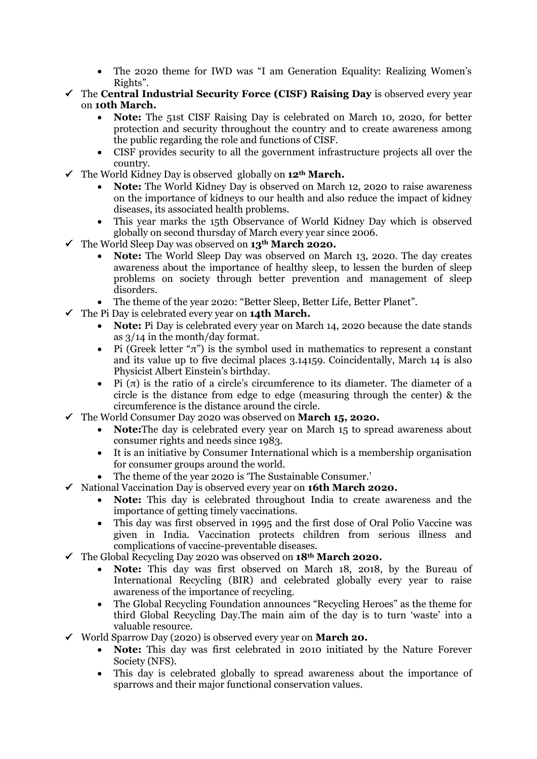- The 2020 theme for IWD was "I am Generation Equality: Realizing Women's Rights".

- ✓ The **Central Industrial Security Force (CISF) Raising Day** is observed every year on **10th March.**
  - **Note:** The 51st CISF Raising Day is celebrated on March 10, 2020, for better protection and security throughout the country and to create awareness among the public regarding the role and functions of CISF.
  - CISF provides security to all the government infrastructure projects all over the country.
- ✓ The World Kidney Day is observed globally on **12th March.**
  - **Note:** The World Kidney Day is observed on March 12, 2020 to raise awareness on the importance of kidneys to our health and also reduce the impact of kidney diseases, its associated health problems.
  - This year marks the 15th Observance of World Kidney Day which is observed globally on second thursday of March every year since 2006.
- ✓ The World Sleep Day was observed on **13th March 2020.**
  - **Note:** The World Sleep Day was observed on March 13, 2020. The day creates awareness about the importance of healthy sleep, to lessen the burden of sleep problems on society through better prevention and management of sleep disorders.
  - The theme of the year 2020: "Better Sleep, Better Life, Better Planet".
- ✓ The Pi Day is celebrated every year on **14th March.**
  - **Note:** Pi Day is celebrated every year on March 14, 2020 because the date stands as 3/14 in the month/day format.
  - Pi (Greek letter "π") is the symbol used in mathematics to represent a constant and its value up to five decimal places 3.14159. Coincidentally, March 14 is also Physicist Albert Einstein's birthday.
  - Pi (π) is the ratio of a circle's circumference to its diameter. The diameter of a circle is the distance from edge to edge (measuring through the center) & the circumference is the distance around the circle.
- ✓ The World Consumer Day 2020 was observed on **March 15, 2020.**
  - **Note:**The day is celebrated every year on March 15 to spread awareness about consumer rights and needs since 1983.
  - It is an initiative by Consumer International which is a membership organisation for consumer groups around the world.
  - The theme of the year 2020 is 'The Sustainable Consumer.'
- ✓ National Vaccination Day is observed every year on **16th March 2020.**
  - **Note:** This day is celebrated throughout India to create awareness and the importance of getting timely vaccinations.
  - This day was first observed in 1995 and the first dose of Oral Polio Vaccine was given in India. Vaccination protects children from serious illness and complications of vaccine-preventable diseases.
- ✓ The Global Recycling Day 2020 was observed on **18th March 2020.**
  - **Note:** This day was first observed on March 18, 2018, by the Bureau of International Recycling (BIR) and celebrated globally every year to raise awareness of the importance of recycling.
  - The Global Recycling Foundation announces "Recycling Heroes" as the theme for third Global Recycling Day.The main aim of the day is to turn 'waste' into a valuable resource.
- ✓ World Sparrow Day (2020) is observed every year on **March 20.**
  - **Note:** This day was first celebrated in 2010 initiated by the Nature Forever Society (NFS).
  - This day is celebrated globally to spread awareness about the importance of sparrows and their major functional conservation values.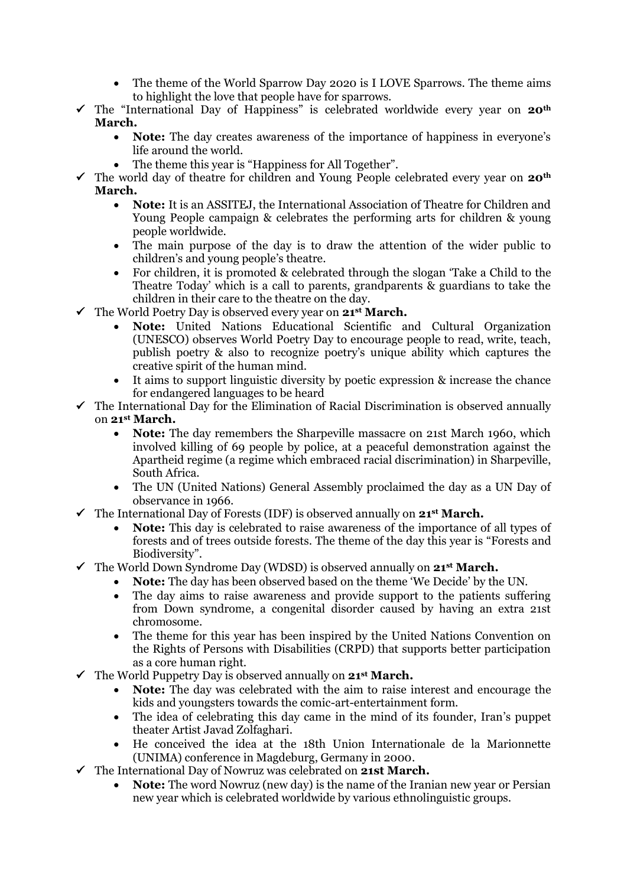- The theme of the World Sparrow Day 2020 is I LOVE Sparrows. The theme aims to highlight the love that people have for sparrows.

✓ The "International Day of Happiness" is celebrated worldwide every year on **20th March.**
  - **Note:** The day creates awareness of the importance of happiness in everyone's life around the world.
  - The theme this year is "Happiness for All Together".

✓ The world day of theatre for children and Young People celebrated every year on **20th March.**
  - **Note:** It is an ASSITEJ, the International Association of Theatre for Children and Young People campaign & celebrates the performing arts for children & young people worldwide.
  - The main purpose of the day is to draw the attention of the wider public to children's and young people's theatre.
  - For children, it is promoted & celebrated through the slogan 'Take a Child to the Theatre Today' which is a call to parents, grandparents & guardians to take the children in their care to the theatre on the day.

✓ The World Poetry Day is observed every year on **21st March.**
  - **Note:** United Nations Educational Scientific and Cultural Organization (UNESCO) observes World Poetry Day to encourage people to read, write, teach, publish poetry & also to recognize poetry's unique ability which captures the creative spirit of the human mind.
  - It aims to support linguistic diversity by poetic expression & increase the chance for endangered languages to be heard

✓ The International Day for the Elimination of Racial Discrimination is observed annually on **21st March.**
  - **Note:** The day remembers the Sharpeville massacre on 21st March 1960, which involved killing of 69 people by police, at a peaceful demonstration against the Apartheid regime (a regime which embraced racial discrimination) in Sharpeville, South Africa.
  - The UN (United Nations) General Assembly proclaimed the day as a UN Day of observance in 1966.

✓ The International Day of Forests (IDF) is observed annually on **21st March.**
  - **Note:** This day is celebrated to raise awareness of the importance of all types of forests and of trees outside forests. The theme of the day this year is "Forests and Biodiversity".

✓ The World Down Syndrome Day (WDSD) is observed annually on **21st March.**
  - **Note:** The day has been observed based on the theme 'We Decide' by the UN.
  - The day aims to raise awareness and provide support to the patients suffering from Down syndrome, a congenital disorder caused by having an extra 21st chromosome.
  - The theme for this year has been inspired by the United Nations Convention on the Rights of Persons with Disabilities (CRPD) that supports better participation as a core human right.

✓ The World Puppetry Day is observed annually on **21st March.**
  - **Note:** The day was celebrated with the aim to raise interest and encourage the kids and youngsters towards the comic-art-entertainment form.
  - The idea of celebrating this day came in the mind of its founder, Iran's puppet theater Artist Javad Zolfaghari.
  - He conceived the idea at the 18th Union Internationale de la Marionnette (UNIMA) conference in Magdeburg, Germany in 2000.

✓ The International Day of Nowruz was celebrated on **21st March.**
  - **Note:** The word Nowruz (new day) is the name of the Iranian new year or Persian new year which is celebrated worldwide by various ethnolinguistic groups.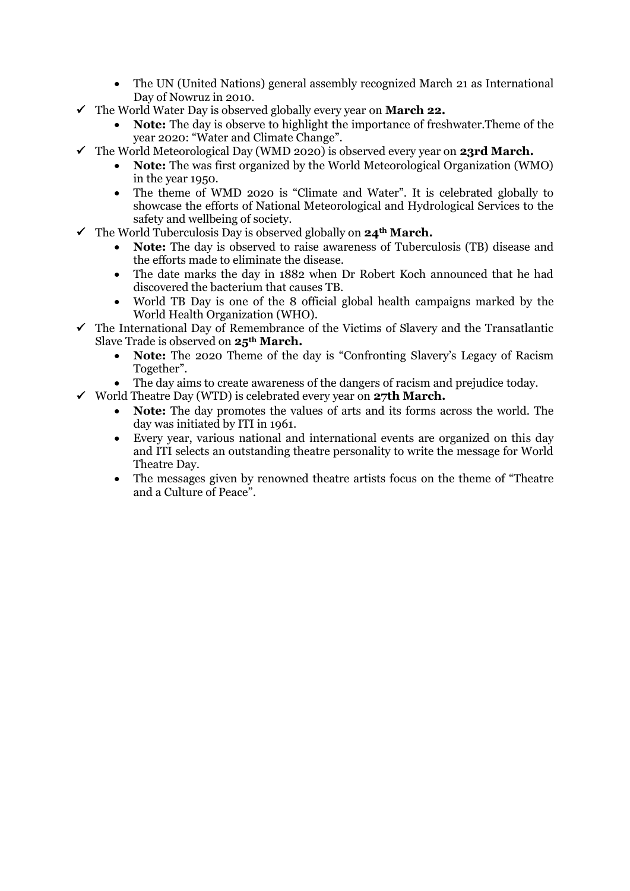- The UN (United Nations) general assembly recognized March 21 as International Day of Nowruz in 2010.

✓ The World Water Day is observed globally every year on **March 22.**
  - **Note:** The day is observe to highlight the importance of freshwater.Theme of the year 2020: “Water and Climate Change”.

✓ The World Meteorological Day (WMD 2020) is observed every year on **23rd March.**
  - **Note:** The was first organized by the World Meteorological Organization (WMO) in the year 1950.
  - The theme of WMD 2020 is “Climate and Water”. It is celebrated globally to showcase the efforts of National Meteorological and Hydrological Services to the safety and wellbeing of society.

✓ The World Tuberculosis Day is observed globally on **24th March.**
  - **Note:** The day is observed to raise awareness of Tuberculosis (TB) disease and the efforts made to eliminate the disease.
  - The date marks the day in 1882 when Dr Robert Koch announced that he had discovered the bacterium that causes TB.
  - World TB Day is one of the 8 official global health campaigns marked by the World Health Organization (WHO).

✓ The International Day of Remembrance of the Victims of Slavery and the Transatlantic Slave Trade is observed on **25th March.**
  - **Note:** The 2020 Theme of the day is “Confronting Slavery’s Legacy of Racism Together”.
  - The day aims to create awareness of the dangers of racism and prejudice today.

✓ World Theatre Day (WTD) is celebrated every year on **27th March.**
  - **Note:** The day promotes the values of arts and its forms across the world. The day was initiated by ITI in 1961.
  - Every year, various national and international events are organized on this day and ITI selects an outstanding theatre personality to write the message for World Theatre Day.
  - The messages given by renowned theatre artists focus on the theme of “Theatre and a Culture of Peace”.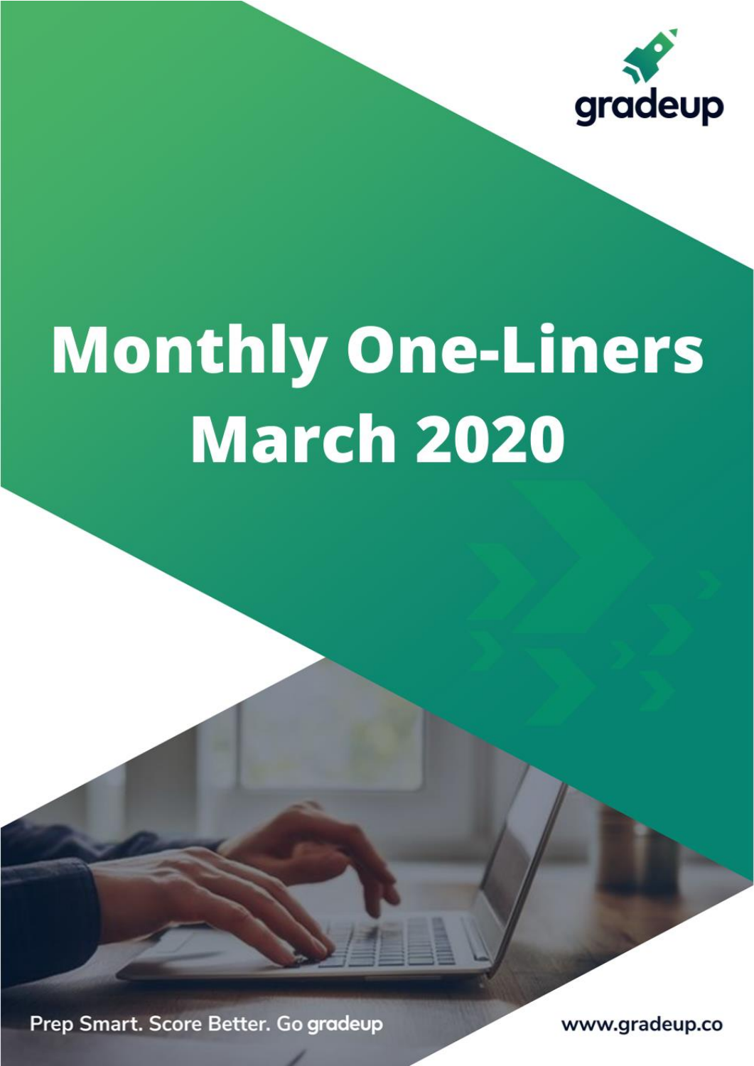gradeup

# Monthly One-Liners March 2020

Prep Smart. Score Better. Go gradeup

www.gradeup.co